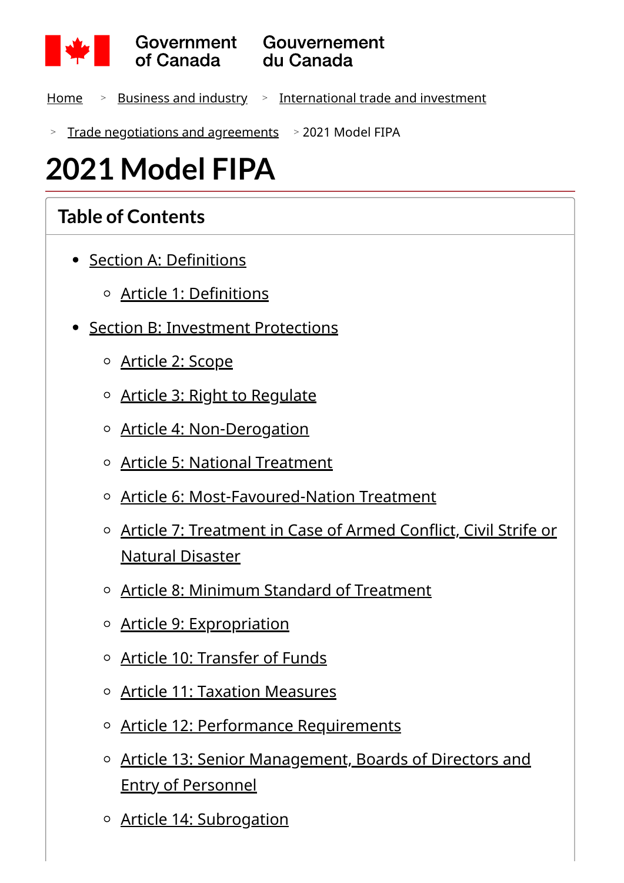Government of Canada Gouvernement du Canada

Home > Business and industry > International trade and investment > Trade negotiations and agreements > 2021 Model FIPA

# 2021 Model FIPA

## Table of Contents

- Section A: Definitions
  - Article 1: Definitions
- Section B: Investment Protections
  - Article 2: Scope
  - Article 3: Right to Regulate
  - Article 4: Non-Derogation
  - Article 5: National Treatment
  - Article 6: Most-Favoured-Nation Treatment
  - Article 7: Treatment in Case of Armed Conflict, Civil Strife or Natural Disaster
  - Article 8: Minimum Standard of Treatment
  - Article 9: Expropriation
  - Article 10: Transfer of Funds
  - Article 11: Taxation Measures
  - Article 12: Performance Requirements
  - Article 13: Senior Management, Boards of Directors and Entry of Personnel
  - Article 14: Subrogation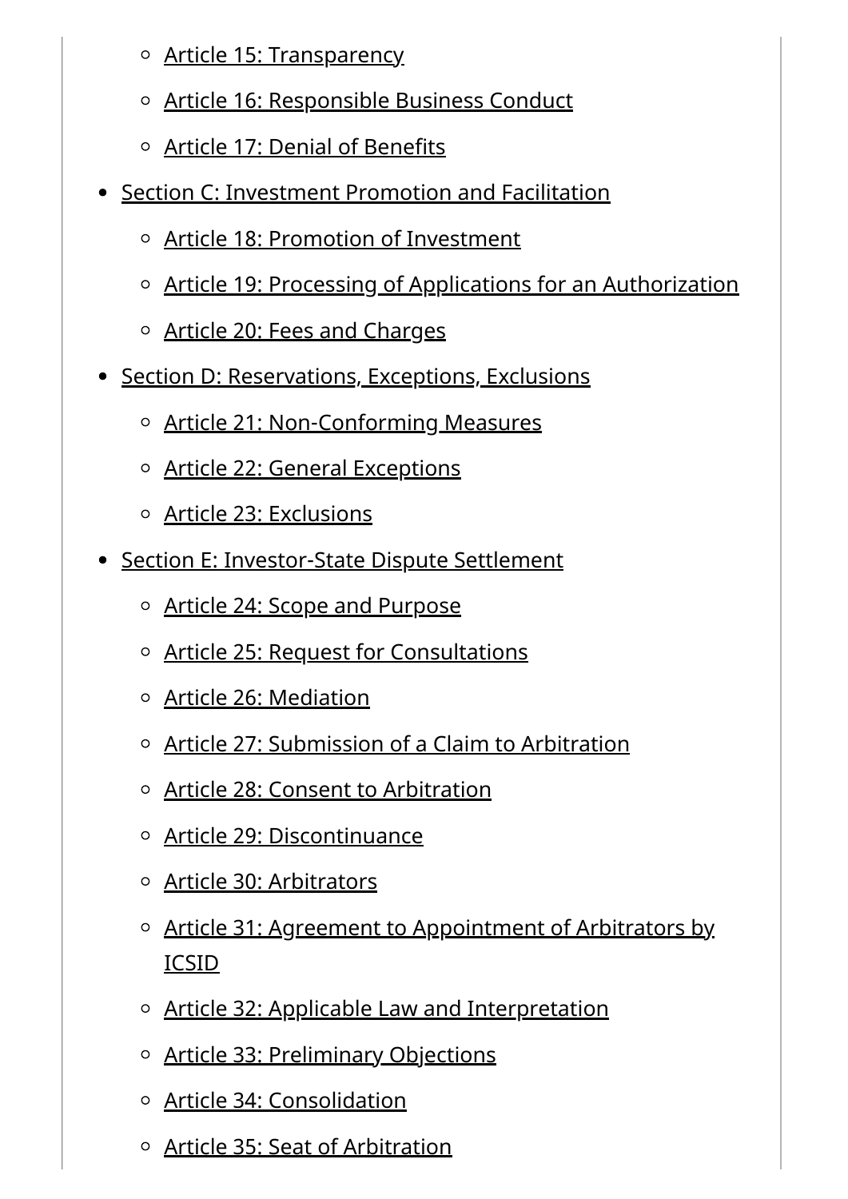- Article 15: Transparency
    - Article 16: Responsible Business Conduct
    - Article 17: Denial of Benefits
- Section C: Investment Promotion and Facilitation
    - Article 18: Promotion of Investment
    - Article 19: Processing of Applications for an Authorization
    - Article 20: Fees and Charges
- Section D: Reservations, Exceptions, Exclusions
    - Article 21: Non-Conforming Measures
    - Article 22: General Exceptions
    - Article 23: Exclusions
- Section E: Investor-State Dispute Settlement
    - Article 24: Scope and Purpose
    - Article 25: Request for Consultations
    - Article 26: Mediation
    - Article 27: Submission of a Claim to Arbitration
    - Article 28: Consent to Arbitration
    - Article 29: Discontinuance
    - Article 30: Arbitrators
    - Article 31: Agreement to Appointment of Arbitrators by ICSID
    - Article 32: Applicable Law and Interpretation
    - Article 33: Preliminary Objections
    - Article 34: Consolidation
    - Article 35: Seat of Arbitration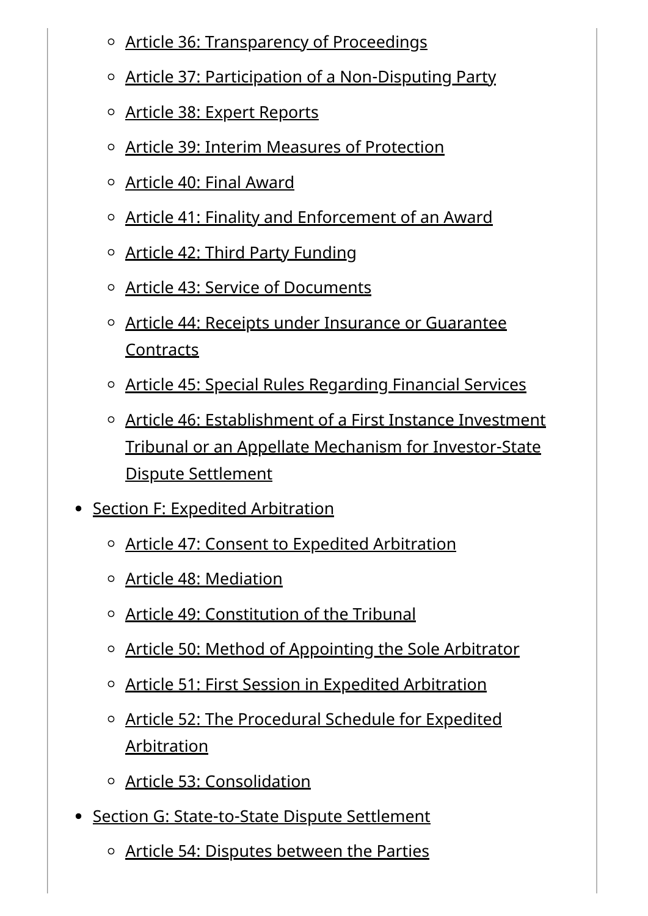- Article 36: Transparency of Proceedings
    - Article 37: Participation of a Non-Disputing Party
    - Article 38: Expert Reports
    - Article 39: Interim Measures of Protection
    - Article 40: Final Award
    - Article 41: Finality and Enforcement of an Award
    - Article 42: Third Party Funding
    - Article 43: Service of Documents
    - Article 44: Receipts under Insurance or Guarantee Contracts
    - Article 45: Special Rules Regarding Financial Services
    - Article 46: Establishment of a First Instance Investment Tribunal or an Appellate Mechanism for Investor-State Dispute Settlement
- Section F: Expedited Arbitration
    - Article 47: Consent to Expedited Arbitration
    - Article 48: Mediation
    - Article 49: Constitution of the Tribunal
    - Article 50: Method of Appointing the Sole Arbitrator
    - Article 51: First Session in Expedited Arbitration
    - Article 52: The Procedural Schedule for Expedited Arbitration
    - Article 53: Consolidation
- Section G: State-to-State Dispute Settlement
    - Article 54: Disputes between the Parties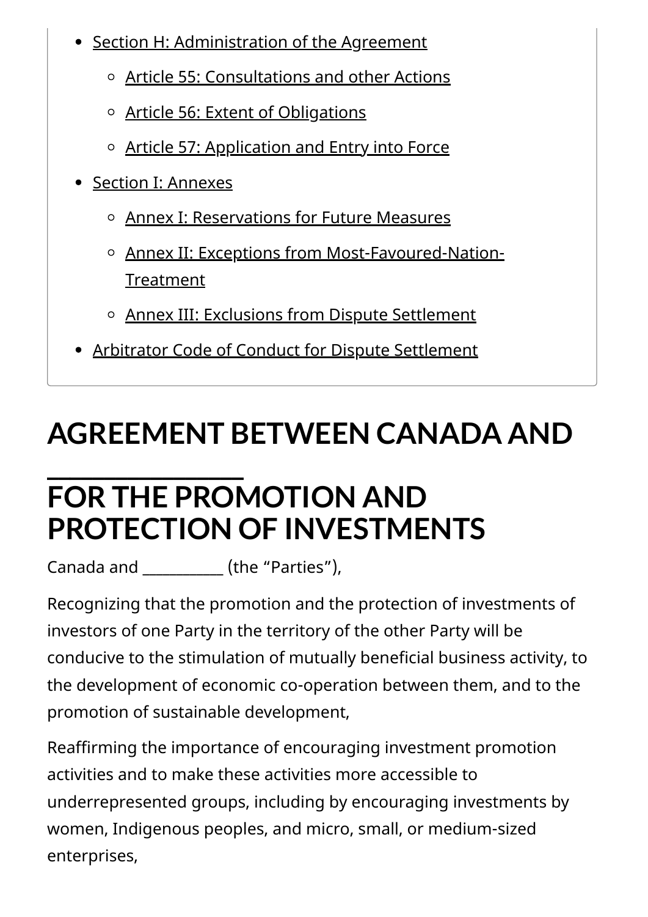- Section H: Administration of the Agreement
    - Article 55: Consultations and other Actions
    - Article 56: Extent of Obligations
    - Article 57: Application and Entry into Force
- Section I: Annexes
    - Annex I: Reservations for Future Measures
    - Annex II: Exceptions from Most-Favoured-Nation-Treatment
    - Annex III: Exclusions from Dispute Settlement
- Arbitrator Code of Conduct for Dispute Settlement

# AGREEMENT BETWEEN CANADA AND _______________ FOR THE PROMOTION AND PROTECTION OF INVESTMENTS

Canada and ___________ (the "Parties"),

Recognizing that the promotion and the protection of investments of investors of one Party in the territory of the other Party will be conducive to the stimulation of mutually beneficial business activity, to the development of economic co-operation between them, and to the promotion of sustainable development,

Reaffirming the importance of encouraging investment promotion activities and to make these activities more accessible to underrepresented groups, including by encouraging investments by women, Indigenous peoples, and micro, small, or medium-sized enterprises,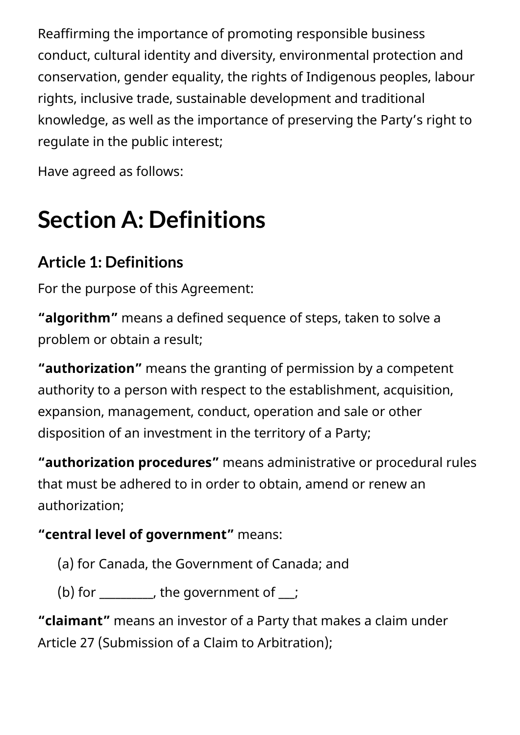Reaffirming the importance of promoting responsible business conduct, cultural identity and diversity, environmental protection and conservation, gender equality, the rights of Indigenous peoples, labour rights, inclusive trade, sustainable development and traditional knowledge, as well as the importance of preserving the Party's right to regulate in the public interest;

Have agreed as follows:

# Section A: Definitions

## Article 1: Definitions

For the purpose of this Agreement:

**"algorithm"** means a defined sequence of steps, taken to solve a problem or obtain a result;

**"authorization"** means the granting of permission by a competent authority to a person with respect to the establishment, acquisition, expansion, management, conduct, operation and sale or other disposition of an investment in the territory of a Party;

**"authorization procedures"** means administrative or procedural rules that must be adhered to in order to obtain, amend or renew an authorization;

**"central level of government"** means:

(a) for Canada, the Government of Canada; and

(b) for _________, the government of ___;

**"claimant"** means an investor of a Party that makes a claim under Article 27 (Submission of a Claim to Arbitration);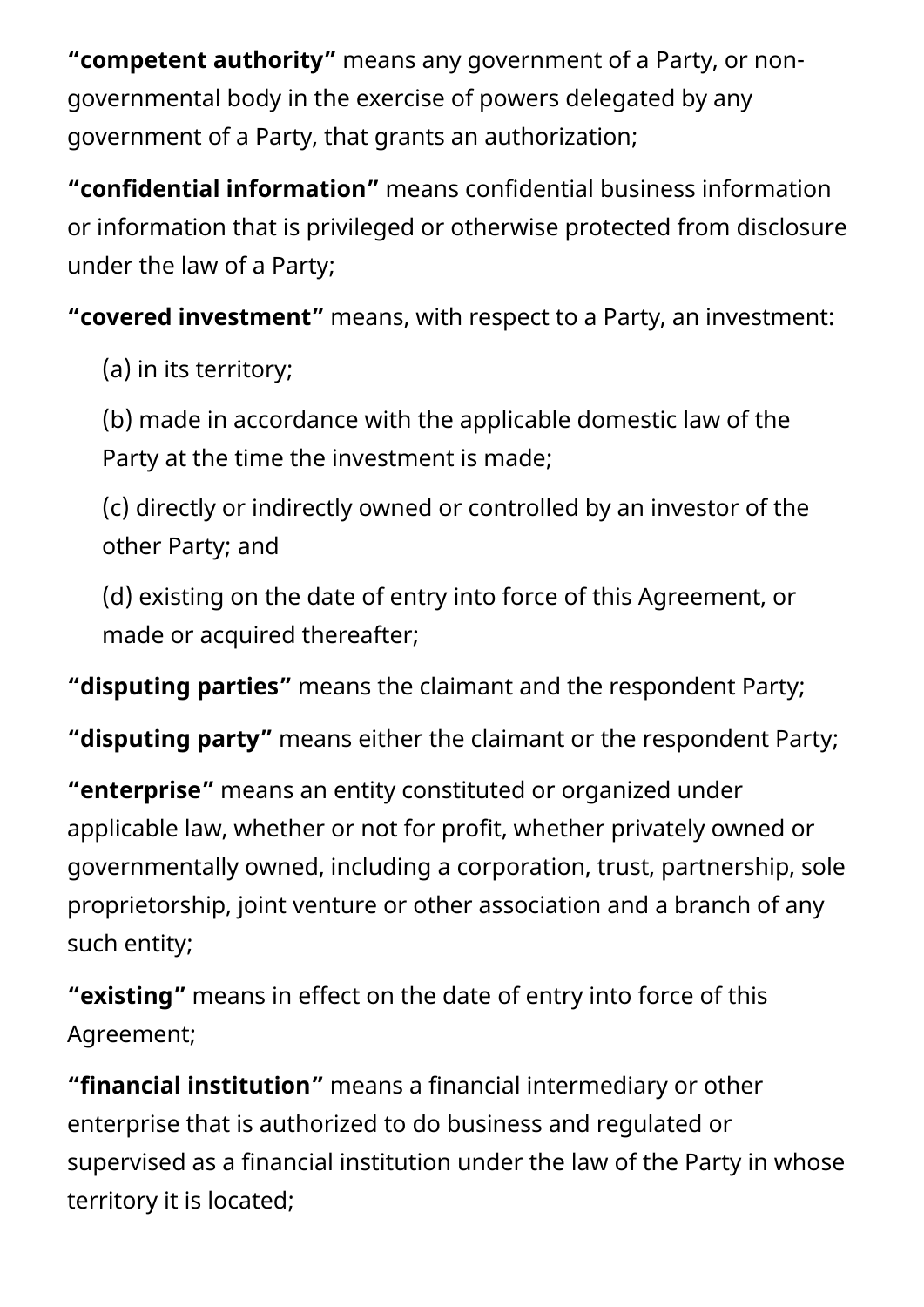**“competent authority”** means any government of a Party, or non-governmental body in the exercise of powers delegated by any government of a Party, that grants an authorization;

**“confidential information”** means confidential business information or information that is privileged or otherwise protected from disclosure under the law of a Party;

**“covered investment”** means, with respect to a Party, an investment:

(a) in its territory;

(b) made in accordance with the applicable domestic law of the Party at the time the investment is made;

(c) directly or indirectly owned or controlled by an investor of the other Party; and

(d) existing on the date of entry into force of this Agreement, or made or acquired thereafter;

**“disputing parties”** means the claimant and the respondent Party;

**“disputing party”** means either the claimant or the respondent Party;

**“enterprise”** means an entity constituted or organized under applicable law, whether or not for profit, whether privately owned or governmentally owned, including a corporation, trust, partnership, sole proprietorship, joint venture or other association and a branch of any such entity;

**“existing”** means in effect on the date of entry into force of this Agreement;

**“financial institution”** means a financial intermediary or other enterprise that is authorized to do business and regulated or supervised as a financial institution under the law of the Party in whose territory it is located;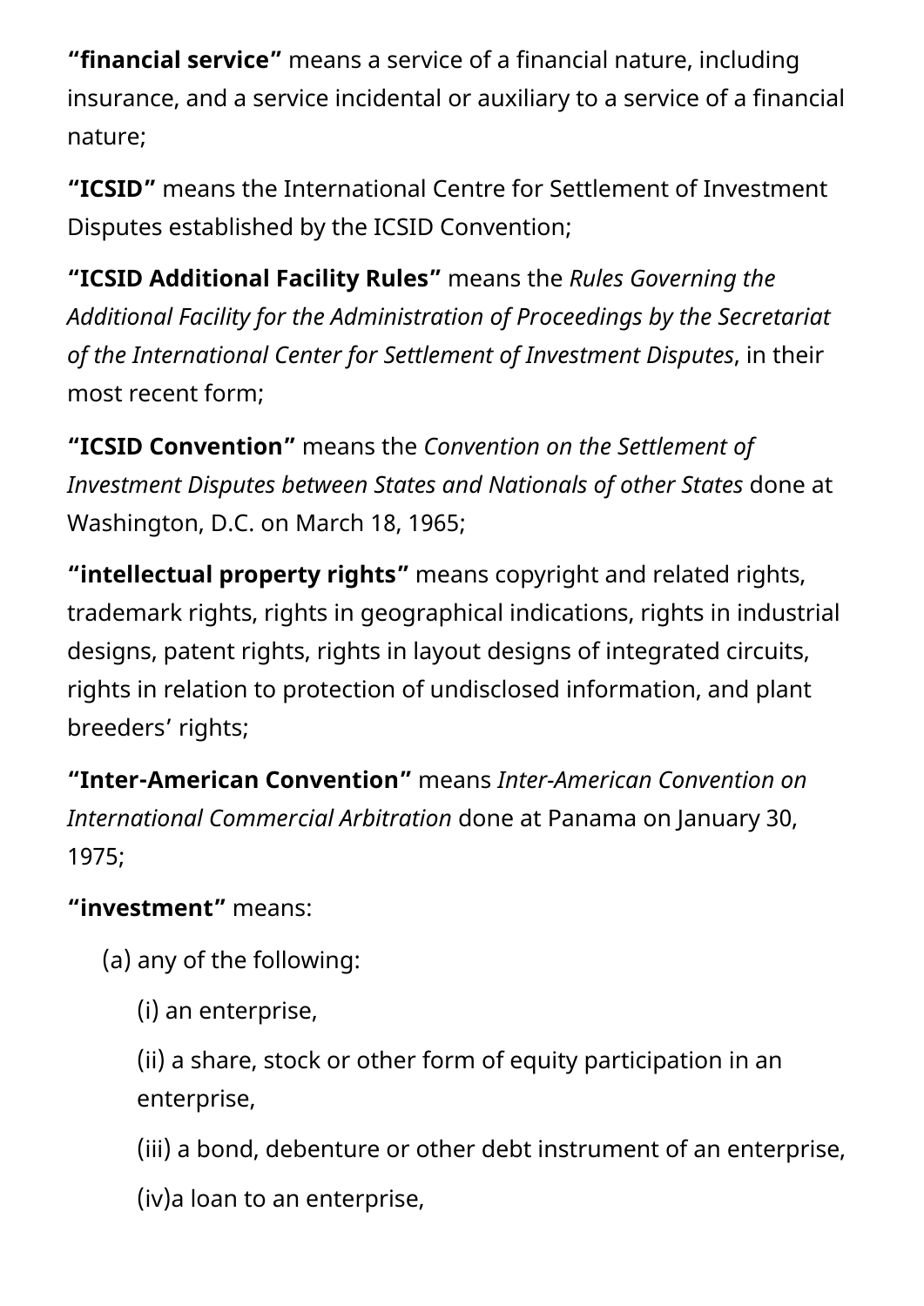**“financial service”** means a service of a financial nature, including insurance, and a service incidental or auxiliary to a service of a financial nature;

**“ICSID”** means the International Centre for Settlement of Investment Disputes established by the ICSID Convention;

**“ICSID Additional Facility Rules”** means the *Rules Governing the Additional Facility for the Administration of Proceedings by the Secretariat of the International Center for Settlement of Investment Disputes*, in their most recent form;

**“ICSID Convention”** means the *Convention on the Settlement of Investment Disputes between States and Nationals of other States* done at Washington, D.C. on March 18, 1965;

**“intellectual property rights”** means copyright and related rights, trademark rights, rights in geographical indications, rights in industrial designs, patent rights, rights in layout designs of integrated circuits, rights in relation to protection of undisclosed information, and plant breeders’ rights;

**“Inter-American Convention”** means *Inter-American Convention on International Commercial Arbitration* done at Panama on January 30, 1975;

**“investment”** means:

(a) any of the following:

(i) an enterprise,

(ii) a share, stock or other form of equity participation in an enterprise,

(iii) a bond, debenture or other debt instrument of an enterprise,

(iv)a loan to an enterprise,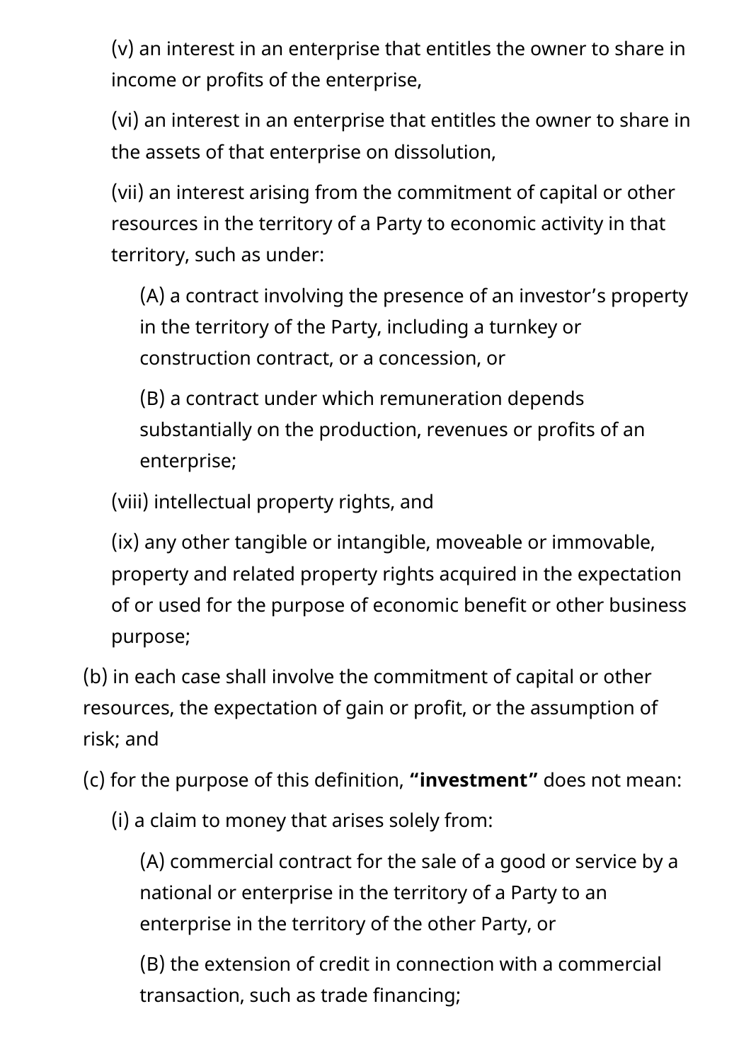(v) an interest in an enterprise that entitles the owner to share in income or profits of the enterprise,

(vi) an interest in an enterprise that entitles the owner to share in the assets of that enterprise on dissolution,

(vii) an interest arising from the commitment of capital or other resources in the territory of a Party to economic activity in that territory, such as under:

(A) a contract involving the presence of an investor's property in the territory of the Party, including a turnkey or construction contract, or a concession, or

(B) a contract under which remuneration depends substantially on the production, revenues or profits of an enterprise;

(viii) intellectual property rights, and

(ix) any other tangible or intangible, moveable or immovable, property and related property rights acquired in the expectation of or used for the purpose of economic benefit or other business purpose;

(b) in each case shall involve the commitment of capital or other resources, the expectation of gain or profit, or the assumption of risk; and

(c) for the purpose of this definition, **"investment"** does not mean:

(i) a claim to money that arises solely from:

(A) commercial contract for the sale of a good or service by a national or enterprise in the territory of a Party to an enterprise in the territory of the other Party, or

(B) the extension of credit in connection with a commercial transaction, such as trade financing;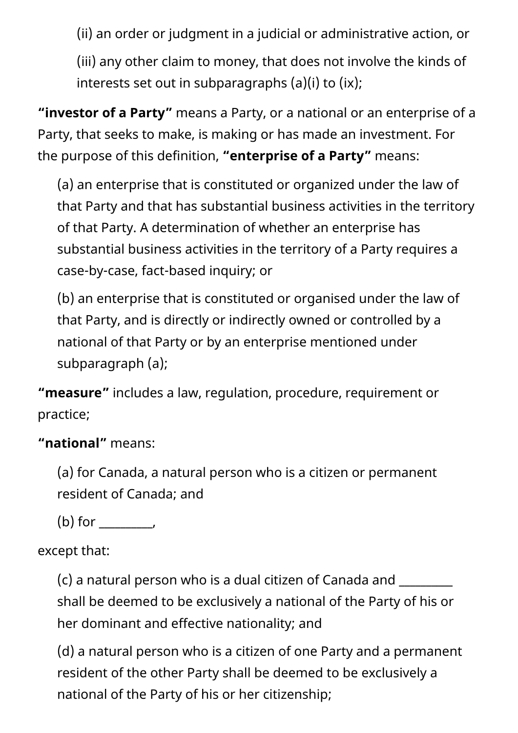(ii) an order or judgment in a judicial or administrative action, or

(iii) any other claim to money, that does not involve the kinds of interests set out in subparagraphs (a)(i) to (ix);

**“investor of a Party”** means a Party, or a national or an enterprise of a Party, that seeks to make, is making or has made an investment. For the purpose of this definition, **“enterprise of a Party”** means:

(a) an enterprise that is constituted or organized under the law of that Party and that has substantial business activities in the territory of that Party. A determination of whether an enterprise has substantial business activities in the territory of a Party requires a case-by-case, fact-based inquiry; or

(b) an enterprise that is constituted or organised under the law of that Party, and is directly or indirectly owned or controlled by a national of that Party or by an enterprise mentioned under subparagraph (a);

**“measure”** includes a law, regulation, procedure, requirement or practice;

**“national”** means:

(a) for Canada, a natural person who is a citizen or permanent resident of Canada; and

(b) for _________,

except that:

(c) a natural person who is a dual citizen of Canada and _________ shall be deemed to be exclusively a national of the Party of his or her dominant and effective nationality; and

(d) a natural person who is a citizen of one Party and a permanent resident of the other Party shall be deemed to be exclusively a national of the Party of his or her citizenship;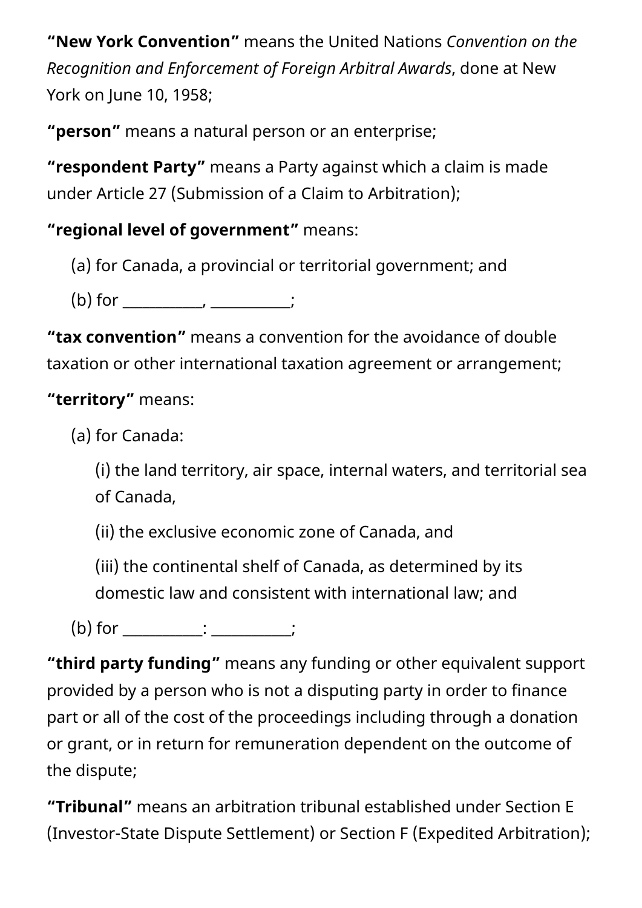**“New York Convention”** means the United Nations *Convention on the Recognition and Enforcement of Foreign Arbitral Awards*, done at New York on June 10, 1958;

**“person”** means a natural person or an enterprise;

**“respondent Party”** means a Party against which a claim is made under Article 27 (Submission of a Claim to Arbitration);

**“regional level of government”** means:

(a) for Canada, a provincial or territorial government; and

(b) for ___________, ___________;

**“tax convention”** means a convention for the avoidance of double taxation or other international taxation agreement or arrangement;

**“territory”** means:

(a) for Canada:

(i) the land territory, air space, internal waters, and territorial sea of Canada,

(ii) the exclusive economic zone of Canada, and

(iii) the continental shelf of Canada, as determined by its domestic law and consistent with international law; and

(b) for ___________: ___________;

**“third party funding”** means any funding or other equivalent support provided by a person who is not a disputing party in order to finance part or all of the cost of the proceedings including through a donation or grant, or in return for remuneration dependent on the outcome of the dispute;

**“Tribunal”** means an arbitration tribunal established under Section E (Investor-State Dispute Settlement) or Section F (Expedited Arbitration);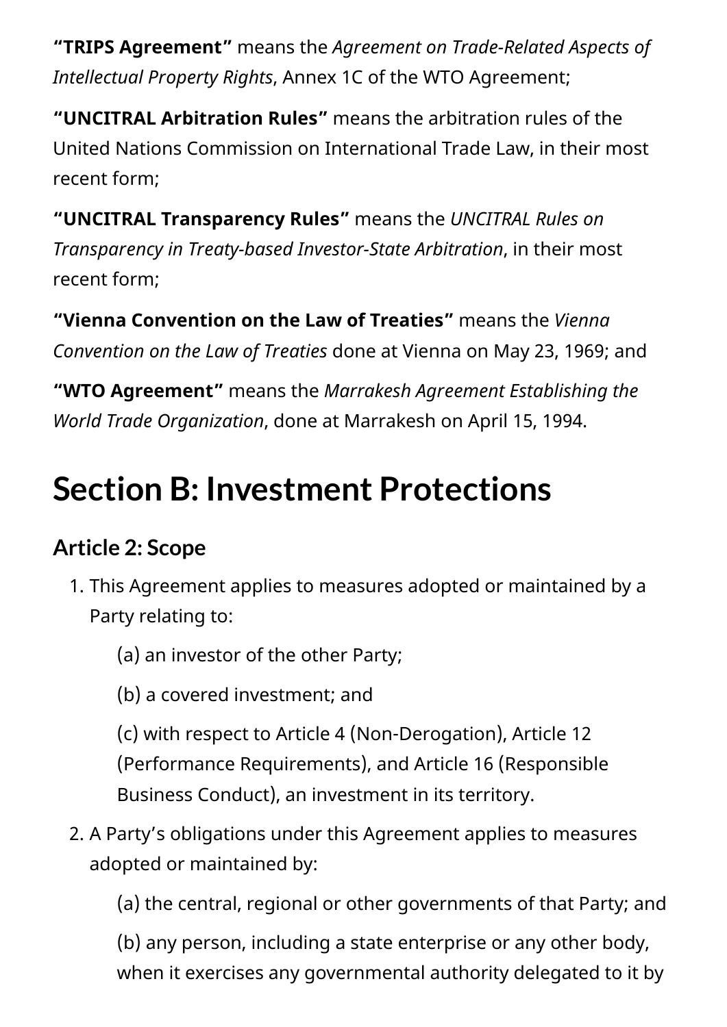**"TRIPS Agreement"** means the *Agreement on Trade-Related Aspects of Intellectual Property Rights*, Annex 1C of the WTO Agreement;

**"UNCITRAL Arbitration Rules"** means the arbitration rules of the United Nations Commission on International Trade Law, in their most recent form;

**"UNCITRAL Transparency Rules"** means the *UNCITRAL Rules on Transparency in Treaty-based Investor-State Arbitration*, in their most recent form;

**"Vienna Convention on the Law of Treaties"** means the *Vienna Convention on the Law of Treaties* done at Vienna on May 23, 1969; and

**"WTO Agreement"** means the *Marrakesh Agreement Establishing the World Trade Organization*, done at Marrakesh on April 15, 1994.

# Section B: Investment Protections

## Article 2: Scope

1. This Agreement applies to measures adopted or maintained by a Party relating to:

    (a) an investor of the other Party;

    (b) a covered investment; and

    (c) with respect to Article 4 (Non-Derogation), Article 12 (Performance Requirements), and Article 16 (Responsible Business Conduct), an investment in its territory.

2. A Party's obligations under this Agreement applies to measures adopted or maintained by:

    (a) the central, regional or other governments of that Party; and

    (b) any person, including a state enterprise or any other body, when it exercises any governmental authority delegated to it by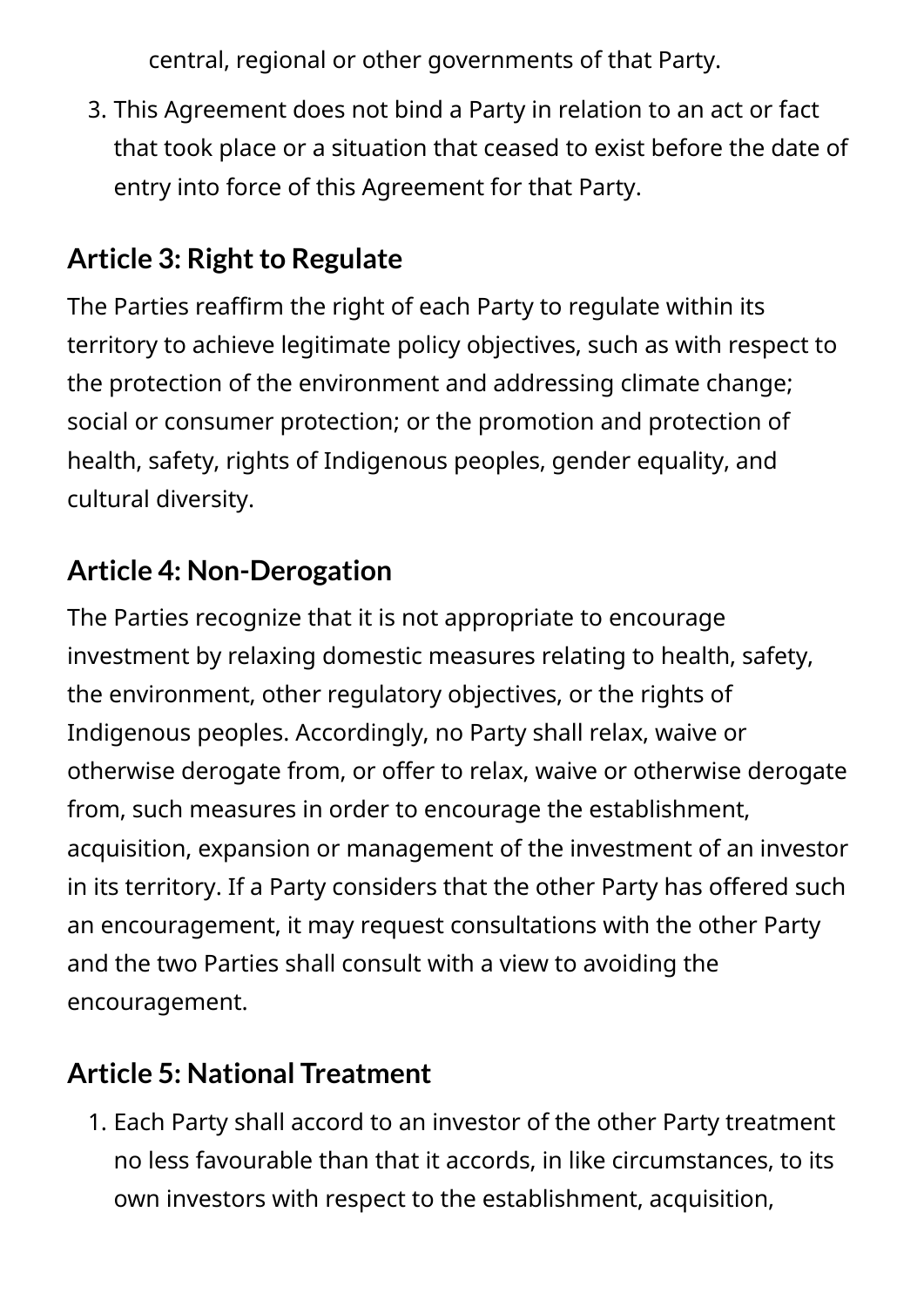central, regional or other governments of that Party.

3. This Agreement does not bind a Party in relation to an act or fact that took place or a situation that ceased to exist before the date of entry into force of this Agreement for that Party.

## Article 3: Right to Regulate

The Parties reaffirm the right of each Party to regulate within its territory to achieve legitimate policy objectives, such as with respect to the protection of the environment and addressing climate change; social or consumer protection; or the promotion and protection of health, safety, rights of Indigenous peoples, gender equality, and cultural diversity.

## Article 4: Non-Derogation

The Parties recognize that it is not appropriate to encourage investment by relaxing domestic measures relating to health, safety, the environment, other regulatory objectives, or the rights of Indigenous peoples. Accordingly, no Party shall relax, waive or otherwise derogate from, or offer to relax, waive or otherwise derogate from, such measures in order to encourage the establishment, acquisition, expansion or management of the investment of an investor in its territory. If a Party considers that the other Party has offered such an encouragement, it may request consultations with the other Party and the two Parties shall consult with a view to avoiding the encouragement.

## Article 5: National Treatment

1. Each Party shall accord to an investor of the other Party treatment no less favourable than that it accords, in like circumstances, to its own investors with respect to the establishment, acquisition,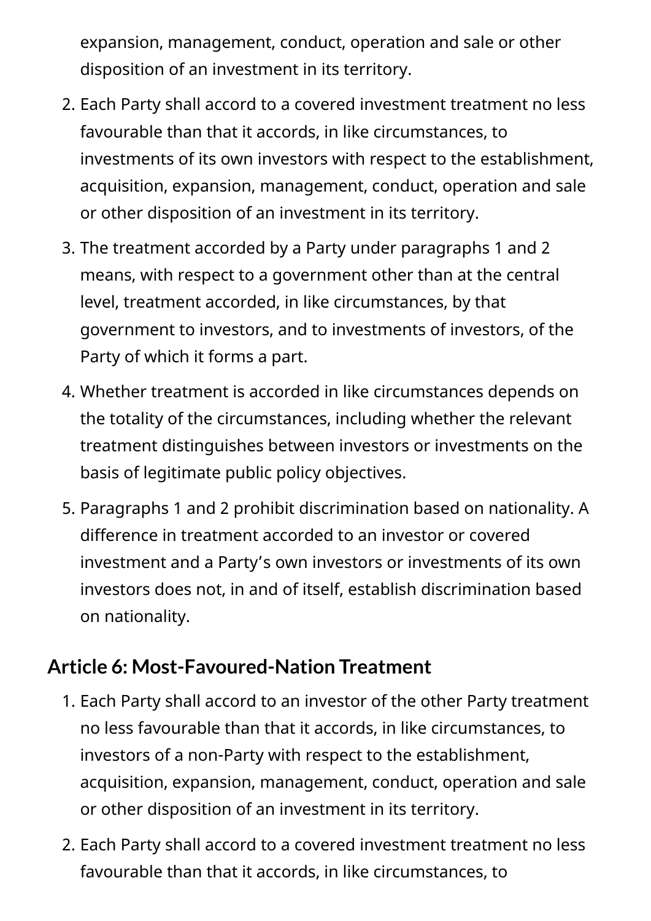expansion, management, conduct, operation and sale or other disposition of an investment in its territory.

2. Each Party shall accord to a covered investment treatment no less favourable than that it accords, in like circumstances, to investments of its own investors with respect to the establishment, acquisition, expansion, management, conduct, operation and sale or other disposition of an investment in its territory.
3. The treatment accorded by a Party under paragraphs 1 and 2 means, with respect to a government other than at the central level, treatment accorded, in like circumstances, by that government to investors, and to investments of investors, of the Party of which it forms a part.
4. Whether treatment is accorded in like circumstances depends on the totality of the circumstances, including whether the relevant treatment distinguishes between investors or investments on the basis of legitimate public policy objectives.
5. Paragraphs 1 and 2 prohibit discrimination based on nationality. A difference in treatment accorded to an investor or covered investment and a Party's own investors or investments of its own investors does not, in and of itself, establish discrimination based on nationality.

### Article 6: Most-Favoured-Nation Treatment

1. Each Party shall accord to an investor of the other Party treatment no less favourable than that it accords, in like circumstances, to investors of a non-Party with respect to the establishment, acquisition, expansion, management, conduct, operation and sale or other disposition of an investment in its territory.
2. Each Party shall accord to a covered investment treatment no less favourable than that it accords, in like circumstances, to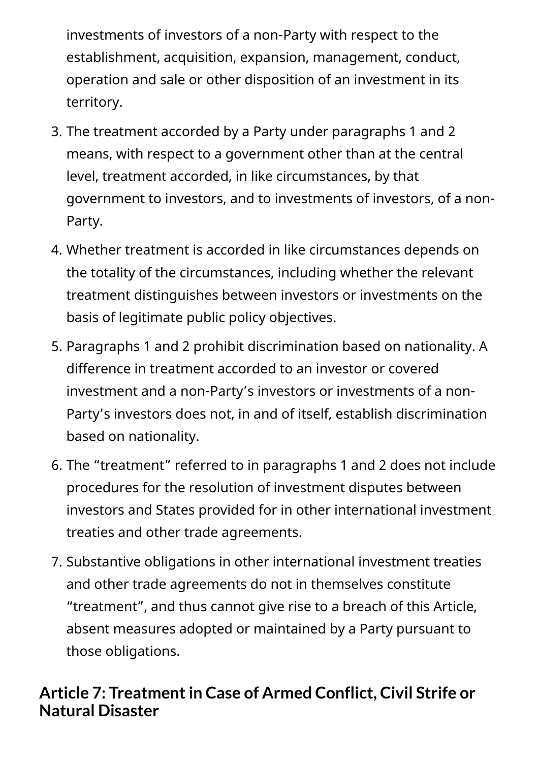investments of investors of a non-Party with respect to the establishment, acquisition, expansion, management, conduct, operation and sale or other disposition of an investment in its territory.

3. The treatment accorded by a Party under paragraphs 1 and 2 means, with respect to a government other than at the central level, treatment accorded, in like circumstances, by that government to investors, and to investments of investors, of a non-Party.
4. Whether treatment is accorded in like circumstances depends on the totality of the circumstances, including whether the relevant treatment distinguishes between investors or investments on the basis of legitimate public policy objectives.
5. Paragraphs 1 and 2 prohibit discrimination based on nationality. A difference in treatment accorded to an investor or covered investment and a non-Party's investors or investments of a non-Party's investors does not, in and of itself, establish discrimination based on nationality.
6. The "treatment" referred to in paragraphs 1 and 2 does not include procedures for the resolution of investment disputes between investors and States provided for in other international investment treaties and other trade agreements.
7. Substantive obligations in other international investment treaties and other trade agreements do not in themselves constitute "treatment", and thus cannot give rise to a breach of this Article, absent measures adopted or maintained by a Party pursuant to those obligations.

## Article 7: Treatment in Case of Armed Conflict, Civil Strife or Natural Disaster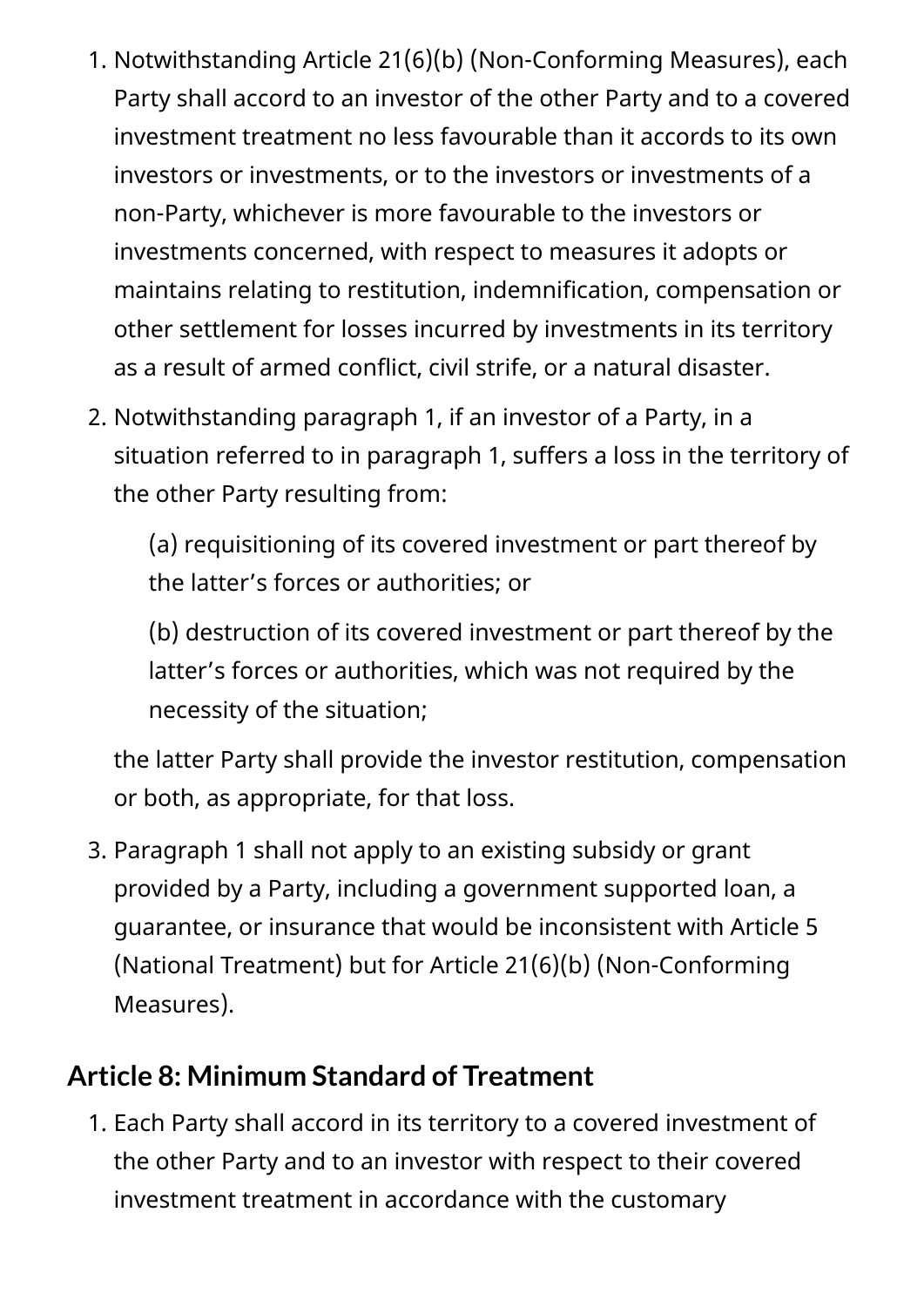1. Notwithstanding Article 21(6)(b) (Non-Conforming Measures), each Party shall accord to an investor of the other Party and to a covered investment treatment no less favourable than it accords to its own investors or investments, or to the investors or investments of a non-Party, whichever is more favourable to the investors or investments concerned, with respect to measures it adopts or maintains relating to restitution, indemnification, compensation or other settlement for losses incurred by investments in its territory as a result of armed conflict, civil strife, or a natural disaster.
2. Notwithstanding paragraph 1, if an investor of a Party, in a situation referred to in paragraph 1, suffers a loss in the territory of the other Party resulting from:

   (a) requisitioning of its covered investment or part thereof by the latter's forces or authorities; or

   (b) destruction of its covered investment or part thereof by the latter's forces or authorities, which was not required by the necessity of the situation;

   the latter Party shall provide the investor restitution, compensation or both, as appropriate, for that loss.
3. Paragraph 1 shall not apply to an existing subsidy or grant provided by a Party, including a government supported loan, a guarantee, or insurance that would be inconsistent with Article 5 (National Treatment) but for Article 21(6)(b) (Non-Conforming Measures).

## Article 8: Minimum Standard of Treatment

1. Each Party shall accord in its territory to a covered investment of the other Party and to an investor with respect to their covered investment treatment in accordance with the customary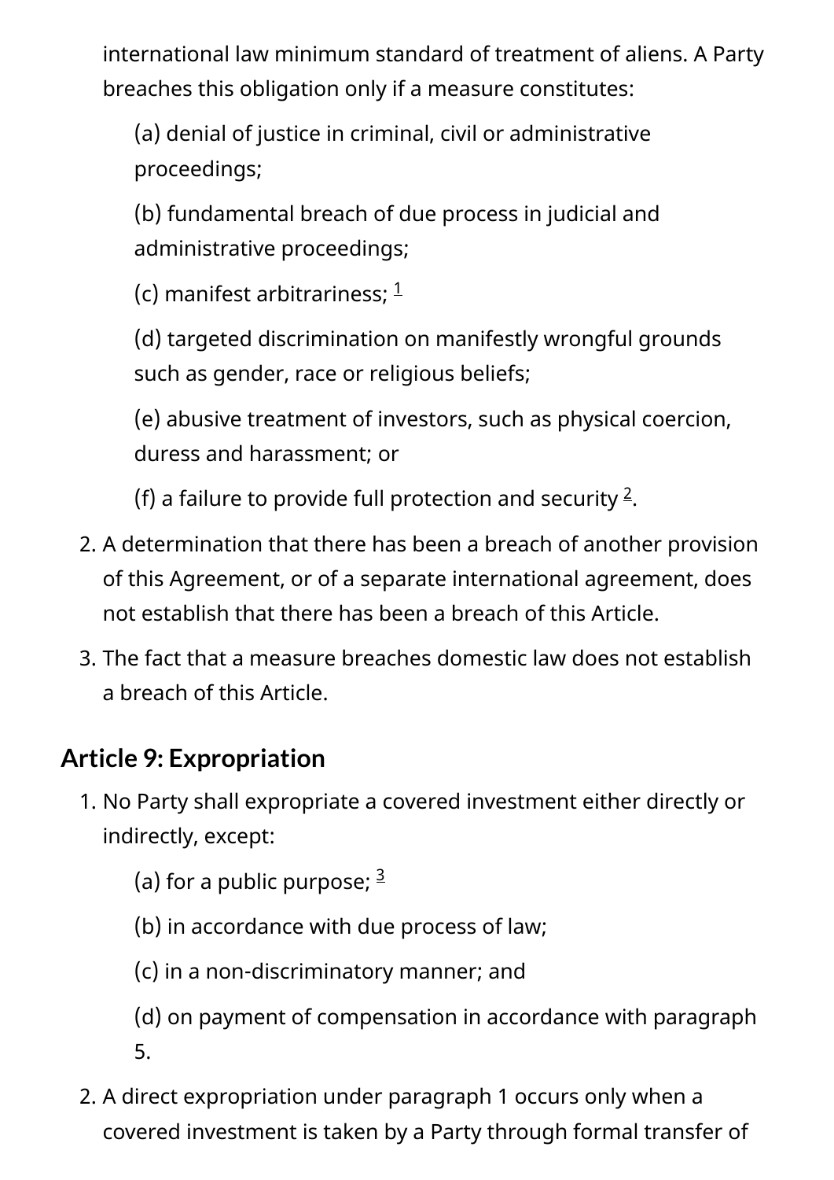international law minimum standard of treatment of aliens. A Party breaches this obligation only if a measure constitutes:

(a) denial of justice in criminal, civil or administrative proceedings;

(b) fundamental breach of due process in judicial and administrative proceedings;

(c) manifest arbitrariness; [1]

(d) targeted discrimination on manifestly wrongful grounds such as gender, race or religious beliefs;

(e) abusive treatment of investors, such as physical coercion, duress and harassment; or

(f) a failure to provide full protection and security [2].

2. A determination that there has been a breach of another provision of this Agreement, or of a separate international agreement, does not establish that there has been a breach of this Article.
3. The fact that a measure breaches domestic law does not establish a breach of this Article.

## Article 9: Expropriation

1. No Party shall expropriate a covered investment either directly or indirectly, except:

   (a) for a public purpose; [3]

   (b) in accordance with due process of law;

   (c) in a non-discriminatory manner; and

   (d) on payment of compensation in accordance with paragraph 5.

2. A direct expropriation under paragraph 1 occurs only when a covered investment is taken by a Party through formal transfer of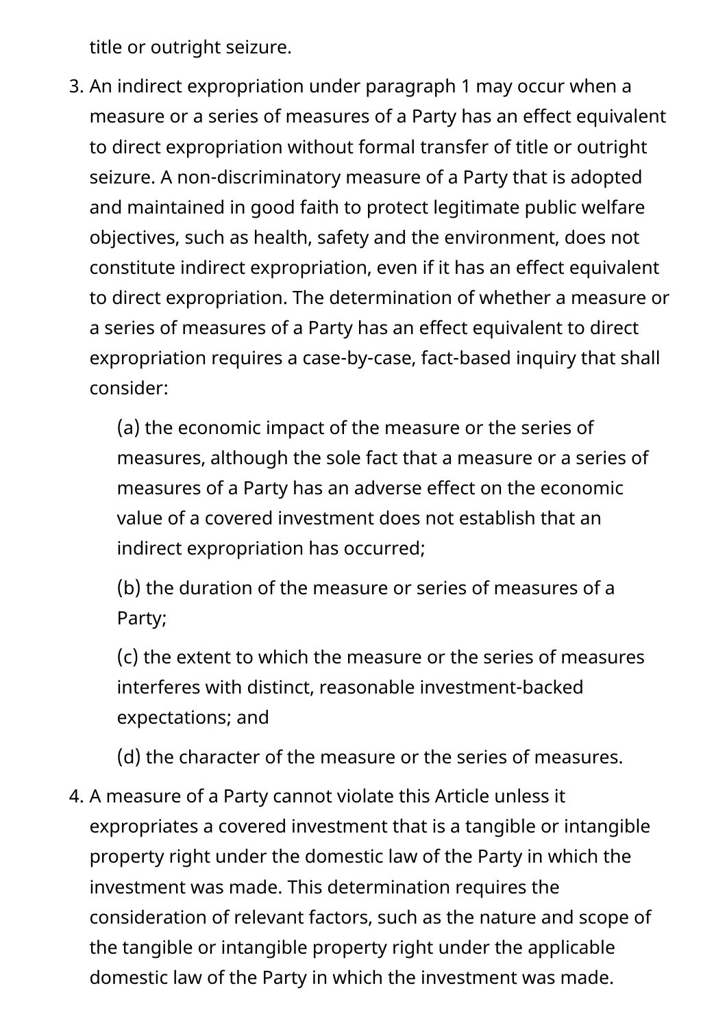title or outright seizure.

3. An indirect expropriation under paragraph 1 may occur when a measure or a series of measures of a Party has an effect equivalent to direct expropriation without formal transfer of title or outright seizure. A non-discriminatory measure of a Party that is adopted and maintained in good faith to protect legitimate public welfare objectives, such as health, safety and the environment, does not constitute indirect expropriation, even if it has an effect equivalent to direct expropriation. The determination of whether a measure or a series of measures of a Party has an effect equivalent to direct expropriation requires a case-by-case, fact-based inquiry that shall consider:

   (a) the economic impact of the measure or the series of measures, although the sole fact that a measure or a series of measures of a Party has an adverse effect on the economic value of a covered investment does not establish that an indirect expropriation has occurred;

   (b) the duration of the measure or series of measures of a Party;

   (c) the extent to which the measure or the series of measures interferes with distinct, reasonable investment-backed expectations; and

   (d) the character of the measure or the series of measures.

4. A measure of a Party cannot violate this Article unless it expropriates a covered investment that is a tangible or intangible property right under the domestic law of the Party in which the investment was made. This determination requires the consideration of relevant factors, such as the nature and scope of the tangible or intangible property right under the applicable domestic law of the Party in which the investment was made.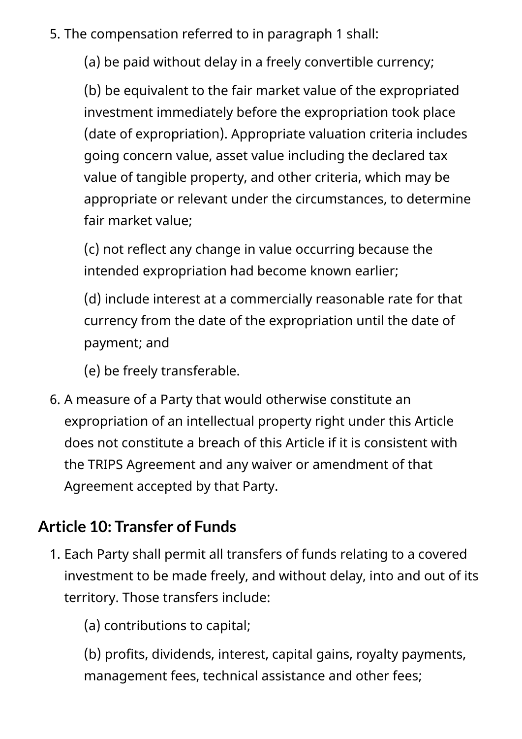5. The compensation referred to in paragraph 1 shall:

    (a) be paid without delay in a freely convertible currency;

    (b) be equivalent to the fair market value of the expropriated investment immediately before the expropriation took place (date of expropriation). Appropriate valuation criteria includes going concern value, asset value including the declared tax value of tangible property, and other criteria, which may be appropriate or relevant under the circumstances, to determine fair market value;

    (c) not reflect any change in value occurring because the intended expropriation had become known earlier;

    (d) include interest at a commercially reasonable rate for that currency from the date of the expropriation until the date of payment; and

    (e) be freely transferable.

6. A measure of a Party that would otherwise constitute an expropriation of an intellectual property right under this Article does not constitute a breach of this Article if it is consistent with the TRIPS Agreement and any waiver or amendment of that Agreement accepted by that Party.

## Article 10: Transfer of Funds

1. Each Party shall permit all transfers of funds relating to a covered investment to be made freely, and without delay, into and out of its territory. Those transfers include:

    (a) contributions to capital;

    (b) profits, dividends, interest, capital gains, royalty payments, management fees, technical assistance and other fees;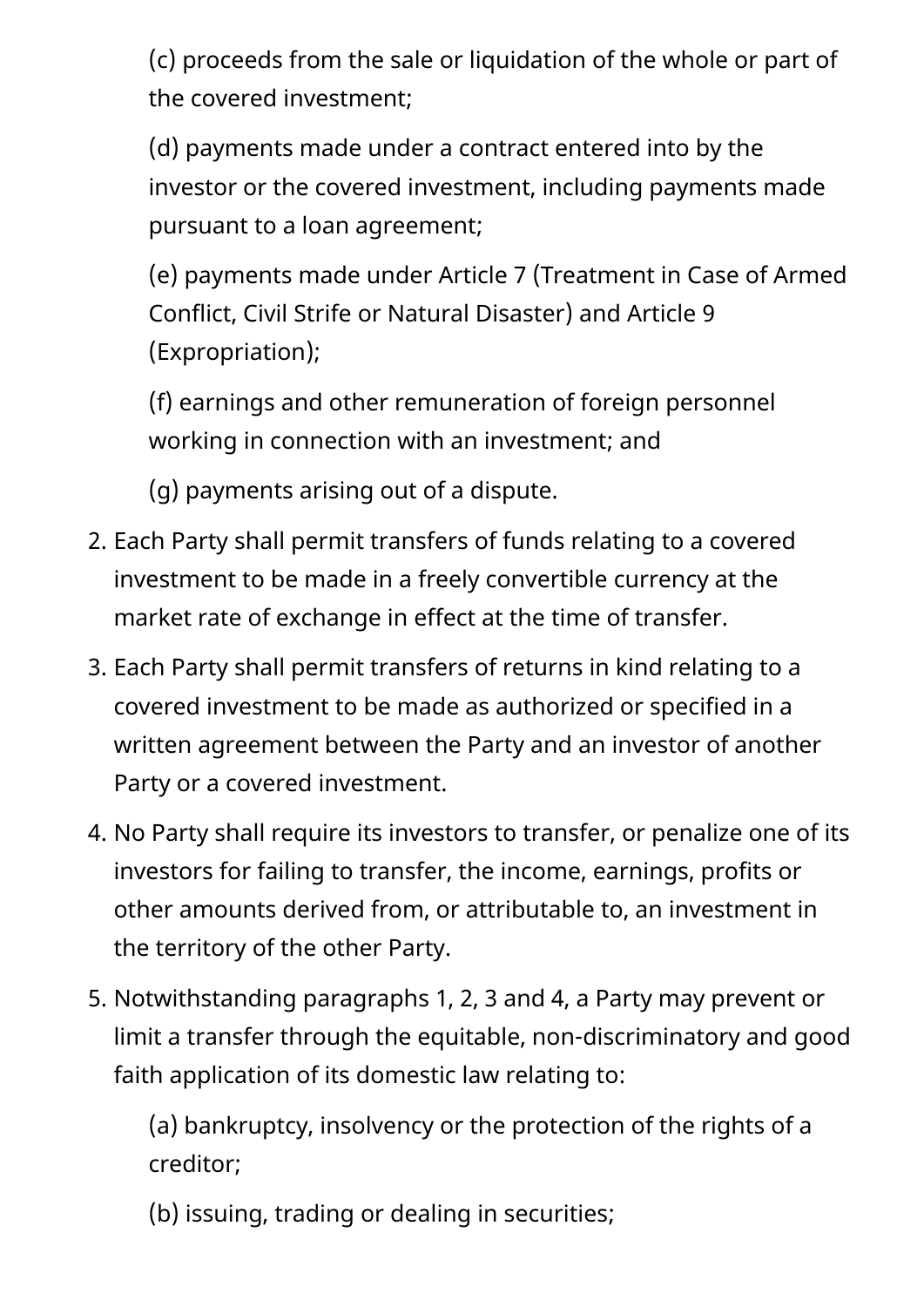(c) proceeds from the sale or liquidation of the whole or part of the covered investment;

(d) payments made under a contract entered into by the investor or the covered investment, including payments made pursuant to a loan agreement;

(e) payments made under Article 7 (Treatment in Case of Armed Conflict, Civil Strife or Natural Disaster) and Article 9 (Expropriation);

(f) earnings and other remuneration of foreign personnel working in connection with an investment; and

(g) payments arising out of a dispute.

2. Each Party shall permit transfers of funds relating to a covered investment to be made in a freely convertible currency at the market rate of exchange in effect at the time of transfer.
3. Each Party shall permit transfers of returns in kind relating to a covered investment to be made as authorized or specified in a written agreement between the Party and an investor of another Party or a covered investment.
4. No Party shall require its investors to transfer, or penalize one of its investors for failing to transfer, the income, earnings, profits or other amounts derived from, or attributable to, an investment in the territory of the other Party.
5. Notwithstanding paragraphs 1, 2, 3 and 4, a Party may prevent or limit a transfer through the equitable, non-discriminatory and good faith application of its domestic law relating to:

   (a) bankruptcy, insolvency or the protection of the rights of a creditor;

   (b) issuing, trading or dealing in securities;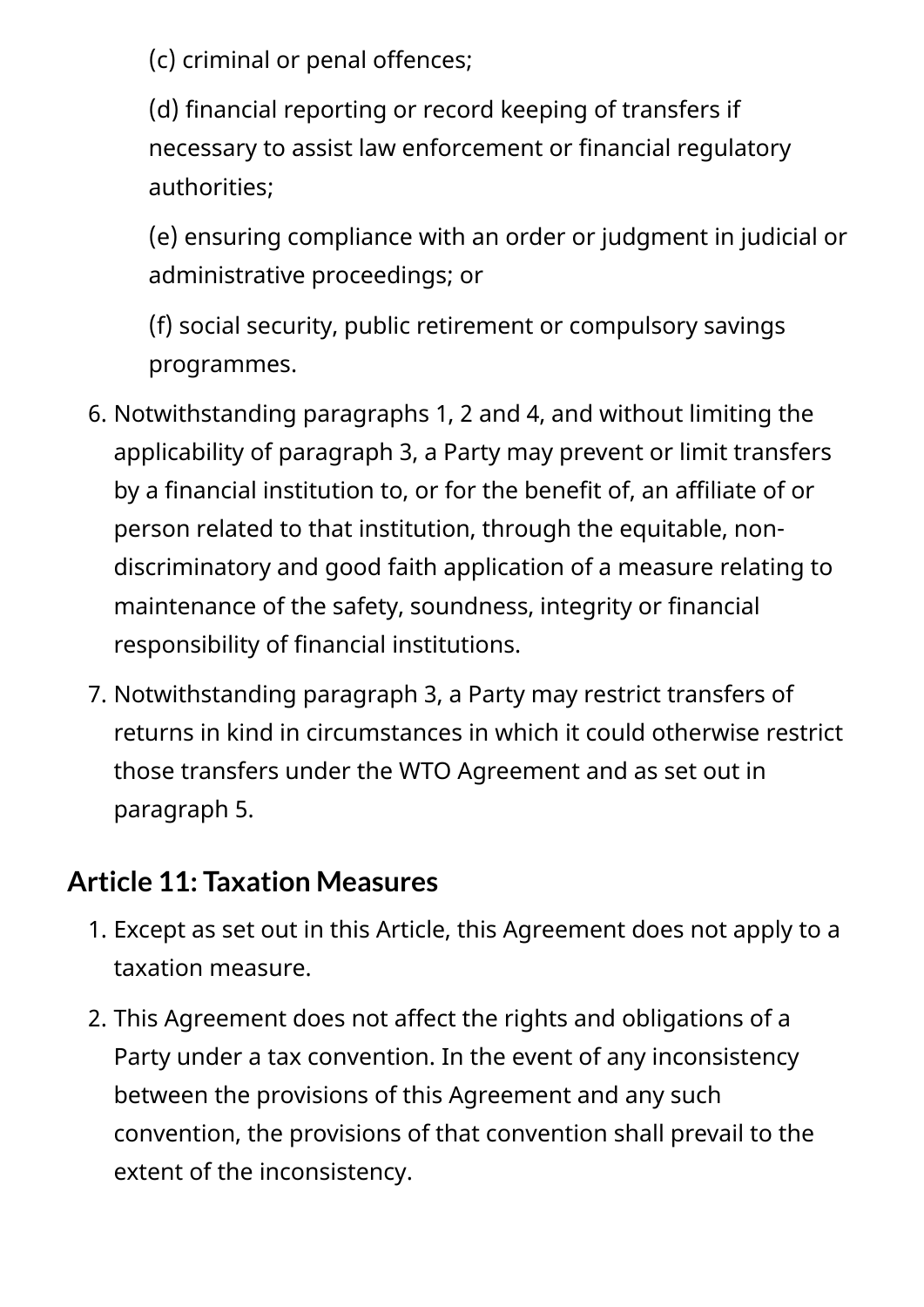(c) criminal or penal offences;

(d) financial reporting or record keeping of transfers if necessary to assist law enforcement or financial regulatory authorities;

(e) ensuring compliance with an order or judgment in judicial or administrative proceedings; or

(f) social security, public retirement or compulsory savings programmes.

6. Notwithstanding paragraphs 1, 2 and 4, and without limiting the applicability of paragraph 3, a Party may prevent or limit transfers by a financial institution to, or for the benefit of, an affiliate of or person related to that institution, through the equitable, non-discriminatory and good faith application of a measure relating to maintenance of the safety, soundness, integrity or financial responsibility of financial institutions.
7. Notwithstanding paragraph 3, a Party may restrict transfers of returns in kind in circumstances in which it could otherwise restrict those transfers under the WTO Agreement and as set out in paragraph 5.

## Article 11: Taxation Measures

1. Except as set out in this Article, this Agreement does not apply to a taxation measure.
2. This Agreement does not affect the rights and obligations of a Party under a tax convention. In the event of any inconsistency between the provisions of this Agreement and any such convention, the provisions of that convention shall prevail to the extent of the inconsistency.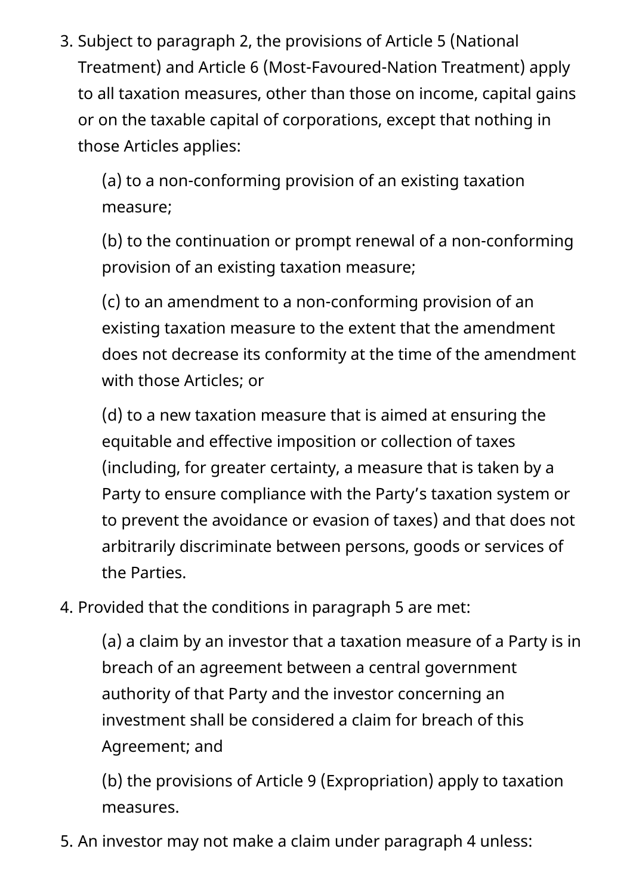3. Subject to paragraph 2, the provisions of Article 5 (National Treatment) and Article 6 (Most-Favoured-Nation Treatment) apply to all taxation measures, other than those on income, capital gains or on the taxable capital of corporations, except that nothing in those Articles applies:

    (a) to a non-conforming provision of an existing taxation measure;

    (b) to the continuation or prompt renewal of a non-conforming provision of an existing taxation measure;

    (c) to an amendment to a non-conforming provision of an existing taxation measure to the extent that the amendment does not decrease its conformity at the time of the amendment with those Articles; or

    (d) to a new taxation measure that is aimed at ensuring the equitable and effective imposition or collection of taxes (including, for greater certainty, a measure that is taken by a Party to ensure compliance with the Party's taxation system or to prevent the avoidance or evasion of taxes) and that does not arbitrarily discriminate between persons, goods or services of the Parties.

4. Provided that the conditions in paragraph 5 are met:

    (a) a claim by an investor that a taxation measure of a Party is in breach of an agreement between a central government authority of that Party and the investor concerning an investment shall be considered a claim for breach of this Agreement; and

    (b) the provisions of Article 9 (Expropriation) apply to taxation measures.

5. An investor may not make a claim under paragraph 4 unless: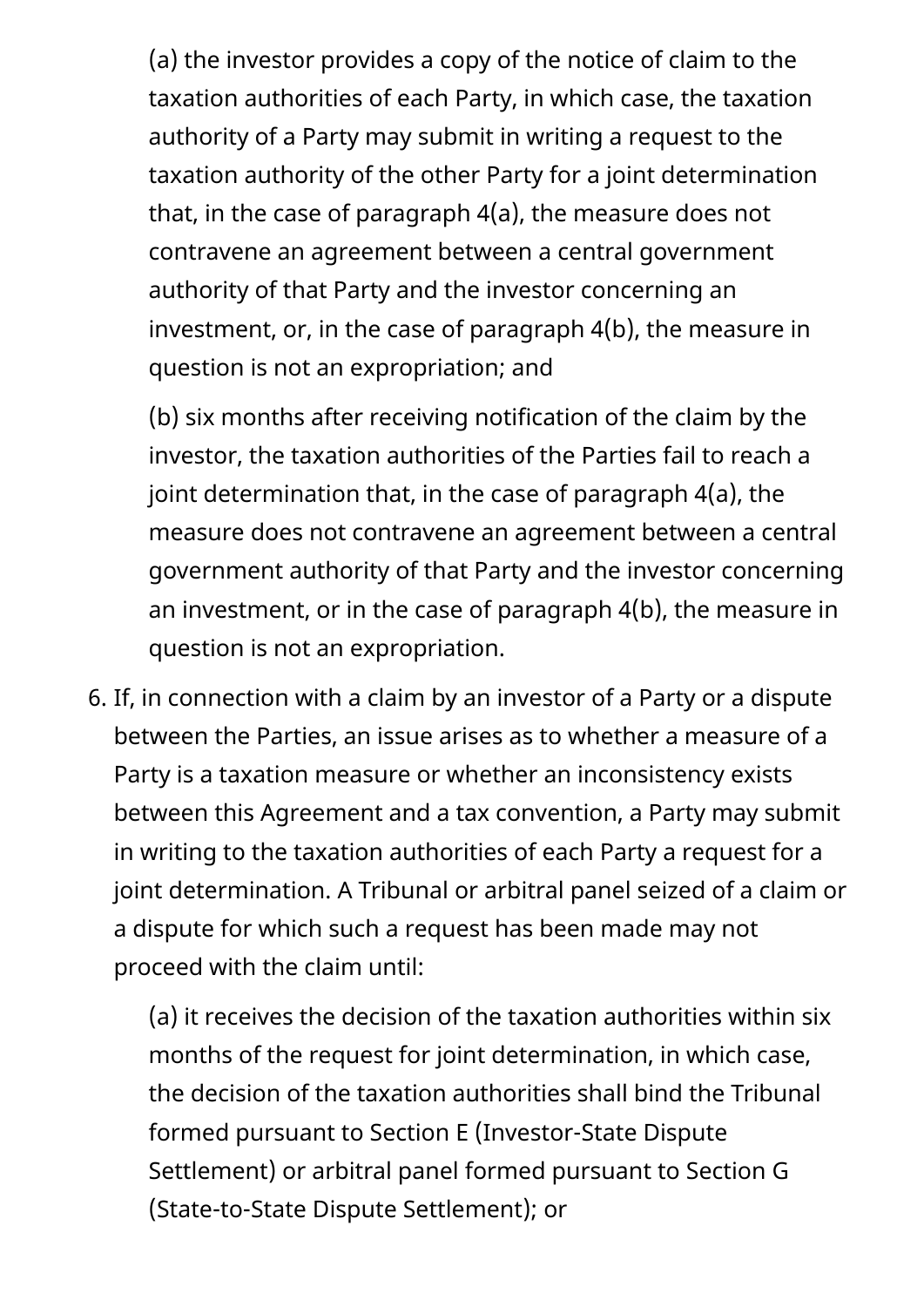(a) the investor provides a copy of the notice of claim to the taxation authorities of each Party, in which case, the taxation authority of a Party may submit in writing a request to the taxation authority of the other Party for a joint determination that, in the case of paragraph 4(a), the measure does not contravene an agreement between a central government authority of that Party and the investor concerning an investment, or, in the case of paragraph 4(b), the measure in question is not an expropriation; and

(b) six months after receiving notification of the claim by the investor, the taxation authorities of the Parties fail to reach a joint determination that, in the case of paragraph 4(a), the measure does not contravene an agreement between a central government authority of that Party and the investor concerning an investment, or in the case of paragraph 4(b), the measure in question is not an expropriation.

6. If, in connection with a claim by an investor of a Party or a dispute between the Parties, an issue arises as to whether a measure of a Party is a taxation measure or whether an inconsistency exists between this Agreement and a tax convention, a Party may submit in writing to the taxation authorities of each Party a request for a joint determination. A Tribunal or arbitral panel seized of a claim or a dispute for which such a request has been made may not proceed with the claim until:

   (a) it receives the decision of the taxation authorities within six months of the request for joint determination, in which case, the decision of the taxation authorities shall bind the Tribunal formed pursuant to Section E (Investor-State Dispute Settlement) or arbitral panel formed pursuant to Section G (State-to-State Dispute Settlement); or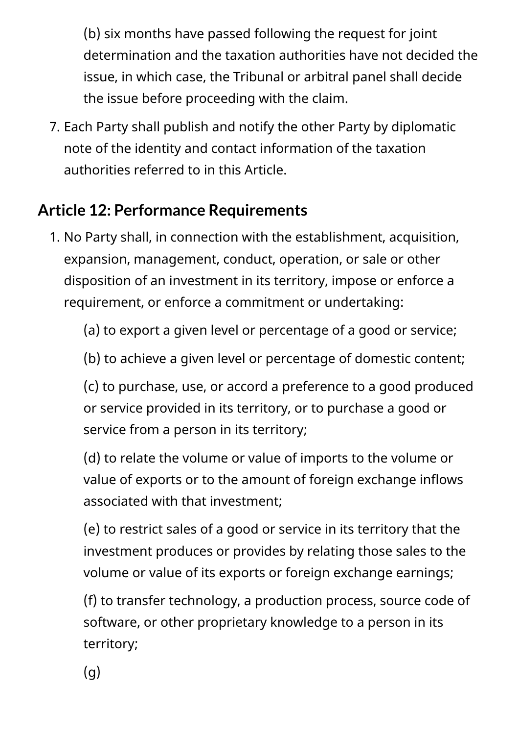(b) six months have passed following the request for joint determination and the taxation authorities have not decided the issue, in which case, the Tribunal or arbitral panel shall decide the issue before proceeding with the claim.

7. Each Party shall publish and notify the other Party by diplomatic note of the identity and contact information of the taxation authorities referred to in this Article.

## Article 12: Performance Requirements

1. No Party shall, in connection with the establishment, acquisition, expansion, management, conduct, operation, or sale or other disposition of an investment in its territory, impose or enforce a requirement, or enforce a commitment or undertaking:

   (a) to export a given level or percentage of a good or service;

   (b) to achieve a given level or percentage of domestic content;

   (c) to purchase, use, or accord a preference to a good produced or service provided in its territory, or to purchase a good or service from a person in its territory;

   (d) to relate the volume or value of imports to the volume or value of exports or to the amount of foreign exchange inflows associated with that investment;

   (e) to restrict sales of a good or service in its territory that the investment produces or provides by relating those sales to the volume or value of its exports or foreign exchange earnings;

   (f) to transfer technology, a production process, source code of software, or other proprietary knowledge to a person in its territory;

   (g)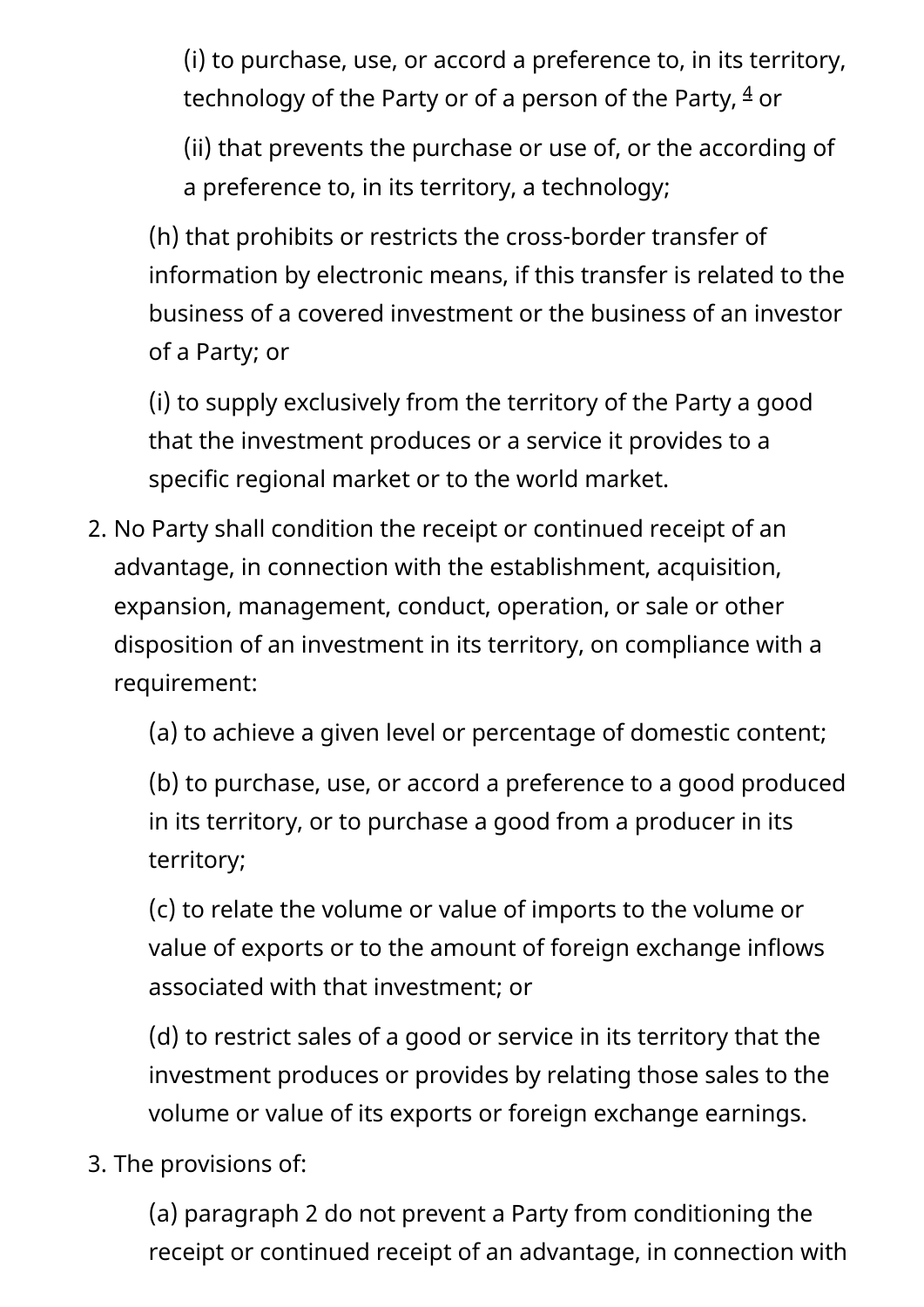(i) to purchase, use, or accord a preference to, in its territory, technology of the Party or of a person of the Party, [4] or

(ii) that prevents the purchase or use of, or the according of a preference to, in its territory, a technology;

(h) that prohibits or restricts the cross-border transfer of information by electronic means, if this transfer is related to the business of a covered investment or the business of an investor of a Party; or

(i) to supply exclusively from the territory of the Party a good that the investment produces or a service it provides to a specific regional market or to the world market.

2. No Party shall condition the receipt or continued receipt of an advantage, in connection with the establishment, acquisition, expansion, management, conduct, operation, or sale or other disposition of an investment in its territory, on compliance with a requirement:

   (a) to achieve a given level or percentage of domestic content;

   (b) to purchase, use, or accord a preference to a good produced in its territory, or to purchase a good from a producer in its territory;

   (c) to relate the volume or value of imports to the volume or value of exports or to the amount of foreign exchange inflows associated with that investment; or

   (d) to restrict sales of a good or service in its territory that the investment produces or provides by relating those sales to the volume or value of its exports or foreign exchange earnings.

3. The provisions of:

   (a) paragraph 2 do not prevent a Party from conditioning the receipt or continued receipt of an advantage, in connection with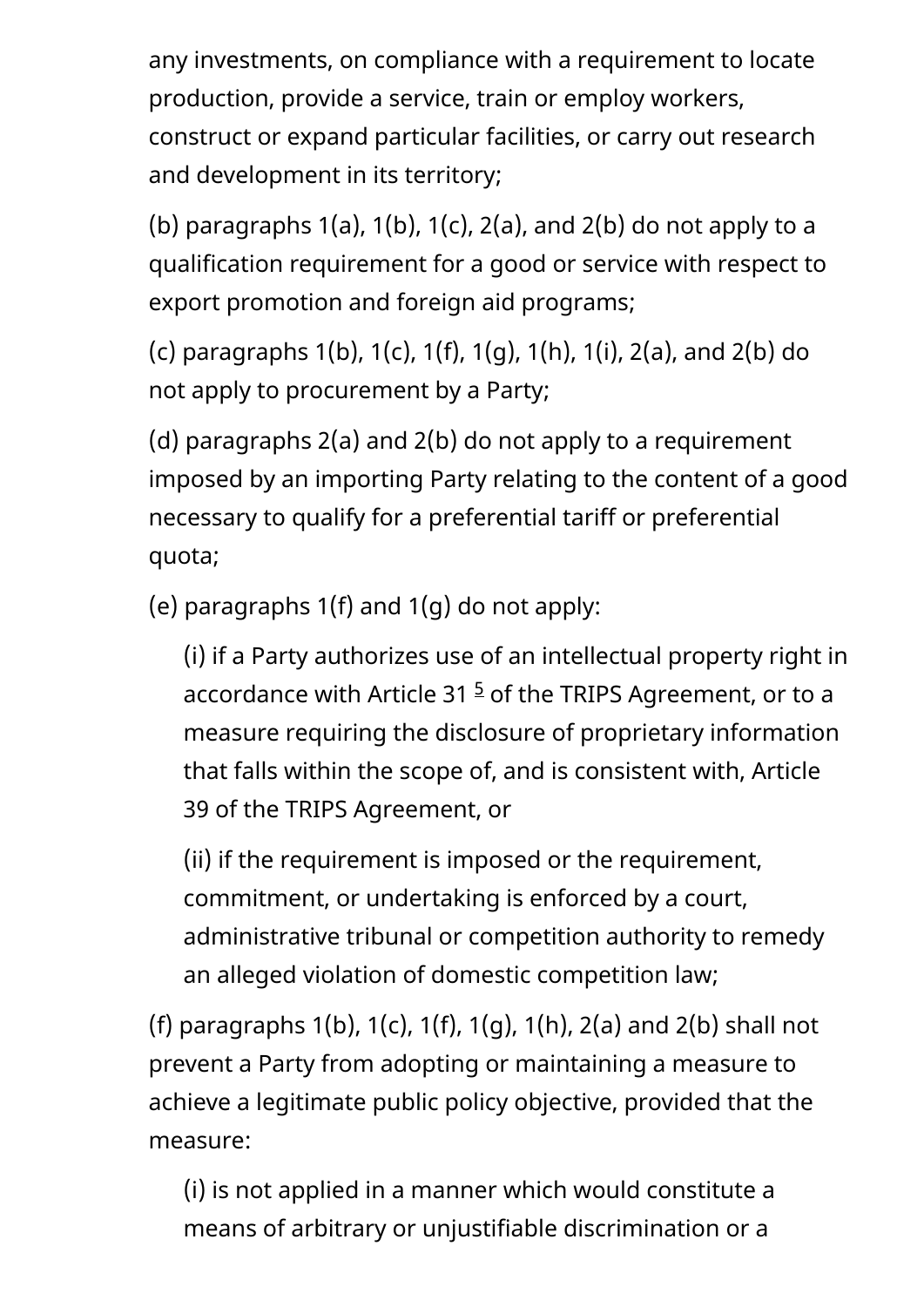any investments, on compliance with a requirement to locate production, provide a service, train or employ workers, construct or expand particular facilities, or carry out research and development in its territory;

(b) paragraphs 1(a), 1(b), 1(c), 2(a), and 2(b) do not apply to a qualification requirement for a good or service with respect to export promotion and foreign aid programs;

(c) paragraphs 1(b), 1(c), 1(f), 1(g), 1(h), 1(i), 2(a), and 2(b) do not apply to procurement by a Party;

(d) paragraphs 2(a) and 2(b) do not apply to a requirement imposed by an importing Party relating to the content of a good necessary to qualify for a preferential tariff or preferential quota;

(e) paragraphs 1(f) and 1(g) do not apply:

(i) if a Party authorizes use of an intellectual property right in accordance with Article 31 [5] of the TRIPS Agreement, or to a measure requiring the disclosure of proprietary information that falls within the scope of, and is consistent with, Article 39 of the TRIPS Agreement, or

(ii) if the requirement is imposed or the requirement, commitment, or undertaking is enforced by a court, administrative tribunal or competition authority to remedy an alleged violation of domestic competition law;

(f) paragraphs 1(b), 1(c), 1(f), 1(g), 1(h), 2(a) and 2(b) shall not prevent a Party from adopting or maintaining a measure to achieve a legitimate public policy objective, provided that the measure:

(i) is not applied in a manner which would constitute a means of arbitrary or unjustifiable discrimination or a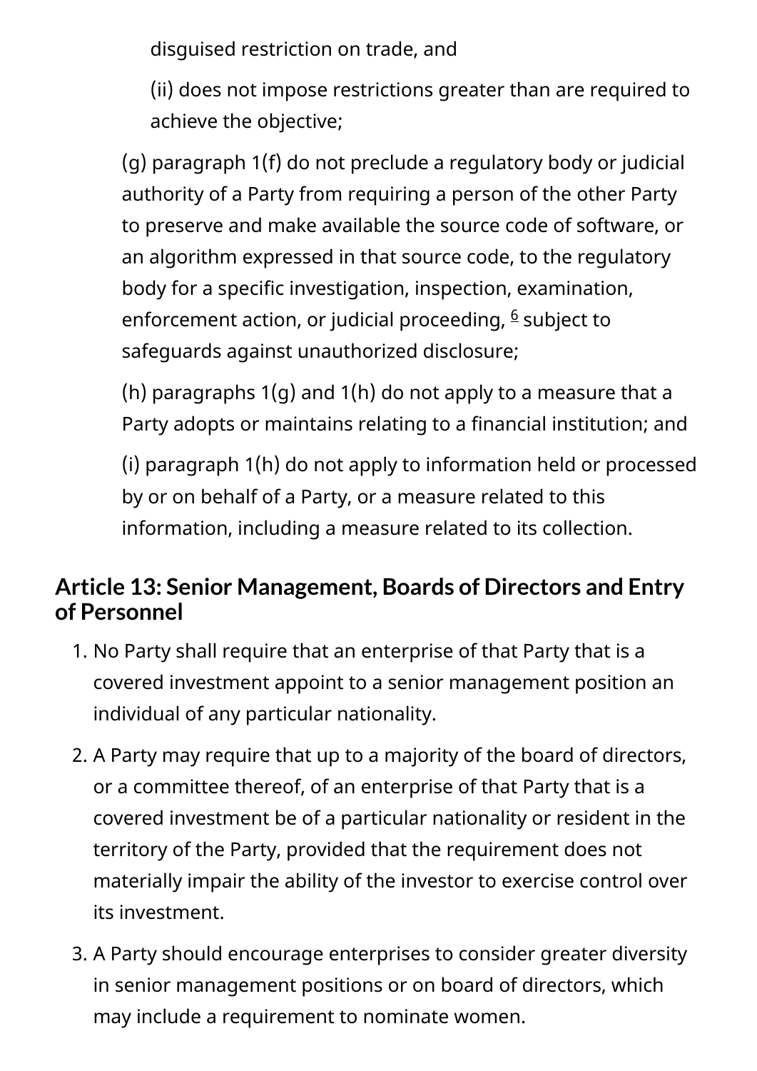disguised restriction on trade, and

(ii) does not impose restrictions greater than are required to achieve the objective;

(g) paragraph 1(f) do not preclude a regulatory body or judicial authority of a Party from requiring a person of the other Party to preserve and make available the source code of software, or an algorithm expressed in that source code, to the regulatory body for a specific investigation, inspection, examination, enforcement action, or judicial proceeding, [6] subject to safeguards against unauthorized disclosure;

(h) paragraphs 1(g) and 1(h) do not apply to a measure that a Party adopts or maintains relating to a financial institution; and

(i) paragraph 1(h) do not apply to information held or processed by or on behalf of a Party, or a measure related to this information, including a measure related to its collection.

## Article 13: Senior Management, Boards of Directors and Entry of Personnel

1. No Party shall require that an enterprise of that Party that is a covered investment appoint to a senior management position an individual of any particular nationality.
2. A Party may require that up to a majority of the board of directors, or a committee thereof, of an enterprise of that Party that is a covered investment be of a particular nationality or resident in the territory of the Party, provided that the requirement does not materially impair the ability of the investor to exercise control over its investment.
3. A Party should encourage enterprises to consider greater diversity in senior management positions or on board of directors, which may include a requirement to nominate women.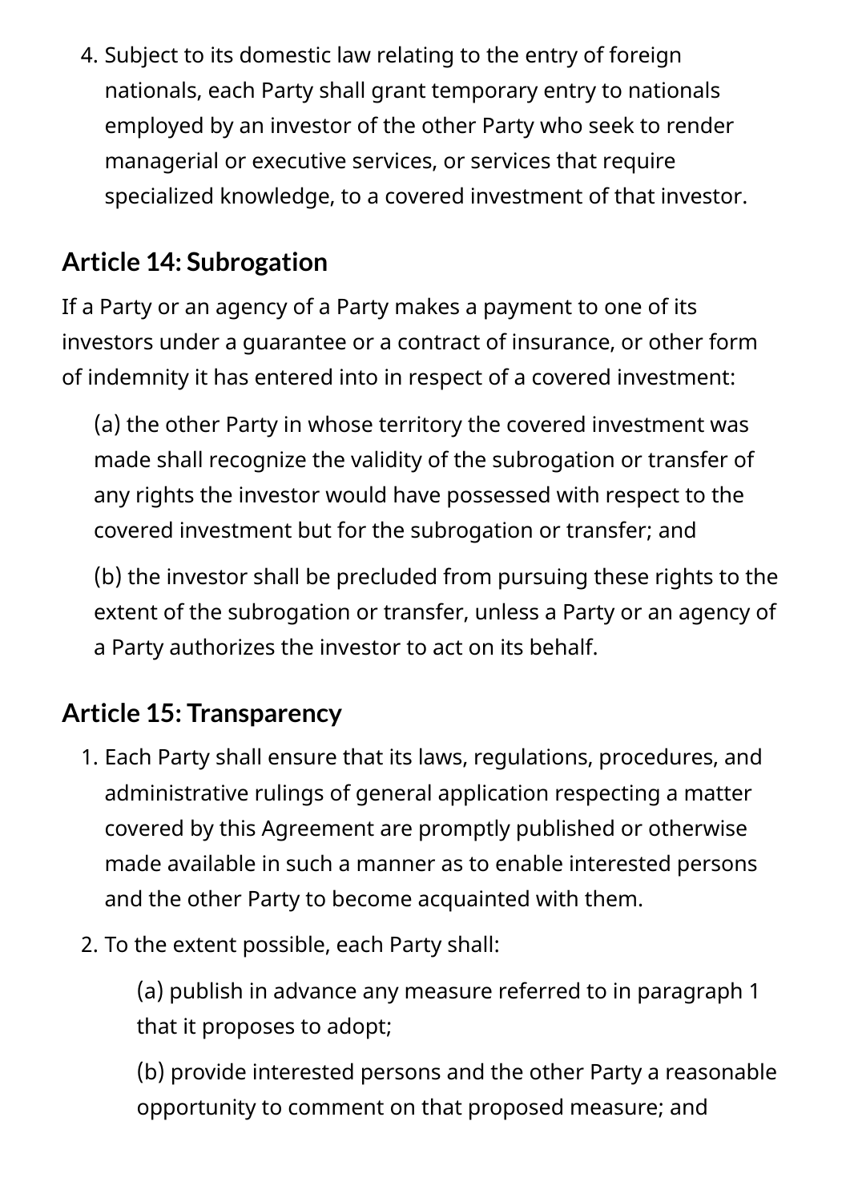4. Subject to its domestic law relating to the entry of foreign nationals, each Party shall grant temporary entry to nationals employed by an investor of the other Party who seek to render managerial or executive services, or services that require specialized knowledge, to a covered investment of that investor.

## Article 14: Subrogation

If a Party or an agency of a Party makes a payment to one of its investors under a guarantee or a contract of insurance, or other form of indemnity it has entered into in respect of a covered investment:

(a) the other Party in whose territory the covered investment was made shall recognize the validity of the subrogation or transfer of any rights the investor would have possessed with respect to the covered investment but for the subrogation or transfer; and

(b) the investor shall be precluded from pursuing these rights to the extent of the subrogation or transfer, unless a Party or an agency of a Party authorizes the investor to act on its behalf.

## Article 15: Transparency

1. Each Party shall ensure that its laws, regulations, procedures, and administrative rulings of general application respecting a matter covered by this Agreement are promptly published or otherwise made available in such a manner as to enable interested persons and the other Party to become acquainted with them.
2. To the extent possible, each Party shall:

   (a) publish in advance any measure referred to in paragraph 1 that it proposes to adopt;

   (b) provide interested persons and the other Party a reasonable opportunity to comment on that proposed measure; and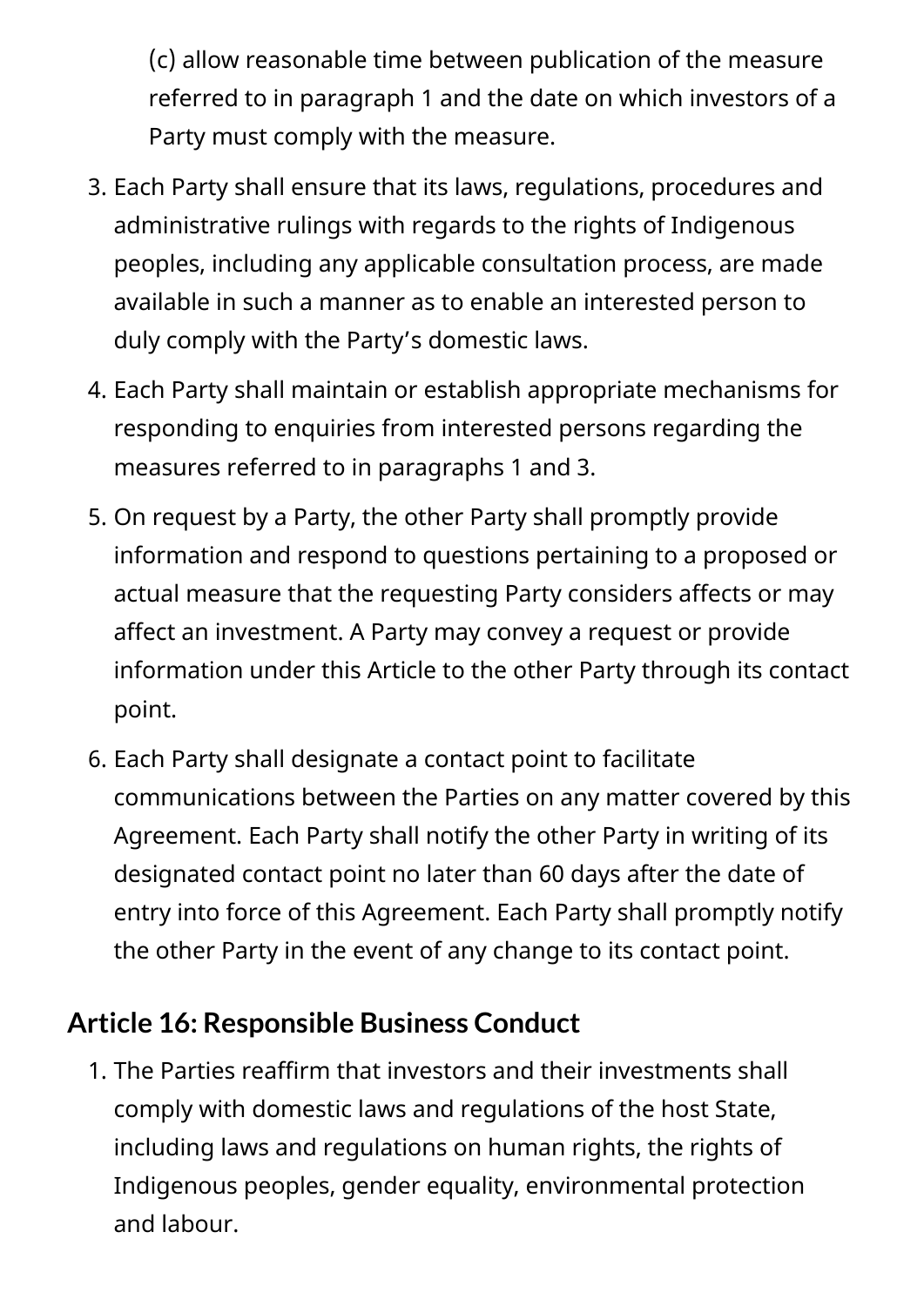(c) allow reasonable time between publication of the measure referred to in paragraph 1 and the date on which investors of a Party must comply with the measure.

3. Each Party shall ensure that its laws, regulations, procedures and administrative rulings with regards to the rights of Indigenous peoples, including any applicable consultation process, are made available in such a manner as to enable an interested person to duly comply with the Party's domestic laws.
4. Each Party shall maintain or establish appropriate mechanisms for responding to enquiries from interested persons regarding the measures referred to in paragraphs 1 and 3.
5. On request by a Party, the other Party shall promptly provide information and respond to questions pertaining to a proposed or actual measure that the requesting Party considers affects or may affect an investment. A Party may convey a request or provide information under this Article to the other Party through its contact point.
6. Each Party shall designate a contact point to facilitate communications between the Parties on any matter covered by this Agreement. Each Party shall notify the other Party in writing of its designated contact point no later than 60 days after the date of entry into force of this Agreement. Each Party shall promptly notify the other Party in the event of any change to its contact point.

## Article 16: Responsible Business Conduct

1. The Parties reaffirm that investors and their investments shall comply with domestic laws and regulations of the host State, including laws and regulations on human rights, the rights of Indigenous peoples, gender equality, environmental protection and labour.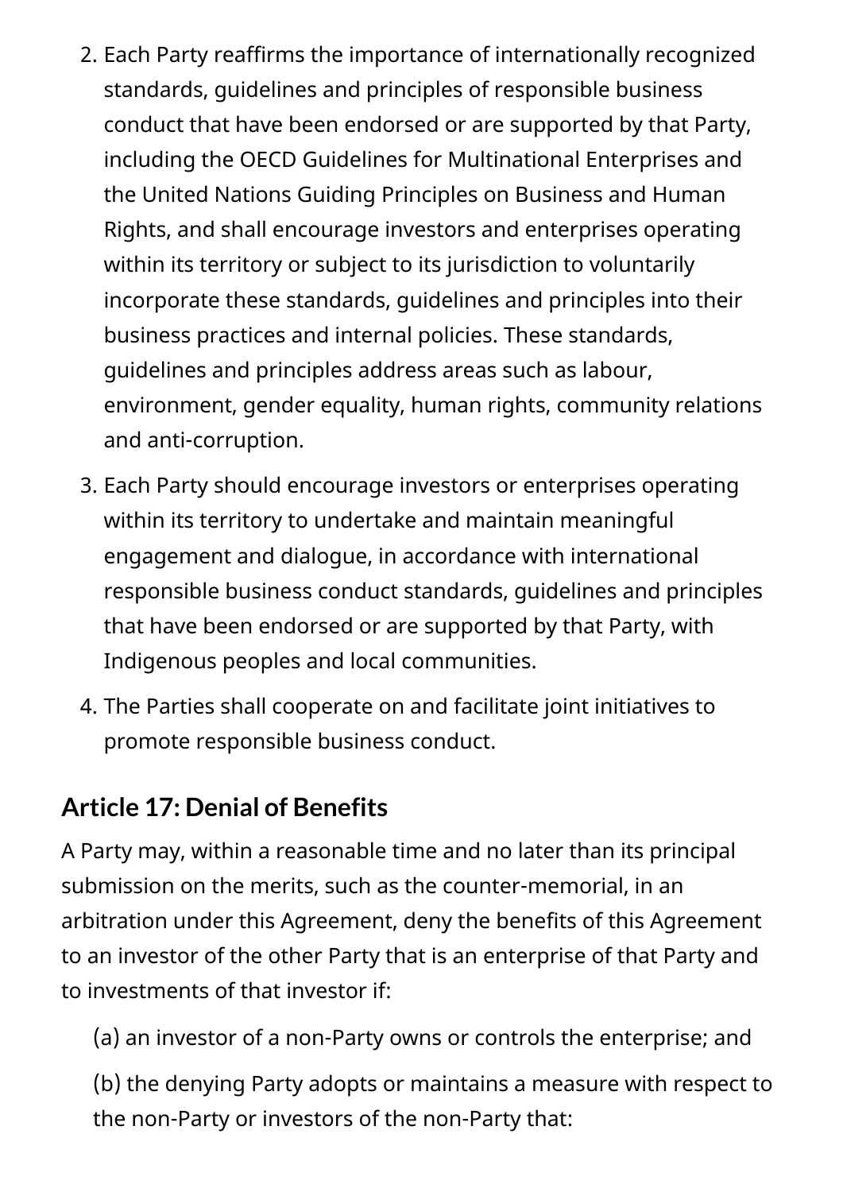2. Each Party reaffirms the importance of internationally recognized standards, guidelines and principles of responsible business conduct that have been endorsed or are supported by that Party, including the OECD Guidelines for Multinational Enterprises and the United Nations Guiding Principles on Business and Human Rights, and shall encourage investors and enterprises operating within its territory or subject to its jurisdiction to voluntarily incorporate these standards, guidelines and principles into their business practices and internal policies. These standards, guidelines and principles address areas such as labour, environment, gender equality, human rights, community relations and anti-corruption.
3. Each Party should encourage investors or enterprises operating within its territory to undertake and maintain meaningful engagement and dialogue, in accordance with international responsible business conduct standards, guidelines and principles that have been endorsed or are supported by that Party, with Indigenous peoples and local communities.
4. The Parties shall cooperate on and facilitate joint initiatives to promote responsible business conduct.

## Article 17: Denial of Benefits

A Party may, within a reasonable time and no later than its principal submission on the merits, such as the counter-memorial, in an arbitration under this Agreement, deny the benefits of this Agreement to an investor of the other Party that is an enterprise of that Party and to investments of that investor if:

(a) an investor of a non-Party owns or controls the enterprise; and

(b) the denying Party adopts or maintains a measure with respect to the non-Party or investors of the non-Party that: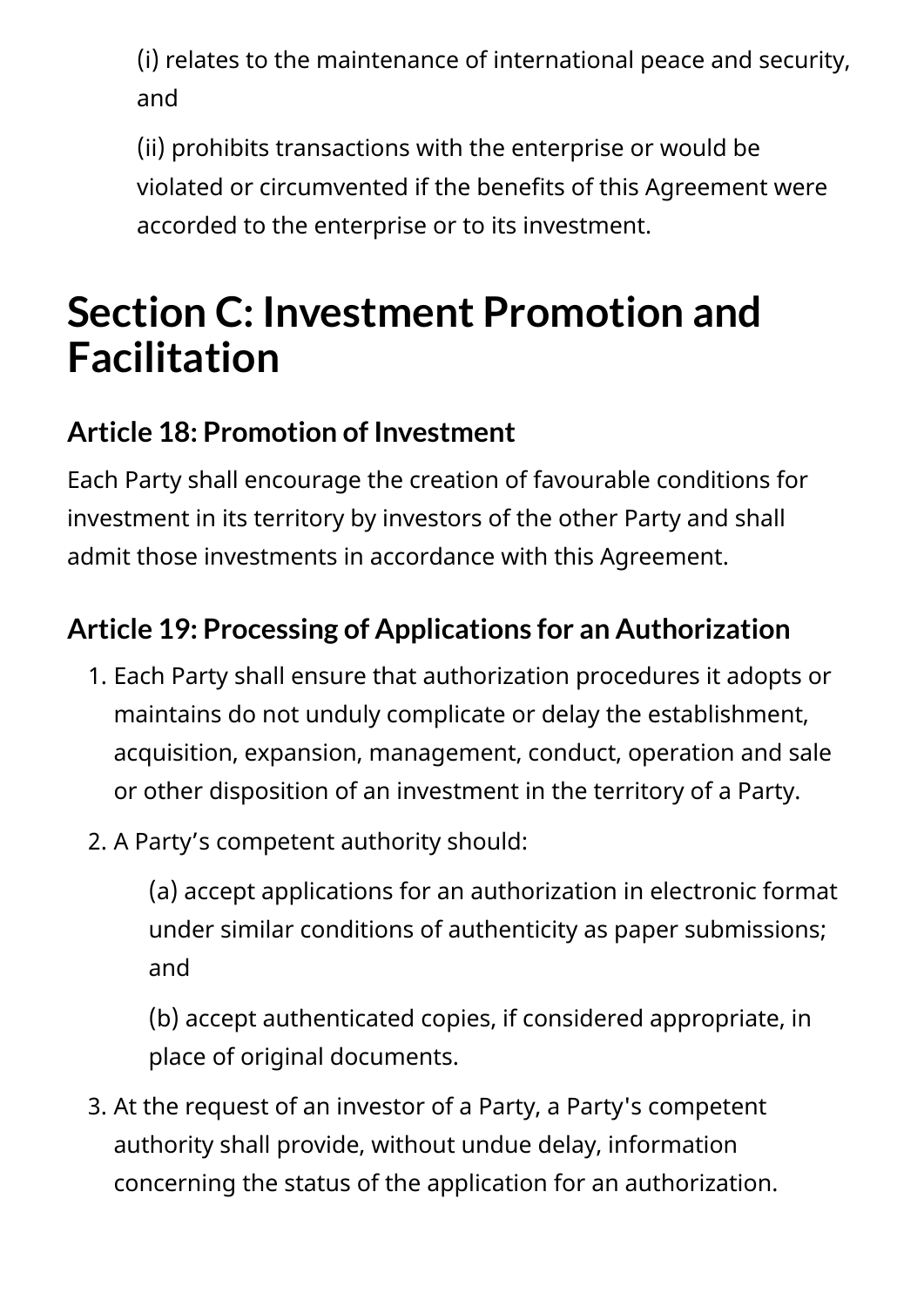(i) relates to the maintenance of international peace and security, and

(ii) prohibits transactions with the enterprise or would be violated or circumvented if the benefits of this Agreement were accorded to the enterprise or to its investment.

# Section C: Investment Promotion and Facilitation

### Article 18: Promotion of Investment

Each Party shall encourage the creation of favourable conditions for investment in its territory by investors of the other Party and shall admit those investments in accordance with this Agreement.

### Article 19: Processing of Applications for an Authorization

1. Each Party shall ensure that authorization procedures it adopts or maintains do not unduly complicate or delay the establishment, acquisition, expansion, management, conduct, operation and sale or other disposition of an investment in the territory of a Party.
2. A Party’s competent authority should:

   (a) accept applications for an authorization in electronic format under similar conditions of authenticity as paper submissions; and

   (b) accept authenticated copies, if considered appropriate, in place of original documents.
3. At the request of an investor of a Party, a Party's competent authority shall provide, without undue delay, information concerning the status of the application for an authorization.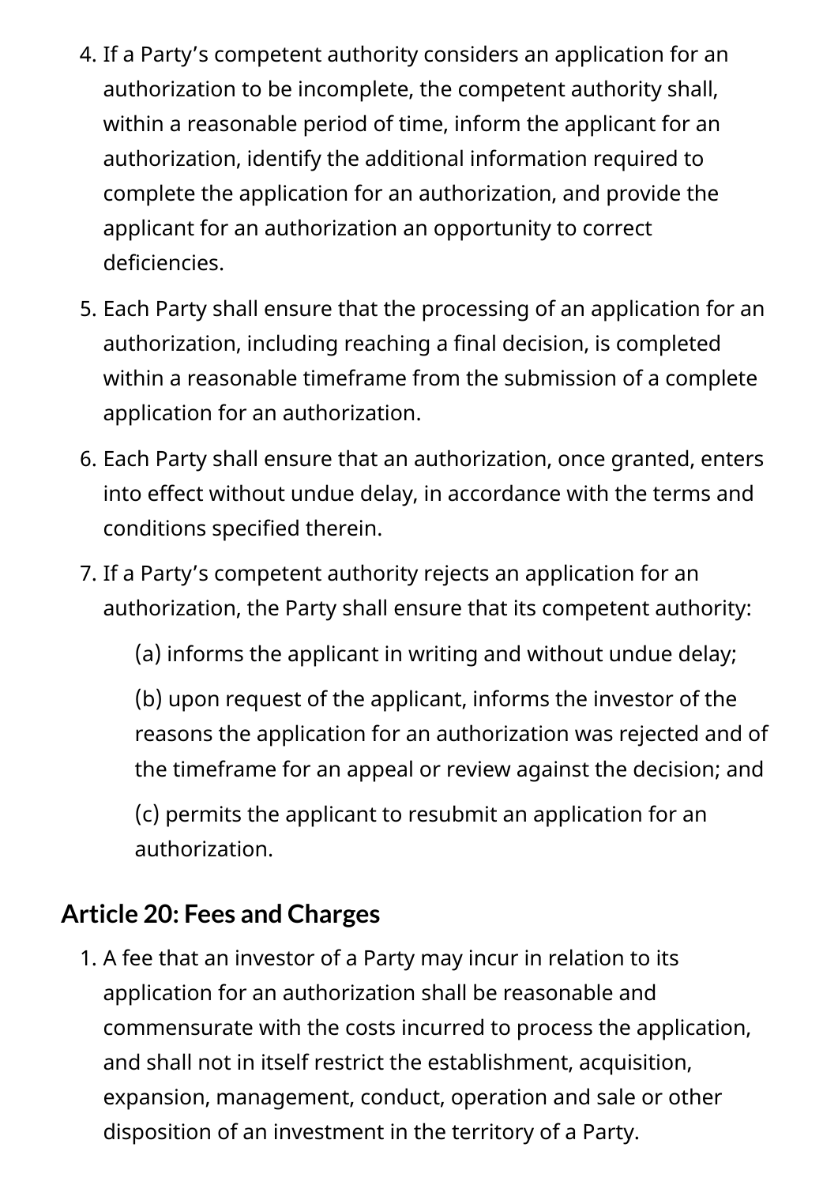4. If a Party's competent authority considers an application for an authorization to be incomplete, the competent authority shall, within a reasonable period of time, inform the applicant for an authorization, identify the additional information required to complete the application for an authorization, and provide the applicant for an authorization an opportunity to correct deficiencies.
5. Each Party shall ensure that the processing of an application for an authorization, including reaching a final decision, is completed within a reasonable timeframe from the submission of a complete application for an authorization.
6. Each Party shall ensure that an authorization, once granted, enters into effect without undue delay, in accordance with the terms and conditions specified therein.
7. If a Party's competent authority rejects an application for an authorization, the Party shall ensure that its competent authority:

   (a) informs the applicant in writing and without undue delay;

   (b) upon request of the applicant, informs the investor of the reasons the application for an authorization was rejected and of the timeframe for an appeal or review against the decision; and

   (c) permits the applicant to resubmit an application for an authorization.

## Article 20: Fees and Charges

1. A fee that an investor of a Party may incur in relation to its application for an authorization shall be reasonable and commensurate with the costs incurred to process the application, and shall not in itself restrict the establishment, acquisition, expansion, management, conduct, operation and sale or other disposition of an investment in the territory of a Party.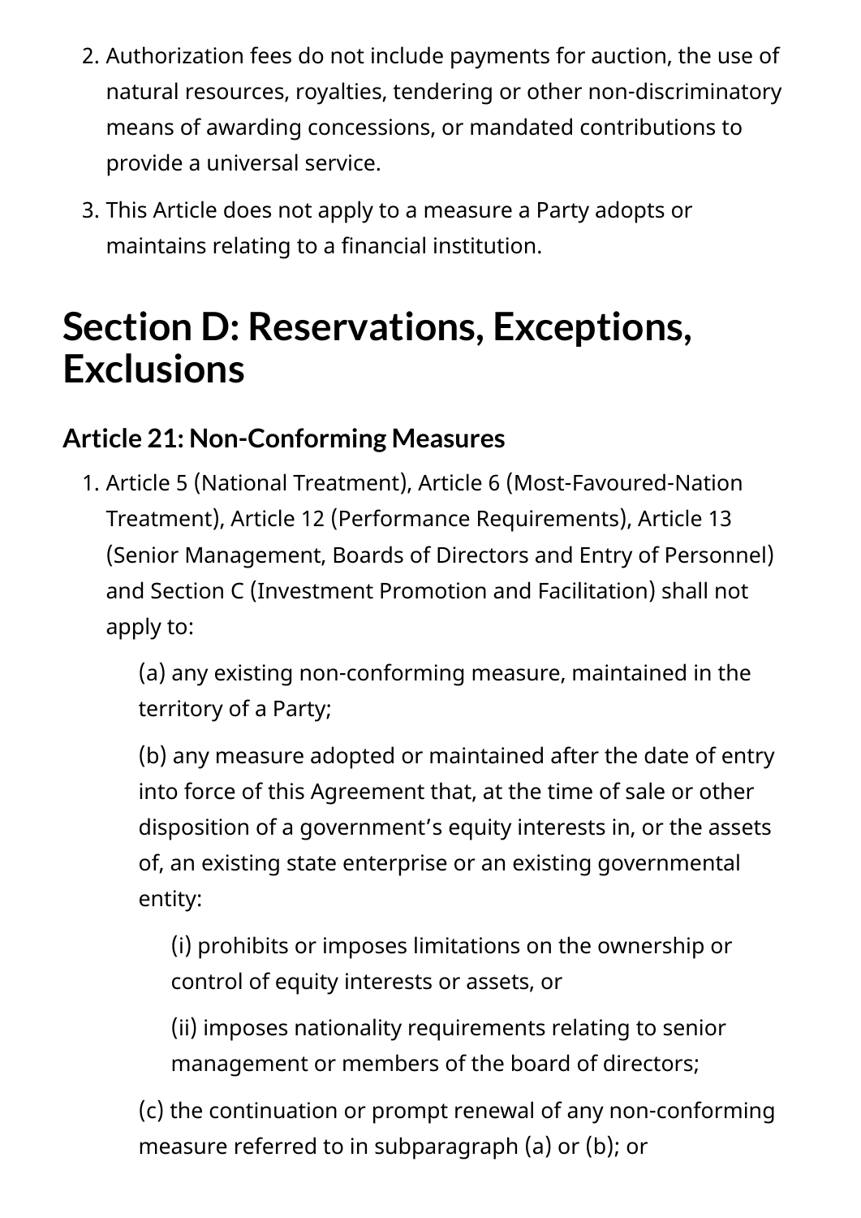2. Authorization fees do not include payments for auction, the use of natural resources, royalties, tendering or other non-discriminatory means of awarding concessions, or mandated contributions to provide a universal service.
3. This Article does not apply to a measure a Party adopts or maintains relating to a financial institution.

## Section D: Reservations, Exceptions, Exclusions

### Article 21: Non-Conforming Measures

1. Article 5 (National Treatment), Article 6 (Most-Favoured-Nation Treatment), Article 12 (Performance Requirements), Article 13 (Senior Management, Boards of Directors and Entry of Personnel) and Section C (Investment Promotion and Facilitation) shall not apply to:

    (a) any existing non-conforming measure, maintained in the territory of a Party;

    (b) any measure adopted or maintained after the date of entry into force of this Agreement that, at the time of sale or other disposition of a government's equity interests in, or the assets of, an existing state enterprise or an existing governmental entity:

    (i) prohibits or imposes limitations on the ownership or control of equity interests or assets, or

    (ii) imposes nationality requirements relating to senior management or members of the board of directors;

    (c) the continuation or prompt renewal of any non-conforming measure referred to in subparagraph (a) or (b); or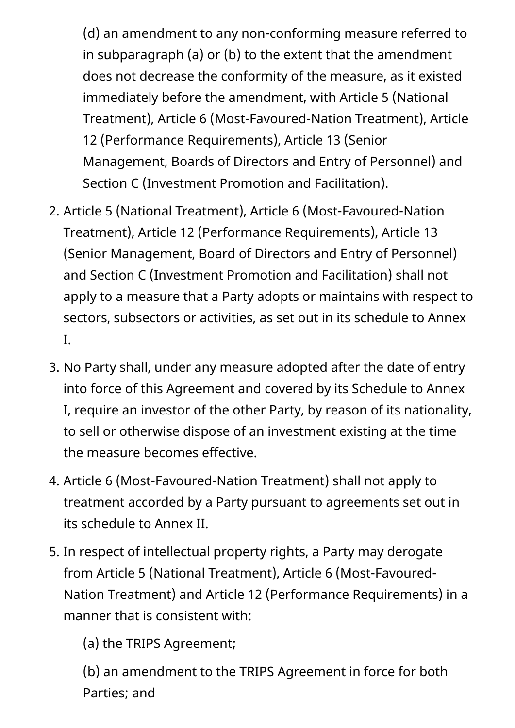(d) an amendment to any non-conforming measure referred to in subparagraph (a) or (b) to the extent that the amendment does not decrease the conformity of the measure, as it existed immediately before the amendment, with Article 5 (National Treatment), Article 6 (Most-Favoured-Nation Treatment), Article 12 (Performance Requirements), Article 13 (Senior Management, Boards of Directors and Entry of Personnel) and Section C (Investment Promotion and Facilitation).

2. Article 5 (National Treatment), Article 6 (Most-Favoured-Nation Treatment), Article 12 (Performance Requirements), Article 13 (Senior Management, Board of Directors and Entry of Personnel) and Section C (Investment Promotion and Facilitation) shall not apply to a measure that a Party adopts or maintains with respect to sectors, subsectors or activities, as set out in its schedule to Annex I.
3. No Party shall, under any measure adopted after the date of entry into force of this Agreement and covered by its Schedule to Annex I, require an investor of the other Party, by reason of its nationality, to sell or otherwise dispose of an investment existing at the time the measure becomes effective.
4. Article 6 (Most-Favoured-Nation Treatment) shall not apply to treatment accorded by a Party pursuant to agreements set out in its schedule to Annex II.
5. In respect of intellectual property rights, a Party may derogate from Article 5 (National Treatment), Article 6 (Most-Favoured-Nation Treatment) and Article 12 (Performance Requirements) in a manner that is consistent with:

   (a) the TRIPS Agreement;

   (b) an amendment to the TRIPS Agreement in force for both Parties; and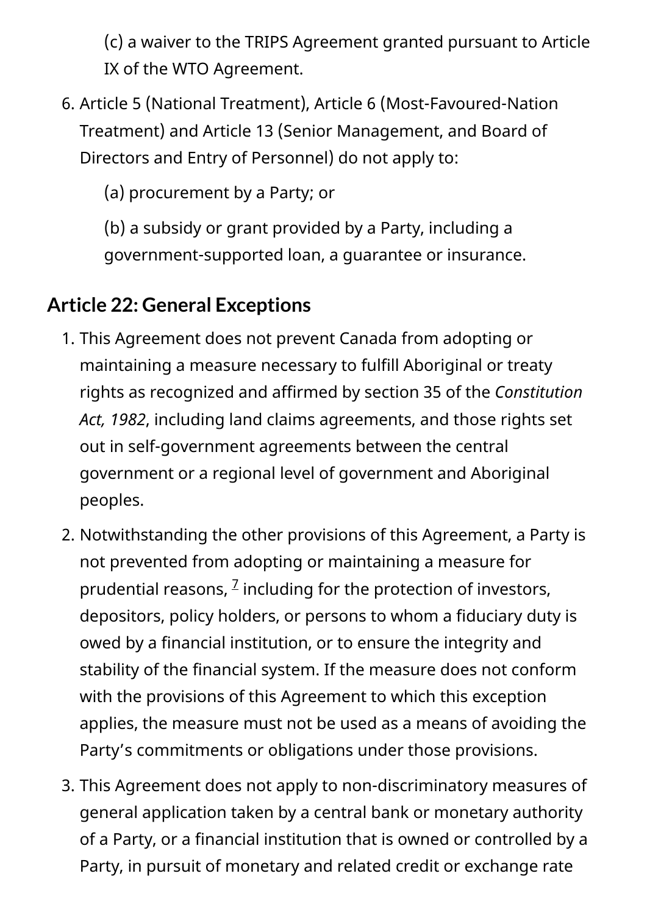(c) a waiver to the TRIPS Agreement granted pursuant to Article IX of the WTO Agreement.

6. Article 5 (National Treatment), Article 6 (Most-Favoured-Nation Treatment) and Article 13 (Senior Management, and Board of Directors and Entry of Personnel) do not apply to:

   (a) procurement by a Party; or

   (b) a subsidy or grant provided by a Party, including a government-supported loan, a guarantee or insurance.

## Article 22: General Exceptions

1. This Agreement does not prevent Canada from adopting or maintaining a measure necessary to fulfill Aboriginal or treaty rights as recognized and affirmed by section 35 of the *Constitution Act, 1982*, including land claims agreements, and those rights set out in self-government agreements between the central government or a regional level of government and Aboriginal peoples.
2. Notwithstanding the other provisions of this Agreement, a Party is not prevented from adopting or maintaining a measure for prudential reasons, [7] including for the protection of investors, depositors, policy holders, or persons to whom a fiduciary duty is owed by a financial institution, or to ensure the integrity and stability of the financial system. If the measure does not conform with the provisions of this Agreement to which this exception applies, the measure must not be used as a means of avoiding the Party's commitments or obligations under those provisions.
3. This Agreement does not apply to non-discriminatory measures of general application taken by a central bank or monetary authority of a Party, or a financial institution that is owned or controlled by a Party, in pursuit of monetary and related credit or exchange rate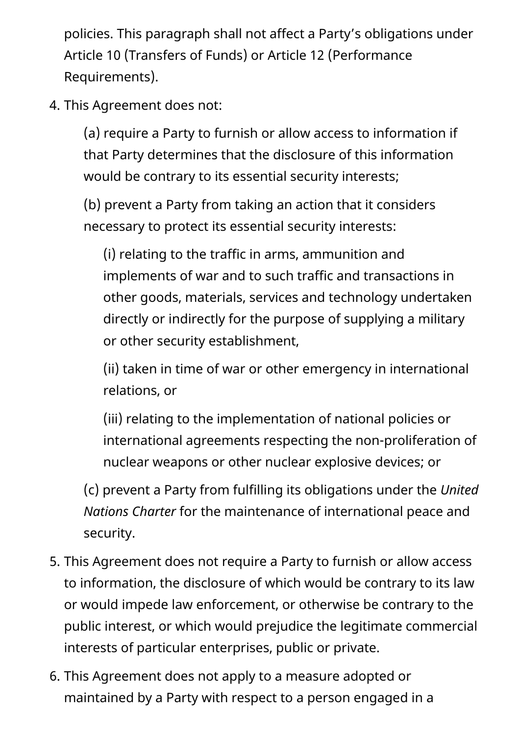policies. This paragraph shall not affect a Party's obligations under Article 10 (Transfers of Funds) or Article 12 (Performance Requirements).

4. This Agreement does not:

   (a) require a Party to furnish or allow access to information if that Party determines that the disclosure of this information would be contrary to its essential security interests;

   (b) prevent a Party from taking an action that it considers necessary to protect its essential security interests:

      (i) relating to the traffic in arms, ammunition and implements of war and to such traffic and transactions in other goods, materials, services and technology undertaken directly or indirectly for the purpose of supplying a military or other security establishment,

      (ii) taken in time of war or other emergency in international relations, or

      (iii) relating to the implementation of national policies or international agreements respecting the non-proliferation of nuclear weapons or other nuclear explosive devices; or

   (c) prevent a Party from fulfilling its obligations under the *United Nations Charter* for the maintenance of international peace and security.

5. This Agreement does not require a Party to furnish or allow access to information, the disclosure of which would be contrary to its law or would impede law enforcement, or otherwise be contrary to the public interest, or which would prejudice the legitimate commercial interests of particular enterprises, public or private.

6. This Agreement does not apply to a measure adopted or maintained by a Party with respect to a person engaged in a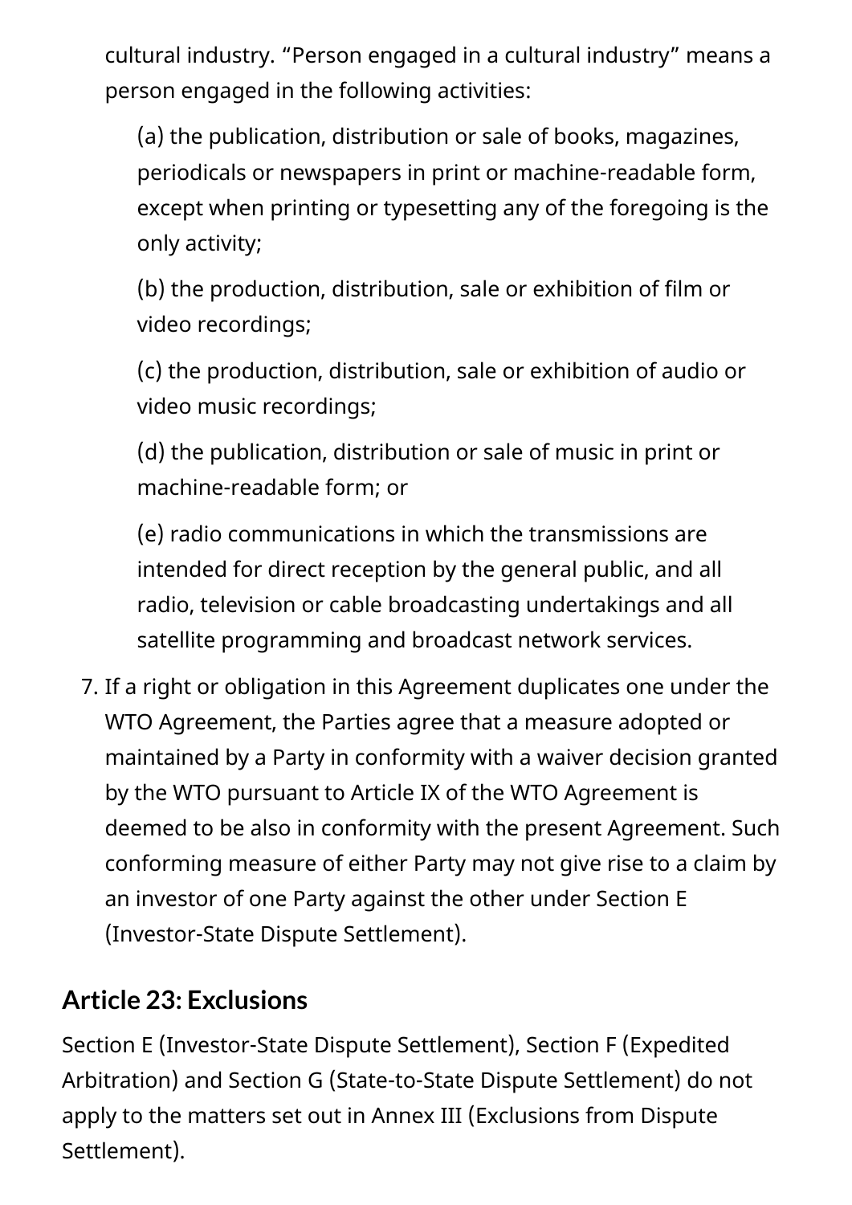cultural industry. “Person engaged in a cultural industry” means a person engaged in the following activities:

(a) the publication, distribution or sale of books, magazines, periodicals or newspapers in print or machine-readable form, except when printing or typesetting any of the foregoing is the only activity;

(b) the production, distribution, sale or exhibition of film or video recordings;

(c) the production, distribution, sale or exhibition of audio or video music recordings;

(d) the publication, distribution or sale of music in print or machine-readable form; or

(e) radio communications in which the transmissions are intended for direct reception by the general public, and all radio, television or cable broadcasting undertakings and all satellite programming and broadcast network services.

7. If a right or obligation in this Agreement duplicates one under the WTO Agreement, the Parties agree that a measure adopted or maintained by a Party in conformity with a waiver decision granted by the WTO pursuant to Article IX of the WTO Agreement is deemed to be also in conformity with the present Agreement. Such conforming measure of either Party may not give rise to a claim by an investor of one Party against the other under Section E (Investor-State Dispute Settlement).

## Article 23: Exclusions

Section E (Investor-State Dispute Settlement), Section F (Expedited Arbitration) and Section G (State-to-State Dispute Settlement) do not apply to the matters set out in Annex III (Exclusions from Dispute Settlement).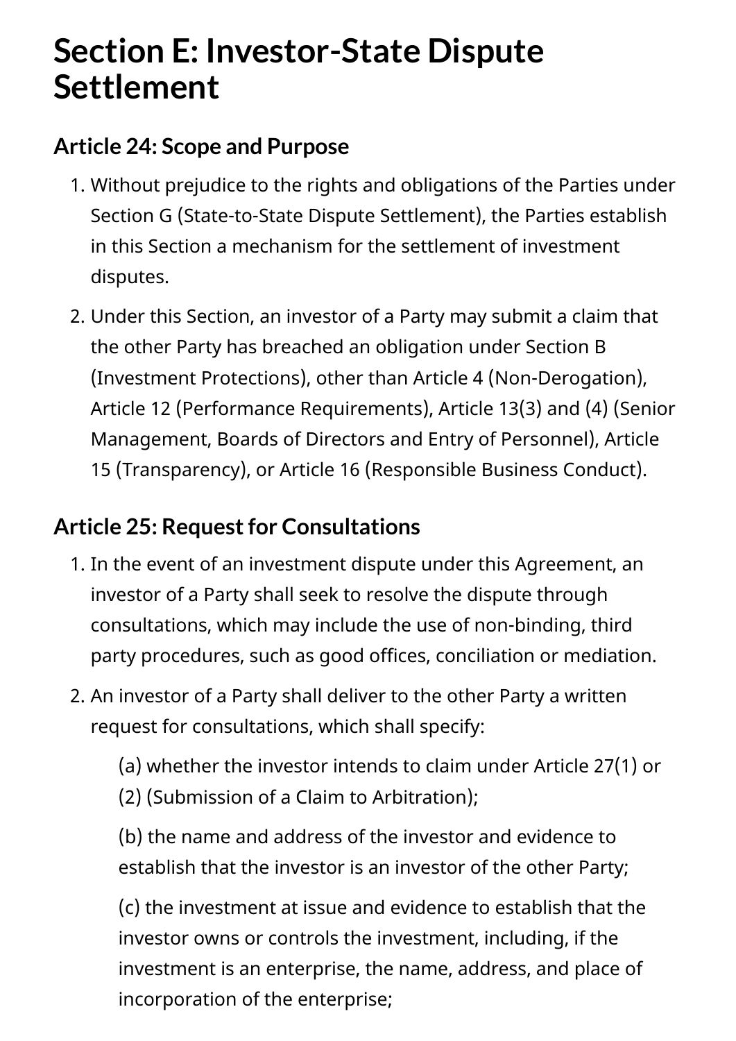# Section E: Investor-State Dispute Settlement

## Article 24: Scope and Purpose

1. Without prejudice to the rights and obligations of the Parties under Section G (State-to-State Dispute Settlement), the Parties establish in this Section a mechanism for the settlement of investment disputes.
2. Under this Section, an investor of a Party may submit a claim that the other Party has breached an obligation under Section B (Investment Protections), other than Article 4 (Non-Derogation), Article 12 (Performance Requirements), Article 13(3) and (4) (Senior Management, Boards of Directors and Entry of Personnel), Article 15 (Transparency), or Article 16 (Responsible Business Conduct).

## Article 25: Request for Consultations

1. In the event of an investment dispute under this Agreement, an investor of a Party shall seek to resolve the dispute through consultations, which may include the use of non-binding, third party procedures, such as good offices, conciliation or mediation.
2. An investor of a Party shall deliver to the other Party a written request for consultations, which shall specify:

   (a) whether the investor intends to claim under Article 27(1) or (2) (Submission of a Claim to Arbitration);

   (b) the name and address of the investor and evidence to establish that the investor is an investor of the other Party;

   (c) the investment at issue and evidence to establish that the investor owns or controls the investment, including, if the investment is an enterprise, the name, address, and place of incorporation of the enterprise;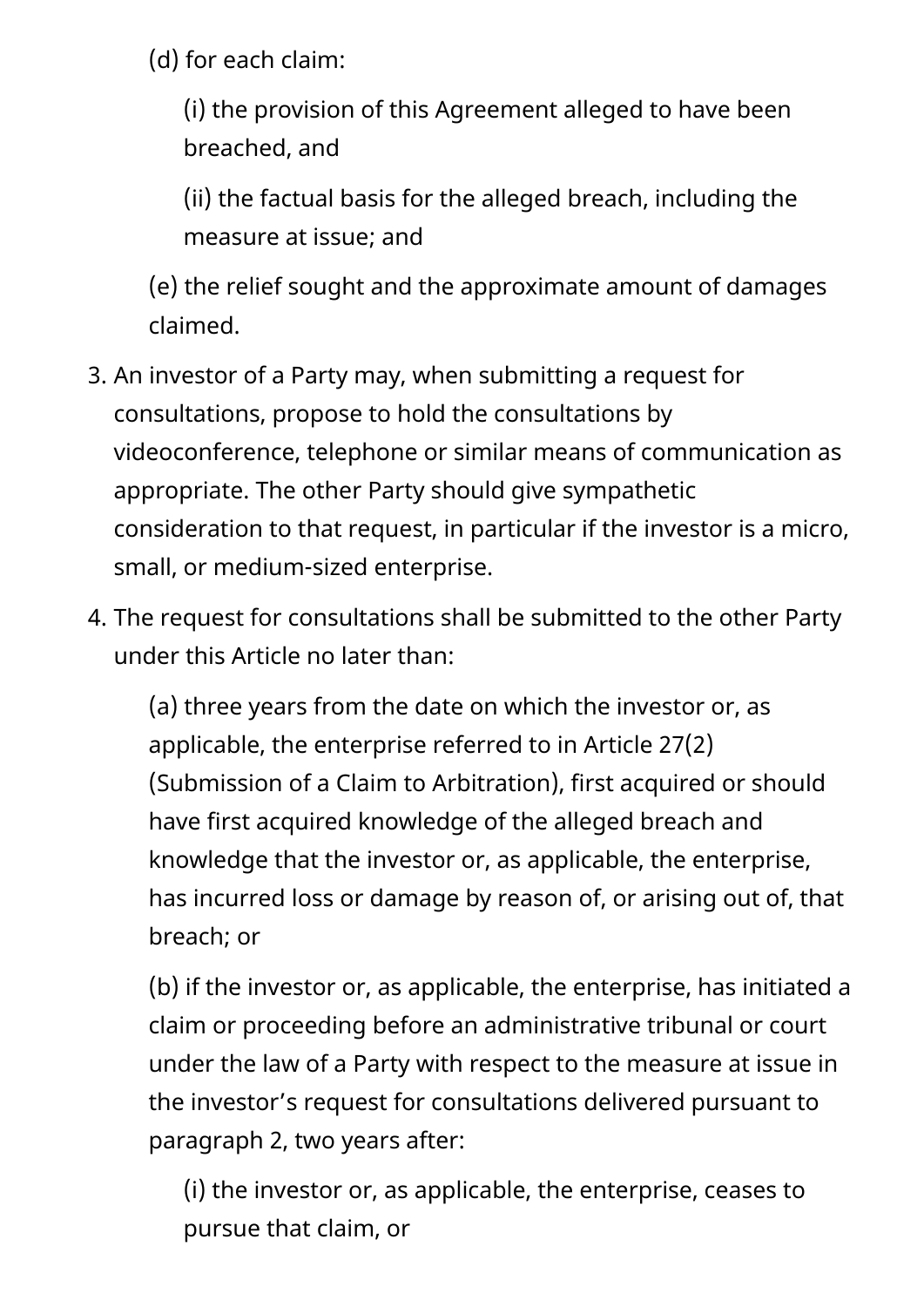(d) for each claim:

(i) the provision of this Agreement alleged to have been breached, and

(ii) the factual basis for the alleged breach, including the measure at issue; and

(e) the relief sought and the approximate amount of damages claimed.

3. An investor of a Party may, when submitting a request for consultations, propose to hold the consultations by videoconference, telephone or similar means of communication as appropriate. The other Party should give sympathetic consideration to that request, in particular if the investor is a micro, small, or medium-sized enterprise.

4. The request for consultations shall be submitted to the other Party under this Article no later than:

   (a) three years from the date on which the investor or, as applicable, the enterprise referred to in Article 27(2) (Submission of a Claim to Arbitration), first acquired or should have first acquired knowledge of the alleged breach and knowledge that the investor or, as applicable, the enterprise, has incurred loss or damage by reason of, or arising out of, that breach; or

   (b) if the investor or, as applicable, the enterprise, has initiated a claim or proceeding before an administrative tribunal or court under the law of a Party with respect to the measure at issue in the investor's request for consultations delivered pursuant to paragraph 2, two years after:

      (i) the investor or, as applicable, the enterprise, ceases to pursue that claim, or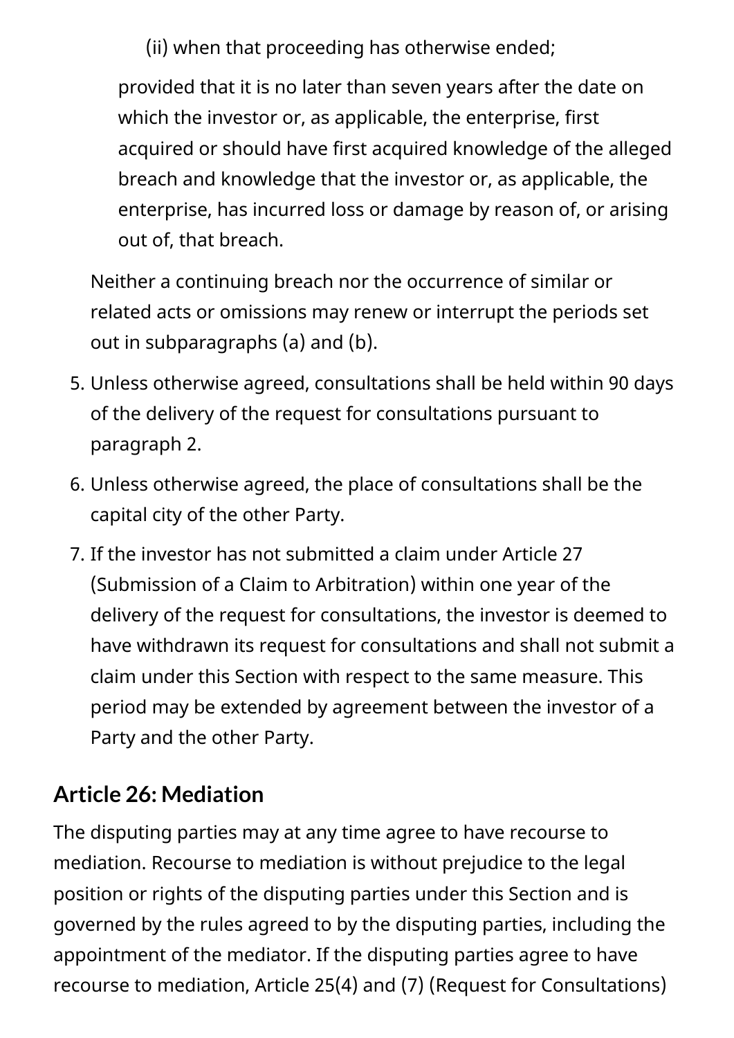(ii) when that proceeding has otherwise ended;

  provided that it is no later than seven years after the date on which the investor or, as applicable, the enterprise, first acquired or should have first acquired knowledge of the alleged breach and knowledge that the investor or, as applicable, the enterprise, has incurred loss or damage by reason of, or arising out of, that breach.

  Neither a continuing breach nor the occurrence of similar or related acts or omissions may renew or interrupt the periods set out in subparagraphs (a) and (b).

5. Unless otherwise agreed, consultations shall be held within 90 days of the delivery of the request for consultations pursuant to paragraph 2.
6. Unless otherwise agreed, the place of consultations shall be the capital city of the other Party.
7. If the investor has not submitted a claim under Article 27 (Submission of a Claim to Arbitration) within one year of the delivery of the request for consultations, the investor is deemed to have withdrawn its request for consultations and shall not submit a claim under this Section with respect to the same measure. This period may be extended by agreement between the investor of a Party and the other Party.

## Article 26: Mediation

The disputing parties may at any time agree to have recourse to mediation. Recourse to mediation is without prejudice to the legal position or rights of the disputing parties under this Section and is governed by the rules agreed to by the disputing parties, including the appointment of the mediator. If the disputing parties agree to have recourse to mediation, Article 25(4) and (7) (Request for Consultations)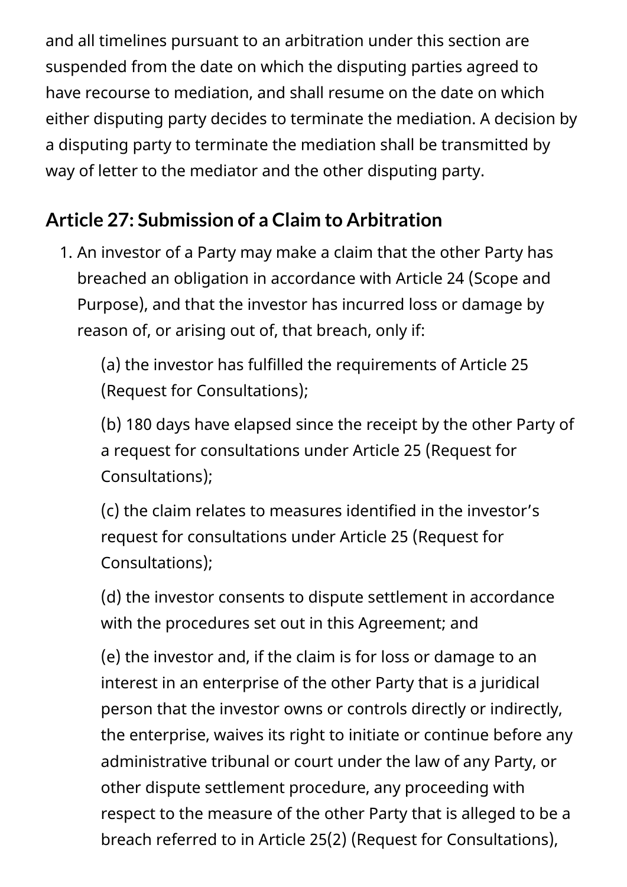and all timelines pursuant to an arbitration under this section are suspended from the date on which the disputing parties agreed to have recourse to mediation, and shall resume on the date on which either disputing party decides to terminate the mediation. A decision by a disputing party to terminate the mediation shall be transmitted by way of letter to the mediator and the other disputing party.

## Article 27: Submission of a Claim to Arbitration

1. An investor of a Party may make a claim that the other Party has breached an obligation in accordance with Article 24 (Scope and Purpose), and that the investor has incurred loss or damage by reason of, or arising out of, that breach, only if:

   (a) the investor has fulfilled the requirements of Article 25 (Request for Consultations);

   (b) 180 days have elapsed since the receipt by the other Party of a request for consultations under Article 25 (Request for Consultations);

   (c) the claim relates to measures identified in the investor's request for consultations under Article 25 (Request for Consultations);

   (d) the investor consents to dispute settlement in accordance with the procedures set out in this Agreement; and

   (e) the investor and, if the claim is for loss or damage to an interest in an enterprise of the other Party that is a juridical person that the investor owns or controls directly or indirectly, the enterprise, waives its right to initiate or continue before any administrative tribunal or court under the law of any Party, or other dispute settlement procedure, any proceeding with respect to the measure of the other Party that is alleged to be a breach referred to in Article 25(2) (Request for Consultations),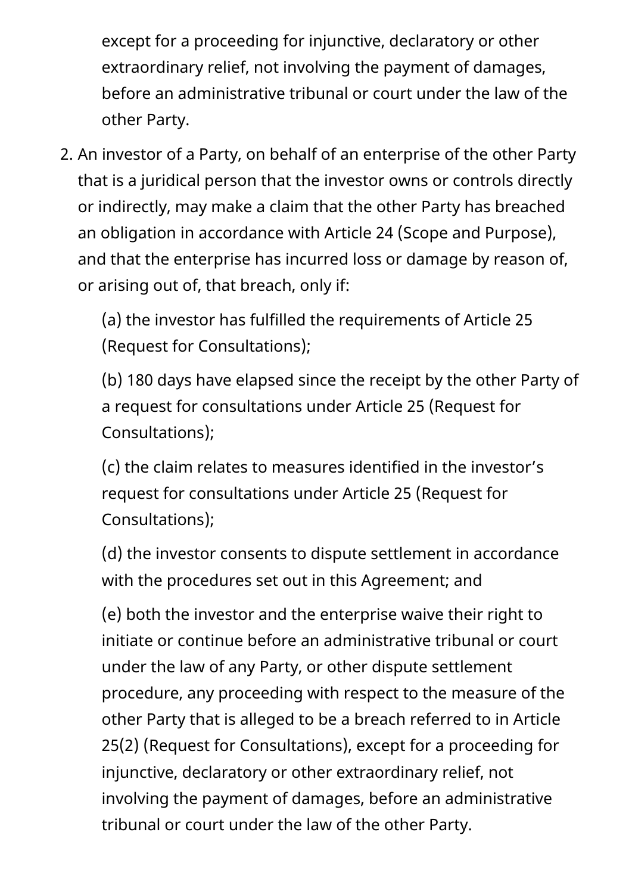except for a proceeding for injunctive, declaratory or other extraordinary relief, not involving the payment of damages, before an administrative tribunal or court under the law of the other Party.

2. An investor of a Party, on behalf of an enterprise of the other Party that is a juridical person that the investor owns or controls directly or indirectly, may make a claim that the other Party has breached an obligation in accordance with Article 24 (Scope and Purpose), and that the enterprise has incurred loss or damage by reason of, or arising out of, that breach, only if:

   (a) the investor has fulfilled the requirements of Article 25 (Request for Consultations);

   (b) 180 days have elapsed since the receipt by the other Party of a request for consultations under Article 25 (Request for Consultations);

   (c) the claim relates to measures identified in the investor's request for consultations under Article 25 (Request for Consultations);

   (d) the investor consents to dispute settlement in accordance with the procedures set out in this Agreement; and

   (e) both the investor and the enterprise waive their right to initiate or continue before an administrative tribunal or court under the law of any Party, or other dispute settlement procedure, any proceeding with respect to the measure of the other Party that is alleged to be a breach referred to in Article 25(2) (Request for Consultations), except for a proceeding for injunctive, declaratory or other extraordinary relief, not involving the payment of damages, before an administrative tribunal or court under the law of the other Party.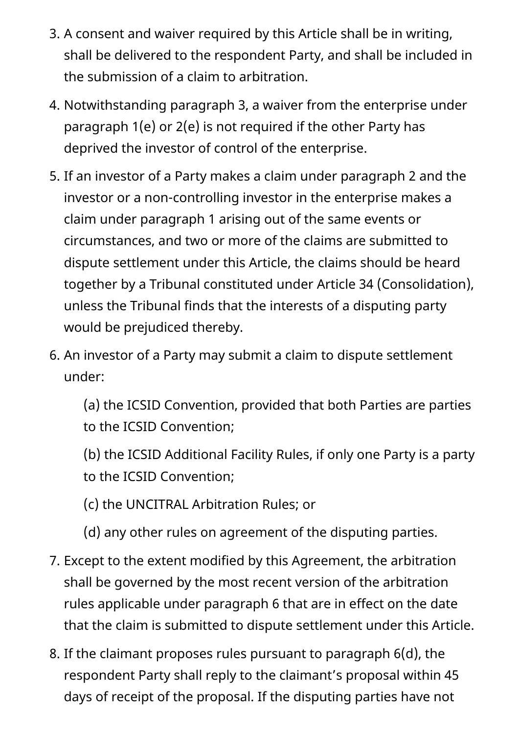3. A consent and waiver required by this Article shall be in writing, shall be delivered to the respondent Party, and shall be included in the submission of a claim to arbitration.
4. Notwithstanding paragraph 3, a waiver from the enterprise under paragraph 1(e) or 2(e) is not required if the other Party has deprived the investor of control of the enterprise.
5. If an investor of a Party makes a claim under paragraph 2 and the investor or a non-controlling investor in the enterprise makes a claim under paragraph 1 arising out of the same events or circumstances, and two or more of the claims are submitted to dispute settlement under this Article, the claims should be heard together by a Tribunal constituted under Article 34 (Consolidation), unless the Tribunal finds that the interests of a disputing party would be prejudiced thereby.
6. An investor of a Party may submit a claim to dispute settlement under:

   (a) the ICSID Convention, provided that both Parties are parties to the ICSID Convention;

   (b) the ICSID Additional Facility Rules, if only one Party is a party to the ICSID Convention;

   (c) the UNCITRAL Arbitration Rules; or

   (d) any other rules on agreement of the disputing parties.
7. Except to the extent modified by this Agreement, the arbitration shall be governed by the most recent version of the arbitration rules applicable under paragraph 6 that are in effect on the date that the claim is submitted to dispute settlement under this Article.
8. If the claimant proposes rules pursuant to paragraph 6(d), the respondent Party shall reply to the claimant's proposal within 45 days of receipt of the proposal. If the disputing parties have not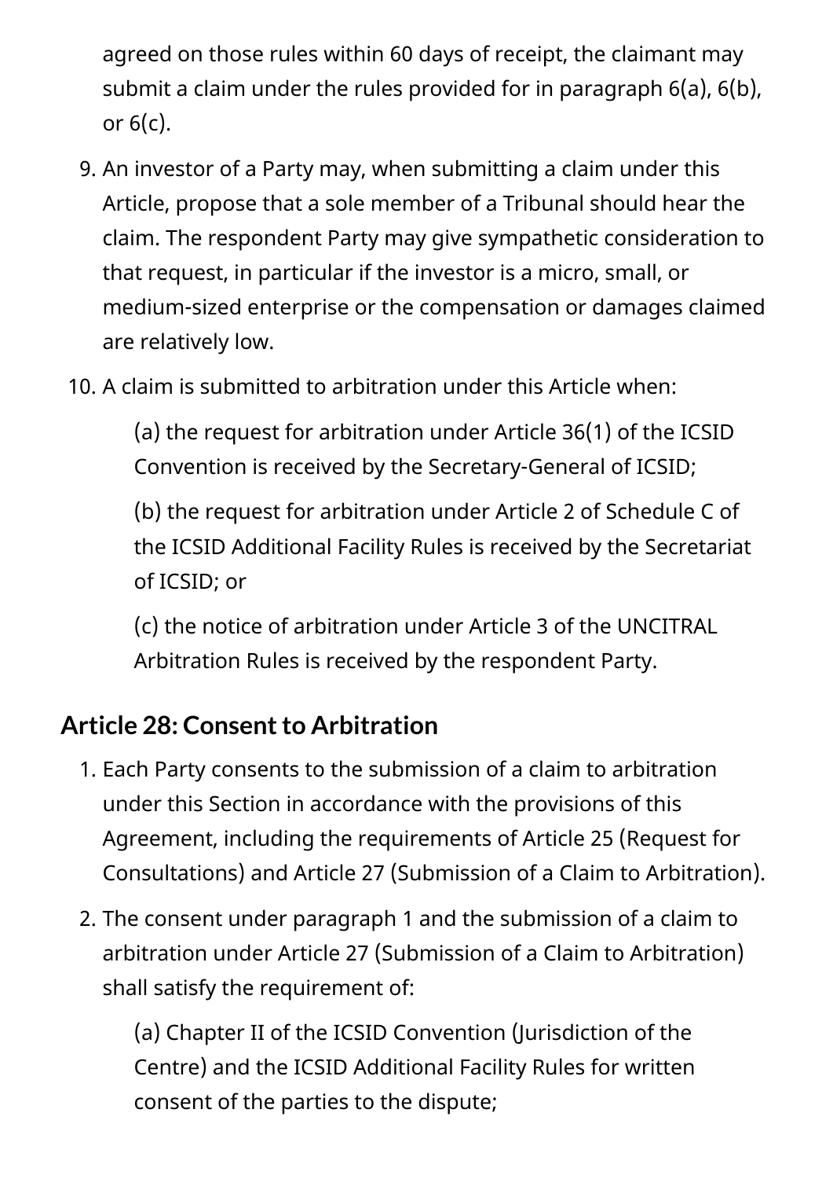agreed on those rules within 60 days of receipt, the claimant may submit a claim under the rules provided for in paragraph 6(a), 6(b), or 6(c).

9. An investor of a Party may, when submitting a claim under this Article, propose that a sole member of a Tribunal should hear the claim. The respondent Party may give sympathetic consideration to that request, in particular if the investor is a micro, small, or medium-sized enterprise or the compensation or damages claimed are relatively low.
10. A claim is submitted to arbitration under this Article when:

    (a) the request for arbitration under Article 36(1) of the ICSID Convention is received by the Secretary-General of ICSID;

    (b) the request for arbitration under Article 2 of Schedule C of the ICSID Additional Facility Rules is received by the Secretariat of ICSID; or

    (c) the notice of arbitration under Article 3 of the UNCITRAL Arbitration Rules is received by the respondent Party.

## Article 28: Consent to Arbitration

1. Each Party consents to the submission of a claim to arbitration under this Section in accordance with the provisions of this Agreement, including the requirements of Article 25 (Request for Consultations) and Article 27 (Submission of a Claim to Arbitration).
2. The consent under paragraph 1 and the submission of a claim to arbitration under Article 27 (Submission of a Claim to Arbitration) shall satisfy the requirement of:

    (a) Chapter II of the ICSID Convention (Jurisdiction of the Centre) and the ICSID Additional Facility Rules for written consent of the parties to the dispute;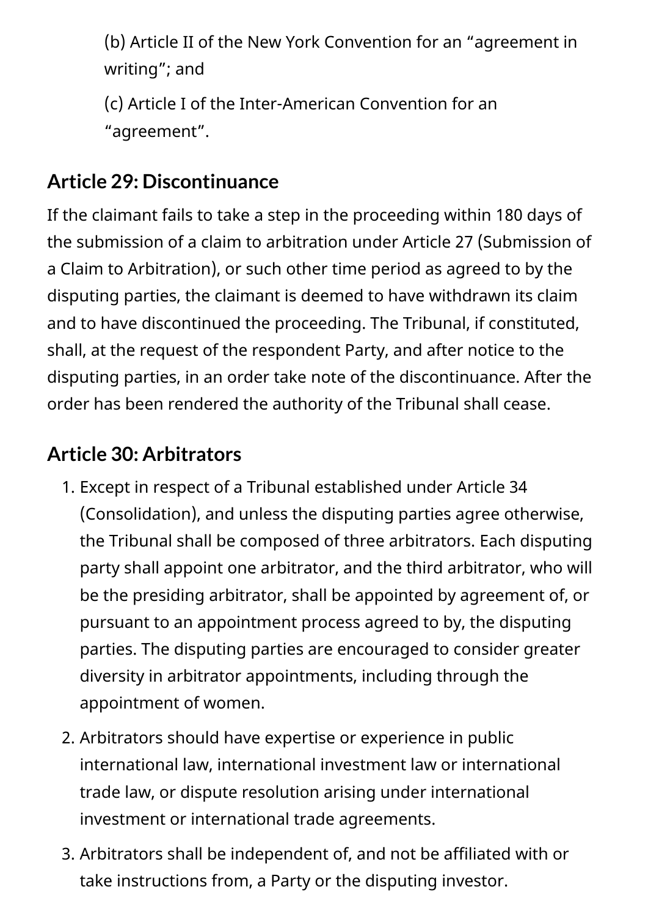(b) Article II of the New York Convention for an “agreement in writing”; and

(c) Article I of the Inter-American Convention for an “agreement”.

## Article 29: Discontinuance

If the claimant fails to take a step in the proceeding within 180 days of the submission of a claim to arbitration under Article 27 (Submission of a Claim to Arbitration), or such other time period as agreed to by the disputing parties, the claimant is deemed to have withdrawn its claim and to have discontinued the proceeding. The Tribunal, if constituted, shall, at the request of the respondent Party, and after notice to the disputing parties, in an order take note of the discontinuance. After the order has been rendered the authority of the Tribunal shall cease.

## Article 30: Arbitrators

1. Except in respect of a Tribunal established under Article 34 (Consolidation), and unless the disputing parties agree otherwise, the Tribunal shall be composed of three arbitrators. Each disputing party shall appoint one arbitrator, and the third arbitrator, who will be the presiding arbitrator, shall be appointed by agreement of, or pursuant to an appointment process agreed to by, the disputing parties. The disputing parties are encouraged to consider greater diversity in arbitrator appointments, including through the appointment of women.
2. Arbitrators should have expertise or experience in public international law, international investment law or international trade law, or dispute resolution arising under international investment or international trade agreements.
3. Arbitrators shall be independent of, and not be affiliated with or take instructions from, a Party or the disputing investor.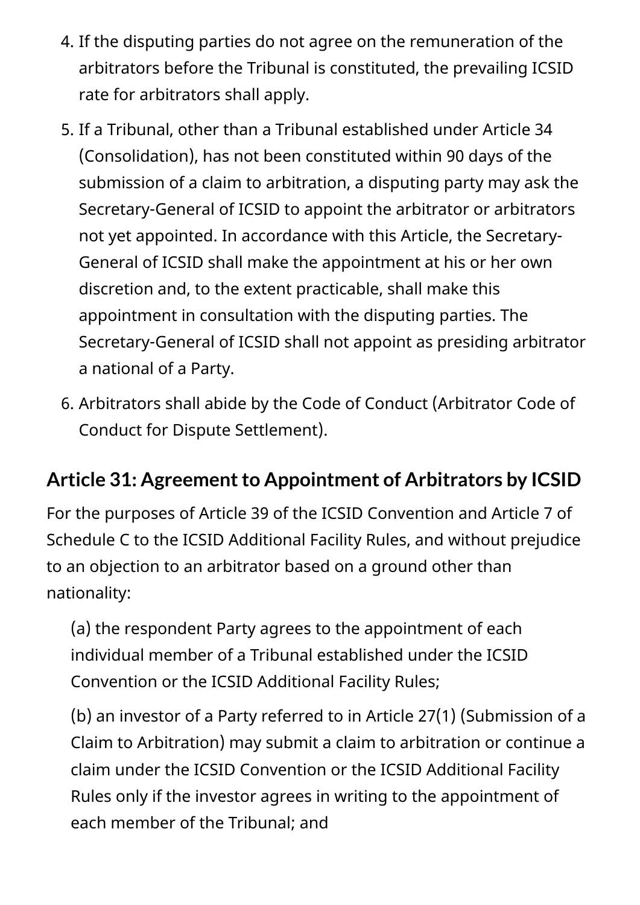4. If the disputing parties do not agree on the remuneration of the arbitrators before the Tribunal is constituted, the prevailing ICSID rate for arbitrators shall apply.
5. If a Tribunal, other than a Tribunal established under Article 34 (Consolidation), has not been constituted within 90 days of the submission of a claim to arbitration, a disputing party may ask the Secretary-General of ICSID to appoint the arbitrator or arbitrators not yet appointed. In accordance with this Article, the Secretary-General of ICSID shall make the appointment at his or her own discretion and, to the extent practicable, shall make this appointment in consultation with the disputing parties. The Secretary-General of ICSID shall not appoint as presiding arbitrator a national of a Party.
6. Arbitrators shall abide by the Code of Conduct (Arbitrator Code of Conduct for Dispute Settlement).

## Article 31: Agreement to Appointment of Arbitrators by ICSID

For the purposes of Article 39 of the ICSID Convention and Article 7 of Schedule C to the ICSID Additional Facility Rules, and without prejudice to an objection to an arbitrator based on a ground other than nationality:

(a) the respondent Party agrees to the appointment of each individual member of a Tribunal established under the ICSID Convention or the ICSID Additional Facility Rules;

(b) an investor of a Party referred to in Article 27(1) (Submission of a Claim to Arbitration) may submit a claim to arbitration or continue a claim under the ICSID Convention or the ICSID Additional Facility Rules only if the investor agrees in writing to the appointment of each member of the Tribunal; and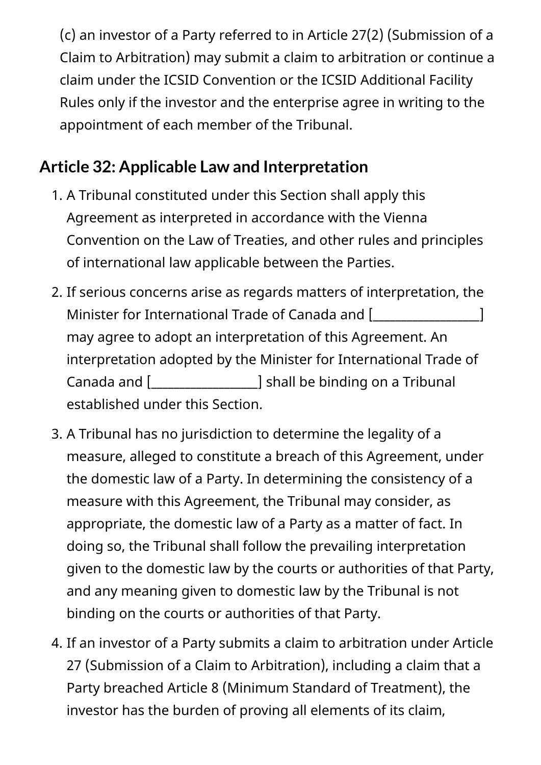(c) an investor of a Party referred to in Article 27(2) (Submission of a Claim to Arbitration) may submit a claim to arbitration or continue a claim under the ICSID Convention or the ICSID Additional Facility Rules only if the investor and the enterprise agree in writing to the appointment of each member of the Tribunal.

## Article 32: Applicable Law and Interpretation

1. A Tribunal constituted under this Section shall apply this Agreement as interpreted in accordance with the Vienna Convention on the Law of Treaties, and other rules and principles of international law applicable between the Parties.
2. If serious concerns arise as regards matters of interpretation, the Minister for International Trade of Canada and [_________________] may agree to adopt an interpretation of this Agreement. An interpretation adopted by the Minister for International Trade of Canada and [_________________] shall be binding on a Tribunal established under this Section.
3. A Tribunal has no jurisdiction to determine the legality of a measure, alleged to constitute a breach of this Agreement, under the domestic law of a Party. In determining the consistency of a measure with this Agreement, the Tribunal may consider, as appropriate, the domestic law of a Party as a matter of fact. In doing so, the Tribunal shall follow the prevailing interpretation given to the domestic law by the courts or authorities of that Party, and any meaning given to domestic law by the Tribunal is not binding on the courts or authorities of that Party.
4. If an investor of a Party submits a claim to arbitration under Article 27 (Submission of a Claim to Arbitration), including a claim that a Party breached Article 8 (Minimum Standard of Treatment), the investor has the burden of proving all elements of its claim,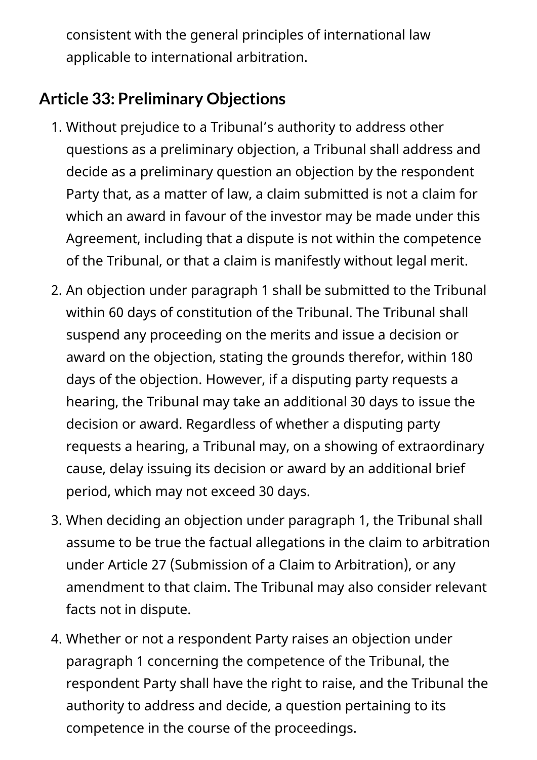consistent with the general principles of international law applicable to international arbitration.

## Article 33: Preliminary Objections

1. Without prejudice to a Tribunal's authority to address other questions as a preliminary objection, a Tribunal shall address and decide as a preliminary question an objection by the respondent Party that, as a matter of law, a claim submitted is not a claim for which an award in favour of the investor may be made under this Agreement, including that a dispute is not within the competence of the Tribunal, or that a claim is manifestly without legal merit.
2. An objection under paragraph 1 shall be submitted to the Tribunal within 60 days of constitution of the Tribunal. The Tribunal shall suspend any proceeding on the merits and issue a decision or award on the objection, stating the grounds therefor, within 180 days of the objection. However, if a disputing party requests a hearing, the Tribunal may take an additional 30 days to issue the decision or award. Regardless of whether a disputing party requests a hearing, a Tribunal may, on a showing of extraordinary cause, delay issuing its decision or award by an additional brief period, which may not exceed 30 days.
3. When deciding an objection under paragraph 1, the Tribunal shall assume to be true the factual allegations in the claim to arbitration under Article 27 (Submission of a Claim to Arbitration), or any amendment to that claim. The Tribunal may also consider relevant facts not in dispute.
4. Whether or not a respondent Party raises an objection under paragraph 1 concerning the competence of the Tribunal, the respondent Party shall have the right to raise, and the Tribunal the authority to address and decide, a question pertaining to its competence in the course of the proceedings.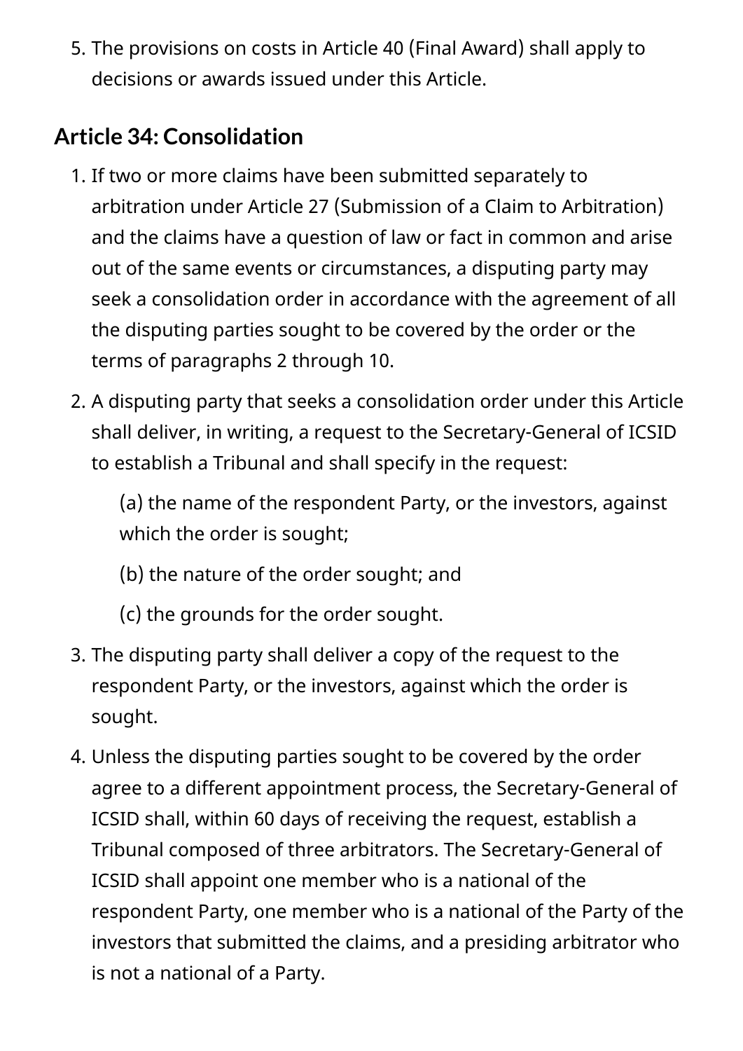5. The provisions on costs in Article 40 (Final Award) shall apply to decisions or awards issued under this Article.

## Article 34: Consolidation

1. If two or more claims have been submitted separately to arbitration under Article 27 (Submission of a Claim to Arbitration) and the claims have a question of law or fact in common and arise out of the same events or circumstances, a disputing party may seek a consolidation order in accordance with the agreement of all the disputing parties sought to be covered by the order or the terms of paragraphs 2 through 10.
2. A disputing party that seeks a consolidation order under this Article shall deliver, in writing, a request to the Secretary-General of ICSID to establish a Tribunal and shall specify in the request:

   (a) the name of the respondent Party, or the investors, against which the order is sought;

   (b) the nature of the order sought; and

   (c) the grounds for the order sought.
3. The disputing party shall deliver a copy of the request to the respondent Party, or the investors, against which the order is sought.
4. Unless the disputing parties sought to be covered by the order agree to a different appointment process, the Secretary-General of ICSID shall, within 60 days of receiving the request, establish a Tribunal composed of three arbitrators. The Secretary-General of ICSID shall appoint one member who is a national of the respondent Party, one member who is a national of the Party of the investors that submitted the claims, and a presiding arbitrator who is not a national of a Party.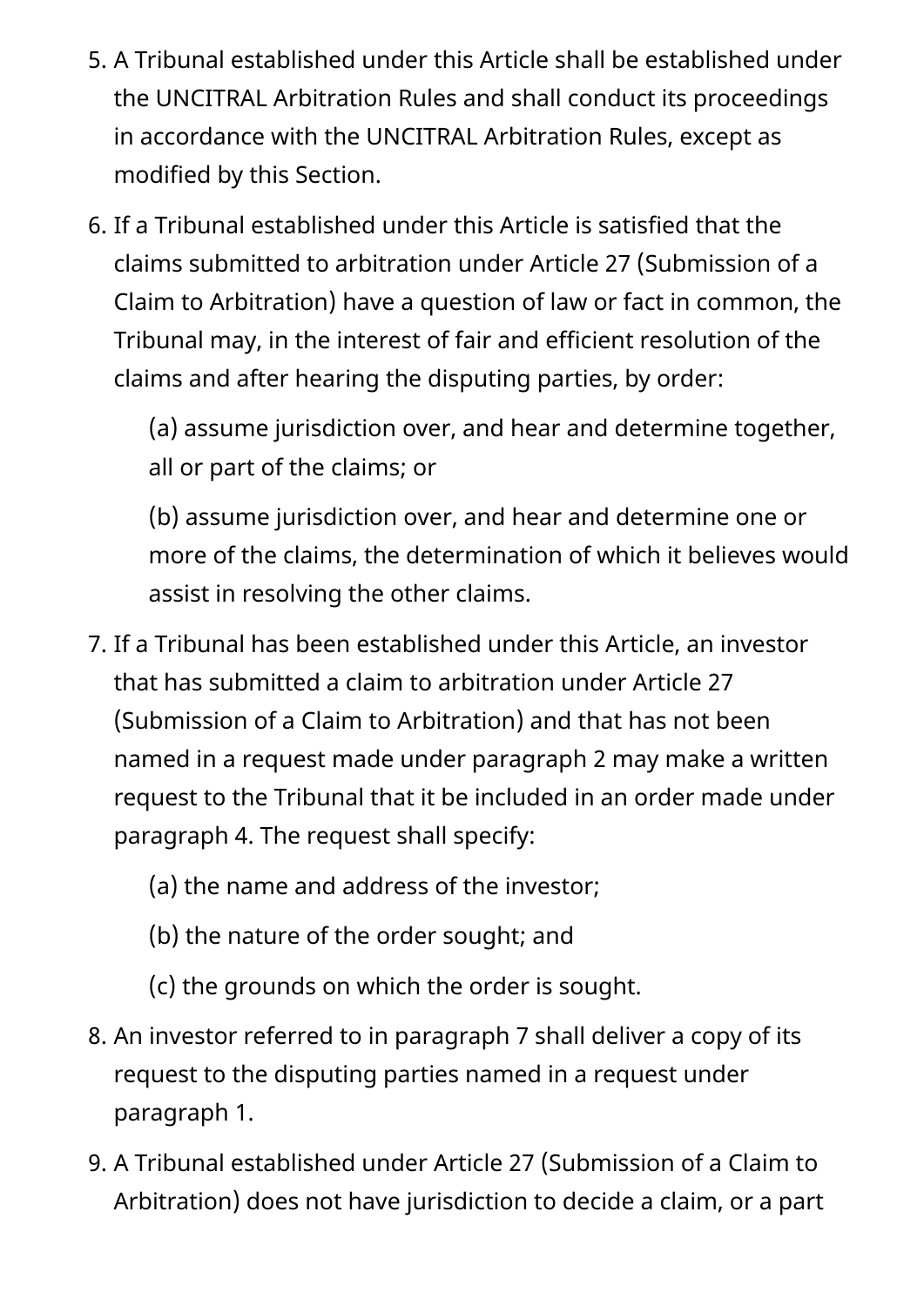5. A Tribunal established under this Article shall be established under the UNCITRAL Arbitration Rules and shall conduct its proceedings in accordance with the UNCITRAL Arbitration Rules, except as modified by this Section.

6. If a Tribunal established under this Article is satisfied that the claims submitted to arbitration under Article 27 (Submission of a Claim to Arbitration) have a question of law or fact in common, the Tribunal may, in the interest of fair and efficient resolution of the claims and after hearing the disputing parties, by order:

   (a) assume jurisdiction over, and hear and determine together, all or part of the claims; or

   (b) assume jurisdiction over, and hear and determine one or more of the claims, the determination of which it believes would assist in resolving the other claims.

7. If a Tribunal has been established under this Article, an investor that has submitted a claim to arbitration under Article 27 (Submission of a Claim to Arbitration) and that has not been named in a request made under paragraph 2 may make a written request to the Tribunal that it be included in an order made under paragraph 4. The request shall specify:

   (a) the name and address of the investor;

   (b) the nature of the order sought; and

   (c) the grounds on which the order is sought.

8. An investor referred to in paragraph 7 shall deliver a copy of its request to the disputing parties named in a request under paragraph 1.

9. A Tribunal established under Article 27 (Submission of a Claim to Arbitration) does not have jurisdiction to decide a claim, or a part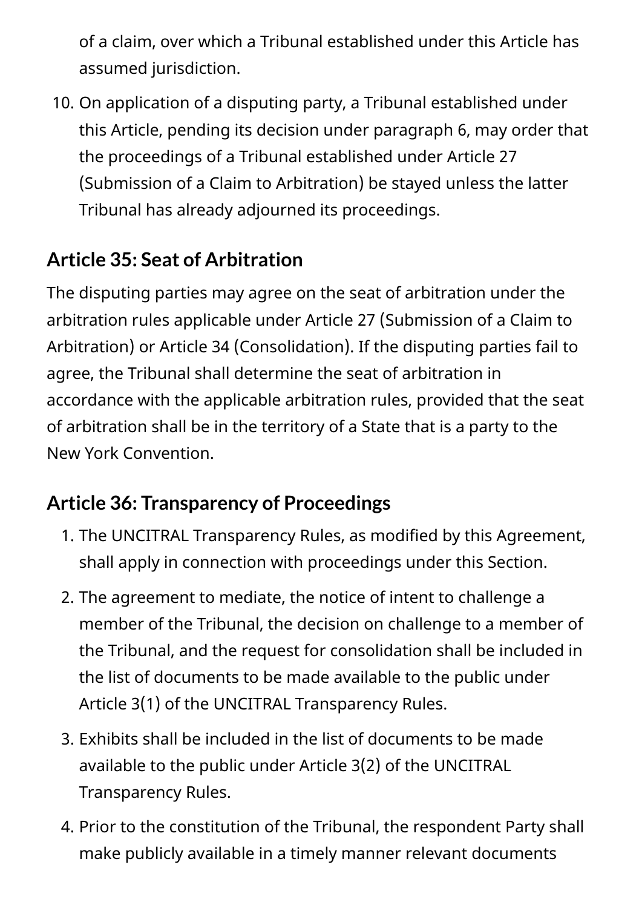of a claim, over which a Tribunal established under this Article has assumed jurisdiction.

10. On application of a disputing party, a Tribunal established under this Article, pending its decision under paragraph 6, may order that the proceedings of a Tribunal established under Article 27 (Submission of a Claim to Arbitration) be stayed unless the latter Tribunal has already adjourned its proceedings.

### Article 35: Seat of Arbitration

The disputing parties may agree on the seat of arbitration under the arbitration rules applicable under Article 27 (Submission of a Claim to Arbitration) or Article 34 (Consolidation). If the disputing parties fail to agree, the Tribunal shall determine the seat of arbitration in accordance with the applicable arbitration rules, provided that the seat of arbitration shall be in the territory of a State that is a party to the New York Convention.

### Article 36: Transparency of Proceedings

1. The UNCITRAL Transparency Rules, as modified by this Agreement, shall apply in connection with proceedings under this Section.
2. The agreement to mediate, the notice of intent to challenge a member of the Tribunal, the decision on challenge to a member of the Tribunal, and the request for consolidation shall be included in the list of documents to be made available to the public under Article 3(1) of the UNCITRAL Transparency Rules.
3. Exhibits shall be included in the list of documents to be made available to the public under Article 3(2) of the UNCITRAL Transparency Rules.
4. Prior to the constitution of the Tribunal, the respondent Party shall make publicly available in a timely manner relevant documents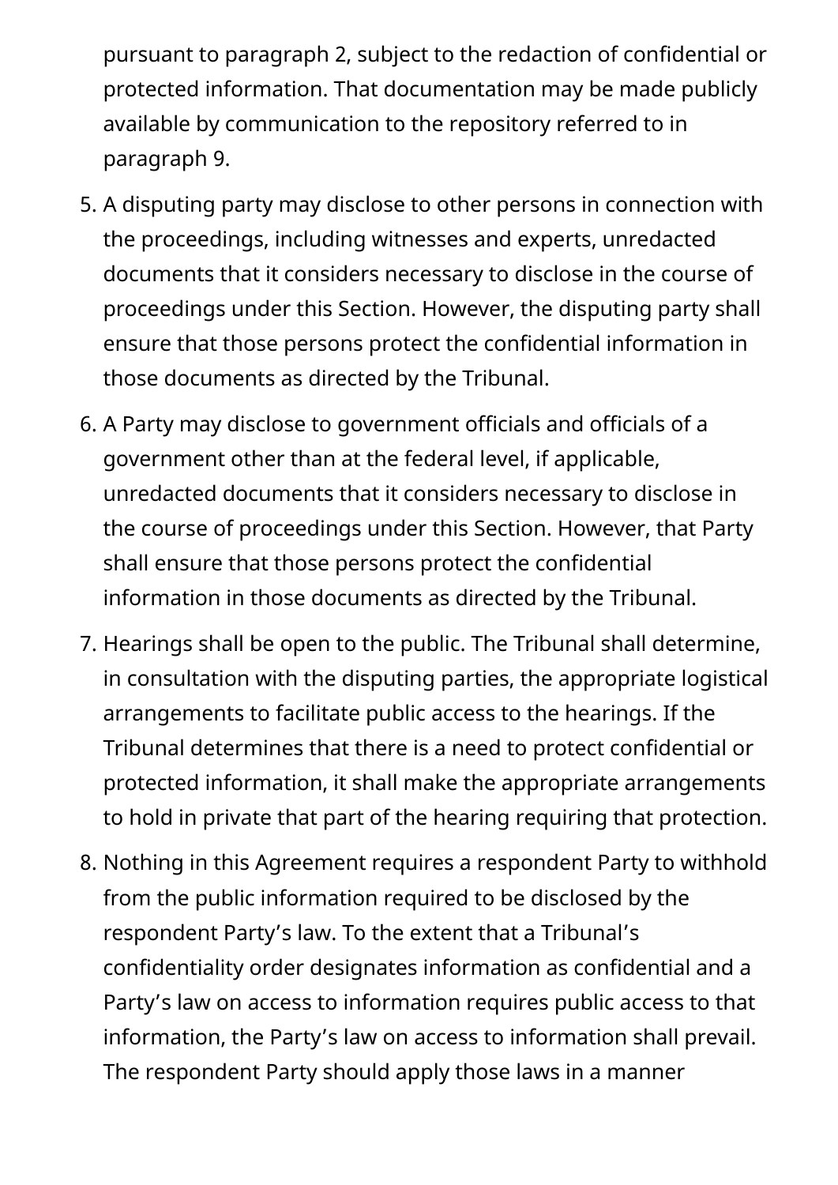pursuant to paragraph 2, subject to the redaction of confidential or protected information. That documentation may be made publicly available by communication to the repository referred to in paragraph 9.

5. A disputing party may disclose to other persons in connection with the proceedings, including witnesses and experts, unredacted documents that it considers necessary to disclose in the course of proceedings under this Section. However, the disputing party shall ensure that those persons protect the confidential information in those documents as directed by the Tribunal.
6. A Party may disclose to government officials and officials of a government other than at the federal level, if applicable, unredacted documents that it considers necessary to disclose in the course of proceedings under this Section. However, that Party shall ensure that those persons protect the confidential information in those documents as directed by the Tribunal.
7. Hearings shall be open to the public. The Tribunal shall determine, in consultation with the disputing parties, the appropriate logistical arrangements to facilitate public access to the hearings. If the Tribunal determines that there is a need to protect confidential or protected information, it shall make the appropriate arrangements to hold in private that part of the hearing requiring that protection.
8. Nothing in this Agreement requires a respondent Party to withhold from the public information required to be disclosed by the respondent Party's law. To the extent that a Tribunal's confidentiality order designates information as confidential and a Party's law on access to information requires public access to that information, the Party's law on access to information shall prevail. The respondent Party should apply those laws in a manner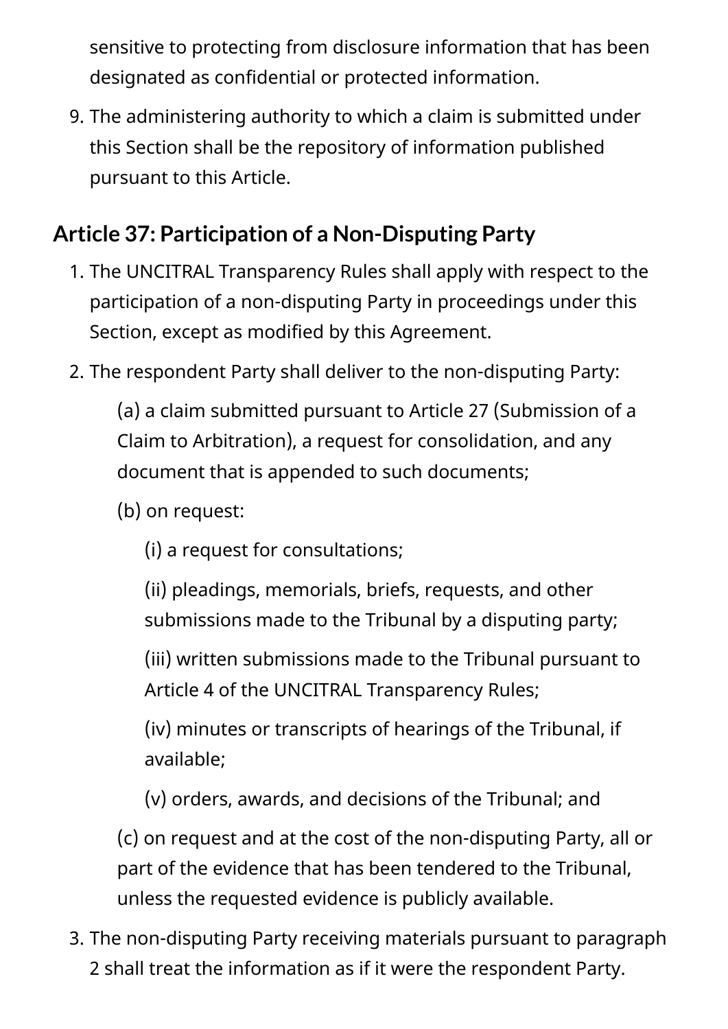sensitive to protecting from disclosure information that has been designated as confidential or protected information.

9. The administering authority to which a claim is submitted under this Section shall be the repository of information published pursuant to this Article.

## Article 37: Participation of a Non-Disputing Party

1. The UNCITRAL Transparency Rules shall apply with respect to the participation of a non-disputing Party in proceedings under this Section, except as modified by this Agreement.
2. The respondent Party shall deliver to the non-disputing Party:

   (a) a claim submitted pursuant to Article 27 (Submission of a Claim to Arbitration), a request for consolidation, and any document that is appended to such documents;

   (b) on request:

      (i) a request for consultations;

      (ii) pleadings, memorials, briefs, requests, and other submissions made to the Tribunal by a disputing party;

      (iii) written submissions made to the Tribunal pursuant to Article 4 of the UNCITRAL Transparency Rules;

      (iv) minutes or transcripts of hearings of the Tribunal, if available;

      (v) orders, awards, and decisions of the Tribunal; and

   (c) on request and at the cost of the non-disputing Party, all or part of the evidence that has been tendered to the Tribunal, unless the requested evidence is publicly available.

3. The non-disputing Party receiving materials pursuant to paragraph 2 shall treat the information as if it were the respondent Party.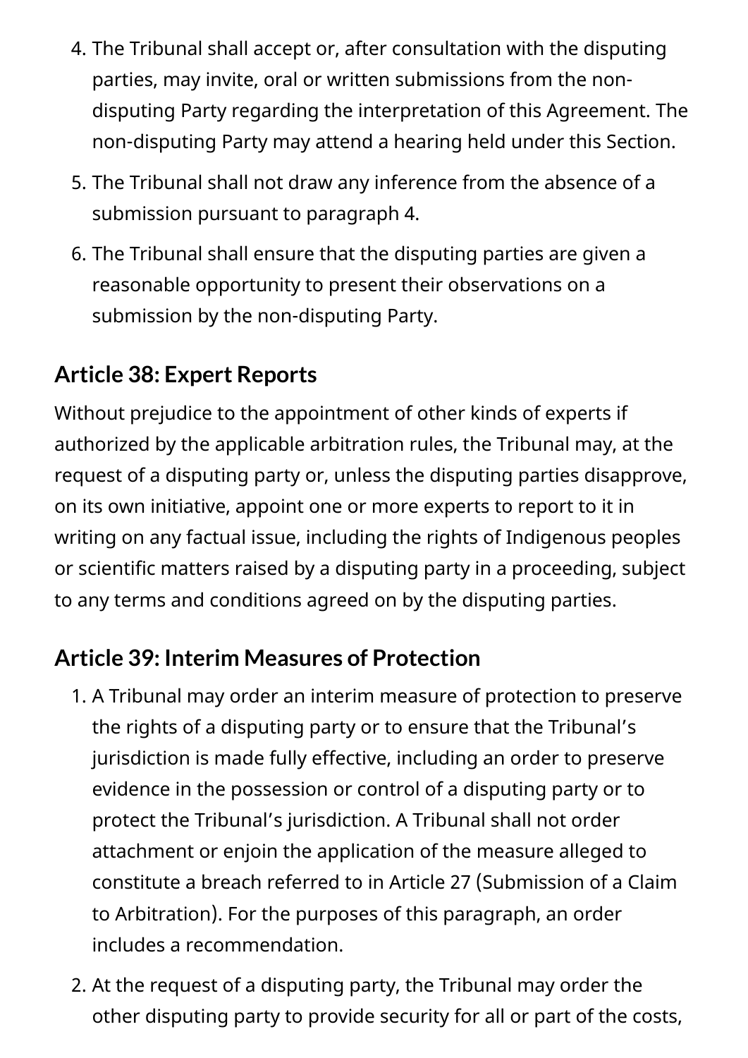4. The Tribunal shall accept or, after consultation with the disputing parties, may invite, oral or written submissions from the non-disputing Party regarding the interpretation of this Agreement. The non-disputing Party may attend a hearing held under this Section.
5. The Tribunal shall not draw any inference from the absence of a submission pursuant to paragraph 4.
6. The Tribunal shall ensure that the disputing parties are given a reasonable opportunity to present their observations on a submission by the non-disputing Party.

### Article 38: Expert Reports

Without prejudice to the appointment of other kinds of experts if authorized by the applicable arbitration rules, the Tribunal may, at the request of a disputing party or, unless the disputing parties disapprove, on its own initiative, appoint one or more experts to report to it in writing on any factual issue, including the rights of Indigenous peoples or scientific matters raised by a disputing party in a proceeding, subject to any terms and conditions agreed on by the disputing parties.

### Article 39: Interim Measures of Protection

1. A Tribunal may order an interim measure of protection to preserve the rights of a disputing party or to ensure that the Tribunal's jurisdiction is made fully effective, including an order to preserve evidence in the possession or control of a disputing party or to protect the Tribunal's jurisdiction. A Tribunal shall not order attachment or enjoin the application of the measure alleged to constitute a breach referred to in Article 27 (Submission of a Claim to Arbitration). For the purposes of this paragraph, an order includes a recommendation.
2. At the request of a disputing party, the Tribunal may order the other disputing party to provide security for all or part of the costs,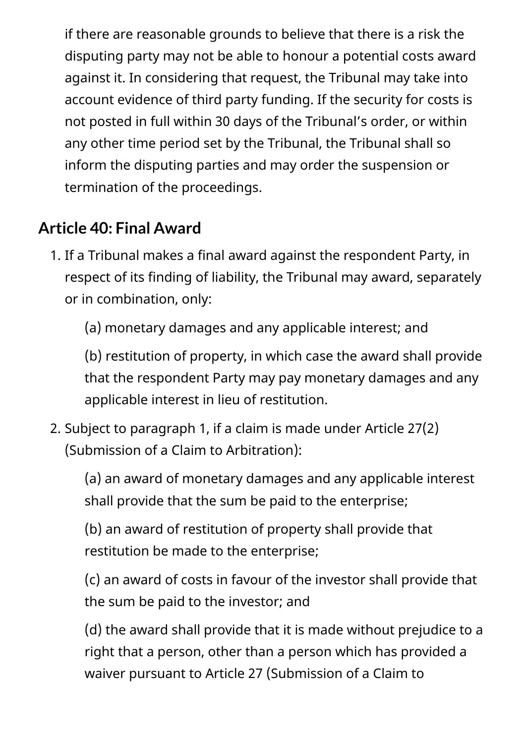if there are reasonable grounds to believe that there is a risk the disputing party may not be able to honour a potential costs award against it. In considering that request, the Tribunal may take into account evidence of third party funding. If the security for costs is not posted in full within 30 days of the Tribunal's order, or within any other time period set by the Tribunal, the Tribunal shall so inform the disputing parties and may order the suspension or termination of the proceedings.

## Article 40: Final Award

1. If a Tribunal makes a final award against the respondent Party, in respect of its finding of liability, the Tribunal may award, separately or in combination, only:

   (a) monetary damages and any applicable interest; and

   (b) restitution of property, in which case the award shall provide that the respondent Party may pay monetary damages and any applicable interest in lieu of restitution.

2. Subject to paragraph 1, if a claim is made under Article 27(2) (Submission of a Claim to Arbitration):

   (a) an award of monetary damages and any applicable interest shall provide that the sum be paid to the enterprise;

   (b) an award of restitution of property shall provide that restitution be made to the enterprise;

   (c) an award of costs in favour of the investor shall provide that the sum be paid to the investor; and

   (d) the award shall provide that it is made without prejudice to a right that a person, other than a person which has provided a waiver pursuant to Article 27 (Submission of a Claim to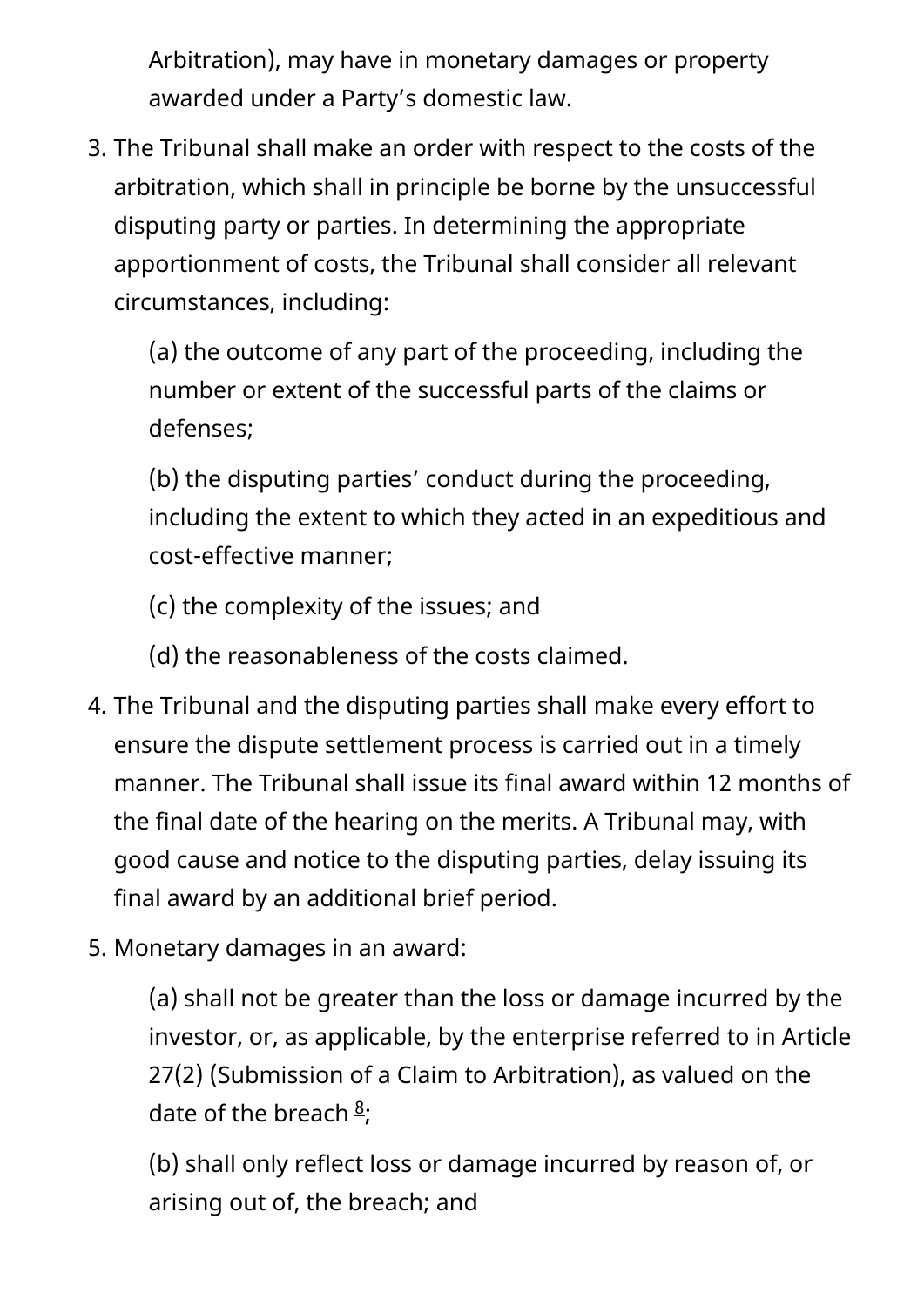Arbitration), may have in monetary damages or property awarded under a Party's domestic law.

3. The Tribunal shall make an order with respect to the costs of the arbitration, which shall in principle be borne by the unsuccessful disputing party or parties. In determining the appropriate apportionment of costs, the Tribunal shall consider all relevant circumstances, including:

   (a) the outcome of any part of the proceeding, including the number or extent of the successful parts of the claims or defenses;

   (b) the disputing parties' conduct during the proceeding, including the extent to which they acted in an expeditious and cost-effective manner;

   (c) the complexity of the issues; and

   (d) the reasonableness of the costs claimed.

4. The Tribunal and the disputing parties shall make every effort to ensure the dispute settlement process is carried out in a timely manner. The Tribunal shall issue its final award within 12 months of the final date of the hearing on the merits. A Tribunal may, with good cause and notice to the disputing parties, delay issuing its final award by an additional brief period.

5. Monetary damages in an award:

   (a) shall not be greater than the loss or damage incurred by the investor, or, as applicable, by the enterprise referred to in Article 27(2) (Submission of a Claim to Arbitration), as valued on the date of the breach [8];

   (b) shall only reflect loss or damage incurred by reason of, or arising out of, the breach; and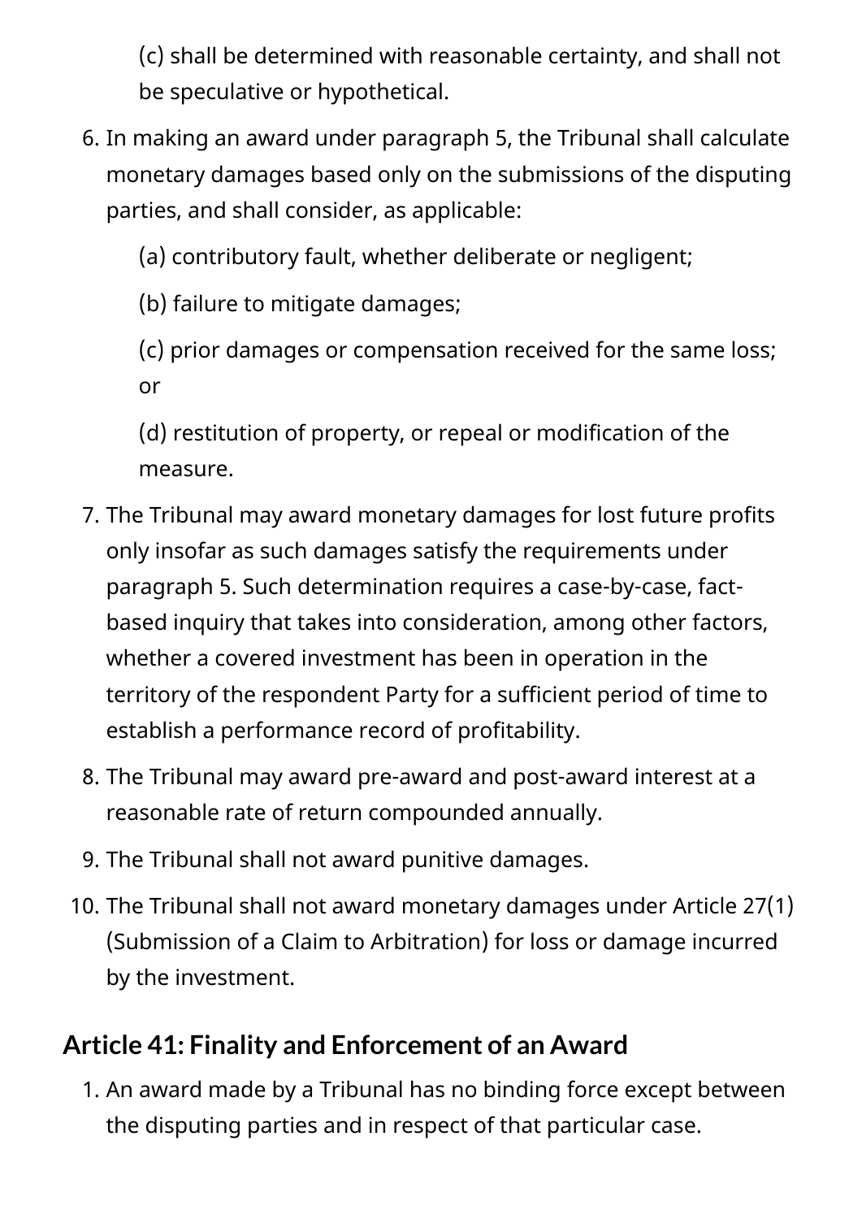(c) shall be determined with reasonable certainty, and shall not be speculative or hypothetical.

6. In making an award under paragraph 5, the Tribunal shall calculate monetary damages based only on the submissions of the disputing parties, and shall consider, as applicable:

    (a) contributory fault, whether deliberate or negligent;

    (b) failure to mitigate damages;

    (c) prior damages or compensation received for the same loss; or

    (d) restitution of property, or repeal or modification of the measure.

7. The Tribunal may award monetary damages for lost future profits only insofar as such damages satisfy the requirements under paragraph 5. Such determination requires a case-by-case, fact-based inquiry that takes into consideration, among other factors, whether a covered investment has been in operation in the territory of the respondent Party for a sufficient period of time to establish a performance record of profitability.
8. The Tribunal may award pre-award and post-award interest at a reasonable rate of return compounded annually.
9. The Tribunal shall not award punitive damages.
10. The Tribunal shall not award monetary damages under Article 27(1) (Submission of a Claim to Arbitration) for loss or damage incurred by the investment.

## Article 41: Finality and Enforcement of an Award

1. An award made by a Tribunal has no binding force except between the disputing parties and in respect of that particular case.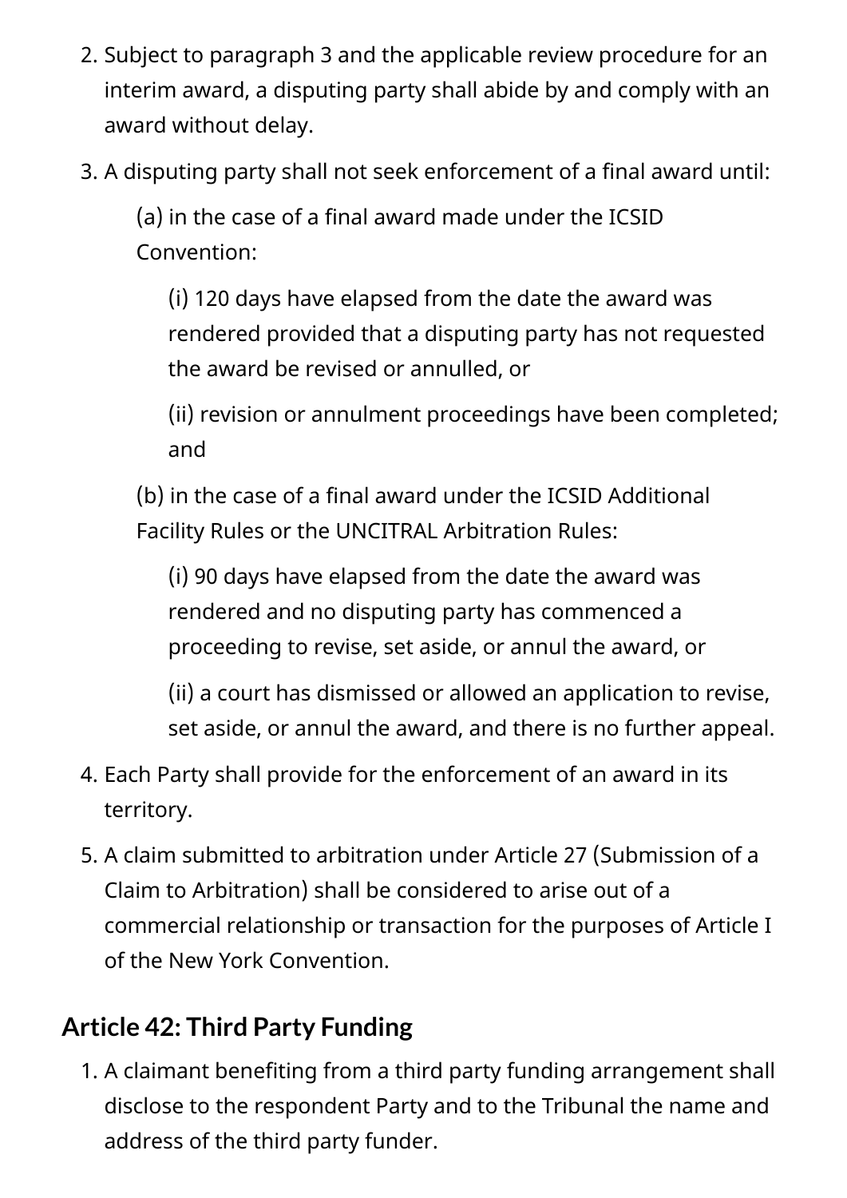2. Subject to paragraph 3 and the applicable review procedure for an interim award, a disputing party shall abide by and comply with an award without delay.
3. A disputing party shall not seek enforcement of a final award until:

   (a) in the case of a final award made under the ICSID Convention:

   (i) 120 days have elapsed from the date the award was rendered provided that a disputing party has not requested the award be revised or annulled, or

   (ii) revision or annulment proceedings have been completed; and

   (b) in the case of a final award under the ICSID Additional Facility Rules or the UNCITRAL Arbitration Rules:

   (i) 90 days have elapsed from the date the award was rendered and no disputing party has commenced a proceeding to revise, set aside, or annul the award, or

   (ii) a court has dismissed or allowed an application to revise, set aside, or annul the award, and there is no further appeal.
4. Each Party shall provide for the enforcement of an award in its territory.
5. A claim submitted to arbitration under Article 27 (Submission of a Claim to Arbitration) shall be considered to arise out of a commercial relationship or transaction for the purposes of Article I of the New York Convention.

## Article 42: Third Party Funding

1. A claimant benefiting from a third party funding arrangement shall disclose to the respondent Party and to the Tribunal the name and address of the third party funder.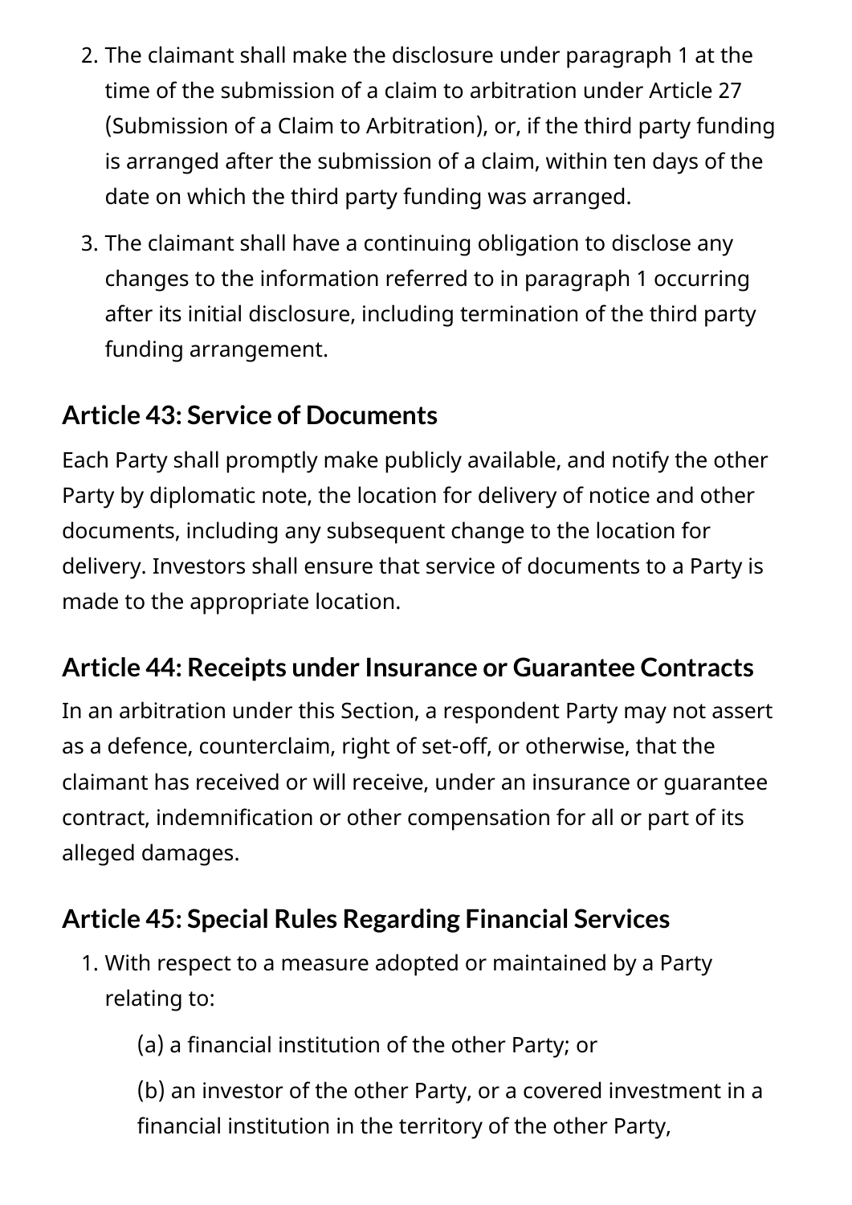2. The claimant shall make the disclosure under paragraph 1 at the time of the submission of a claim to arbitration under Article 27 (Submission of a Claim to Arbitration), or, if the third party funding is arranged after the submission of a claim, within ten days of the date on which the third party funding was arranged.
3. The claimant shall have a continuing obligation to disclose any changes to the information referred to in paragraph 1 occurring after its initial disclosure, including termination of the third party funding arrangement.

### Article 43: Service of Documents

Each Party shall promptly make publicly available, and notify the other Party by diplomatic note, the location for delivery of notice and other documents, including any subsequent change to the location for delivery. Investors shall ensure that service of documents to a Party is made to the appropriate location.

### Article 44: Receipts under Insurance or Guarantee Contracts

In an arbitration under this Section, a respondent Party may not assert as a defence, counterclaim, right of set-off, or otherwise, that the claimant has received or will receive, under an insurance or guarantee contract, indemnification or other compensation for all or part of its alleged damages.

### Article 45: Special Rules Regarding Financial Services

1. With respect to a measure adopted or maintained by a Party relating to:

    (a) a financial institution of the other Party; or

    (b) an investor of the other Party, or a covered investment in a financial institution in the territory of the other Party,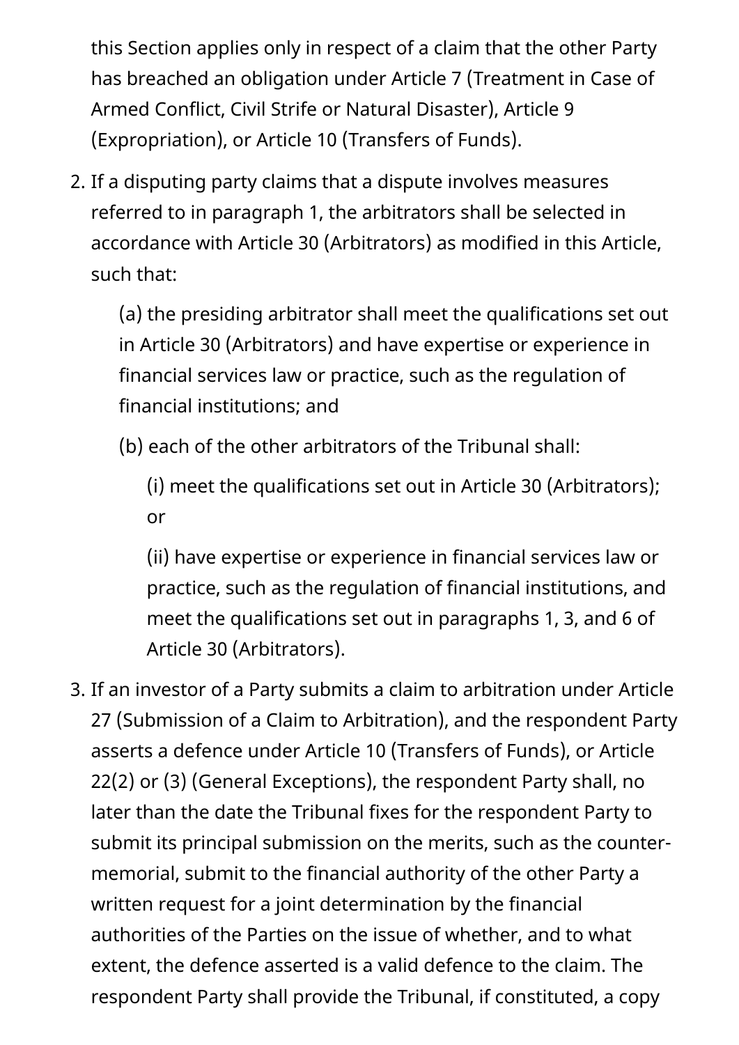this Section applies only in respect of a claim that the other Party has breached an obligation under Article 7 (Treatment in Case of Armed Conflict, Civil Strife or Natural Disaster), Article 9 (Expropriation), or Article 10 (Transfers of Funds).

2. If a disputing party claims that a dispute involves measures referred to in paragraph 1, the arbitrators shall be selected in accordance with Article 30 (Arbitrators) as modified in this Article, such that:

   (a) the presiding arbitrator shall meet the qualifications set out in Article 30 (Arbitrators) and have expertise or experience in financial services law or practice, such as the regulation of financial institutions; and

   (b) each of the other arbitrators of the Tribunal shall:

      (i) meet the qualifications set out in Article 30 (Arbitrators); or

      (ii) have expertise or experience in financial services law or practice, such as the regulation of financial institutions, and meet the qualifications set out in paragraphs 1, 3, and 6 of Article 30 (Arbitrators).

3. If an investor of a Party submits a claim to arbitration under Article 27 (Submission of a Claim to Arbitration), and the respondent Party asserts a defence under Article 10 (Transfers of Funds), or Article 22(2) or (3) (General Exceptions), the respondent Party shall, no later than the date the Tribunal fixes for the respondent Party to submit its principal submission on the merits, such as the counter-memorial, submit to the financial authority of the other Party a written request for a joint determination by the financial authorities of the Parties on the issue of whether, and to what extent, the defence asserted is a valid defence to the claim. The respondent Party shall provide the Tribunal, if constituted, a copy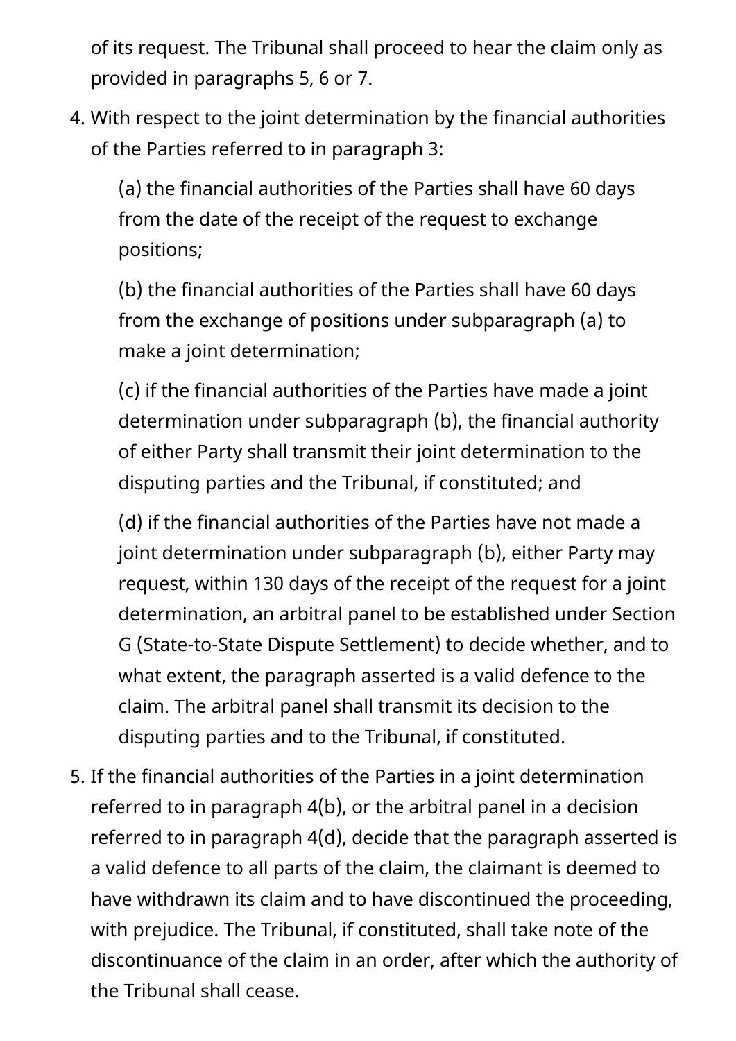of its request. The Tribunal shall proceed to hear the claim only as provided in paragraphs 5, 6 or 7.

4. With respect to the joint determination by the financial authorities of the Parties referred to in paragraph 3:

   (a) the financial authorities of the Parties shall have 60 days from the date of the receipt of the request to exchange positions;

   (b) the financial authorities of the Parties shall have 60 days from the exchange of positions under subparagraph (a) to make a joint determination;

   (c) if the financial authorities of the Parties have made a joint determination under subparagraph (b), the financial authority of either Party shall transmit their joint determination to the disputing parties and the Tribunal, if constituted; and

   (d) if the financial authorities of the Parties have not made a joint determination under subparagraph (b), either Party may request, within 130 days of the receipt of the request for a joint determination, an arbitral panel to be established under Section G (State-to-State Dispute Settlement) to decide whether, and to what extent, the paragraph asserted is a valid defence to the claim. The arbitral panel shall transmit its decision to the disputing parties and to the Tribunal, if constituted.

5. If the financial authorities of the Parties in a joint determination referred to in paragraph 4(b), or the arbitral panel in a decision referred to in paragraph 4(d), decide that the paragraph asserted is a valid defence to all parts of the claim, the claimant is deemed to have withdrawn its claim and to have discontinued the proceeding, with prejudice. The Tribunal, if constituted, shall take note of the discontinuance of the claim in an order, after which the authority of the Tribunal shall cease.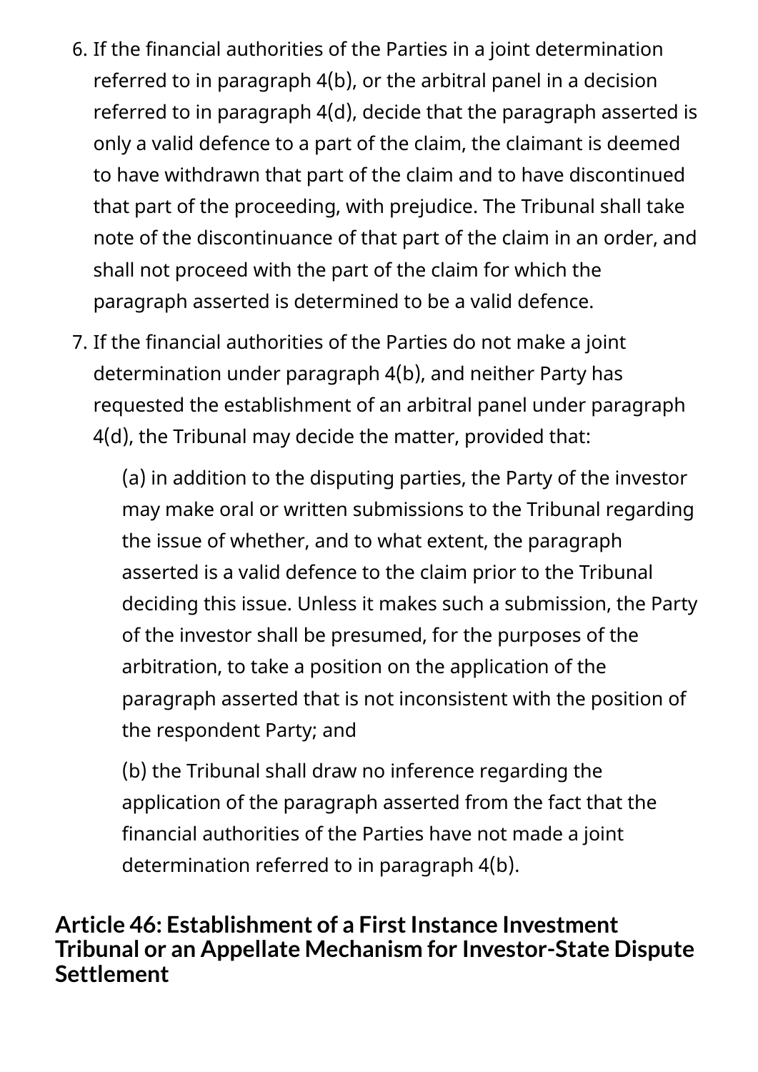6. If the financial authorities of the Parties in a joint determination referred to in paragraph 4(b), or the arbitral panel in a decision referred to in paragraph 4(d), decide that the paragraph asserted is only a valid defence to a part of the claim, the claimant is deemed to have withdrawn that part of the claim and to have discontinued that part of the proceeding, with prejudice. The Tribunal shall take note of the discontinuance of that part of the claim in an order, and shall not proceed with the part of the claim for which the paragraph asserted is determined to be a valid defence.
7. If the financial authorities of the Parties do not make a joint determination under paragraph 4(b), and neither Party has requested the establishment of an arbitral panel under paragraph 4(d), the Tribunal may decide the matter, provided that:

   (a) in addition to the disputing parties, the Party of the investor may make oral or written submissions to the Tribunal regarding the issue of whether, and to what extent, the paragraph asserted is a valid defence to the claim prior to the Tribunal deciding this issue. Unless it makes such a submission, the Party of the investor shall be presumed, for the purposes of the arbitration, to take a position on the application of the paragraph asserted that is not inconsistent with the position of the respondent Party; and

   (b) the Tribunal shall draw no inference regarding the application of the paragraph asserted from the fact that the financial authorities of the Parties have not made a joint determination referred to in paragraph 4(b).

## Article 46: Establishment of a First Instance Investment Tribunal or an Appellate Mechanism for Investor-State Dispute Settlement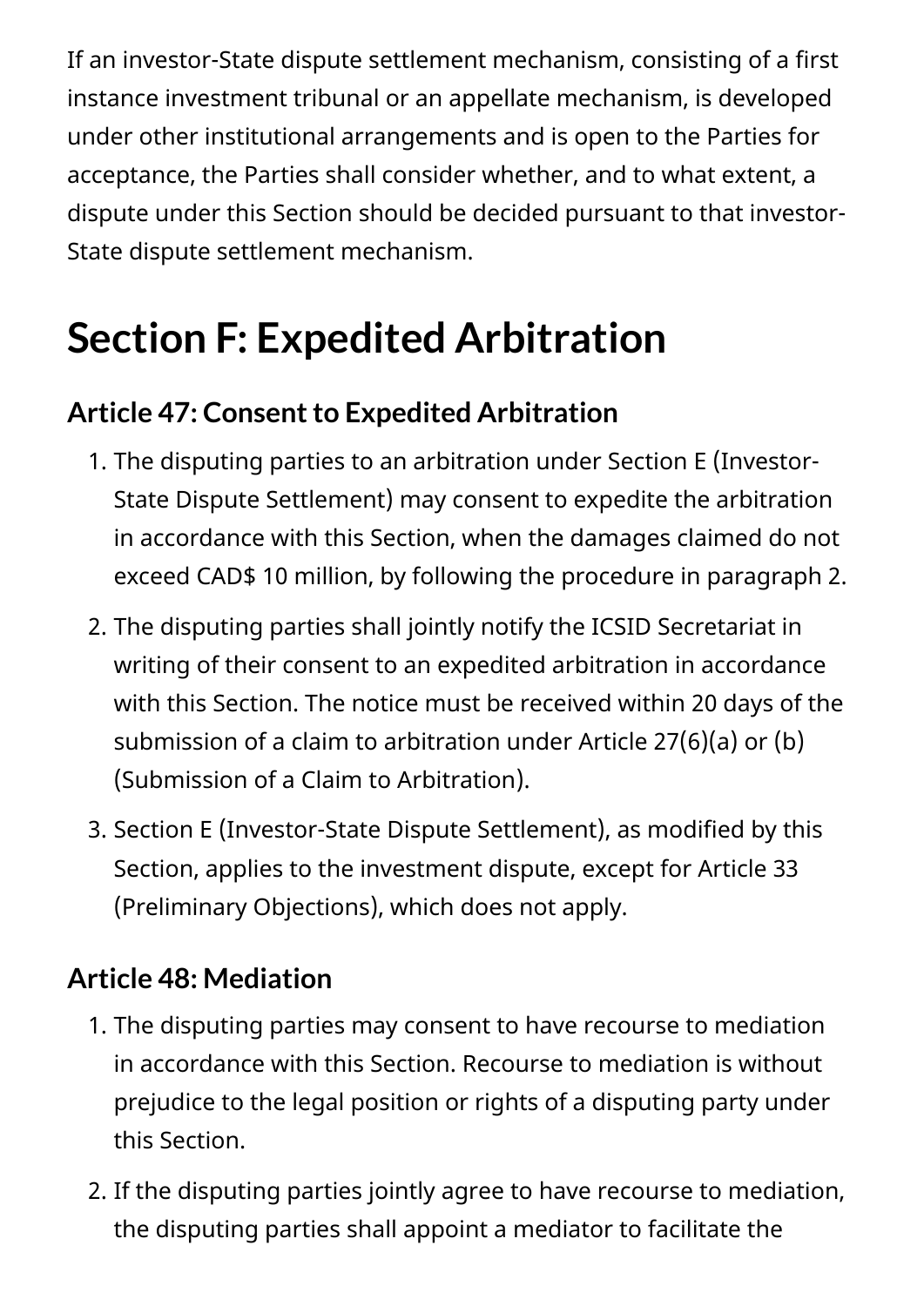If an investor-State dispute settlement mechanism, consisting of a first instance investment tribunal or an appellate mechanism, is developed under other institutional arrangements and is open to the Parties for acceptance, the Parties shall consider whether, and to what extent, a dispute under this Section should be decided pursuant to that investor-State dispute settlement mechanism.

# Section F: Expedited Arbitration

## Article 47: Consent to Expedited Arbitration

1. The disputing parties to an arbitration under Section E (Investor-State Dispute Settlement) may consent to expedite the arbitration in accordance with this Section, when the damages claimed do not exceed CAD$ 10 million, by following the procedure in paragraph 2.
2. The disputing parties shall jointly notify the ICSID Secretariat in writing of their consent to an expedited arbitration in accordance with this Section. The notice must be received within 20 days of the submission of a claim to arbitration under Article 27(6)(a) or (b) (Submission of a Claim to Arbitration).
3. Section E (Investor-State Dispute Settlement), as modified by this Section, applies to the investment dispute, except for Article 33 (Preliminary Objections), which does not apply.

## Article 48: Mediation

1. The disputing parties may consent to have recourse to mediation in accordance with this Section. Recourse to mediation is without prejudice to the legal position or rights of a disputing party under this Section.
2. If the disputing parties jointly agree to have recourse to mediation, the disputing parties shall appoint a mediator to facilitate the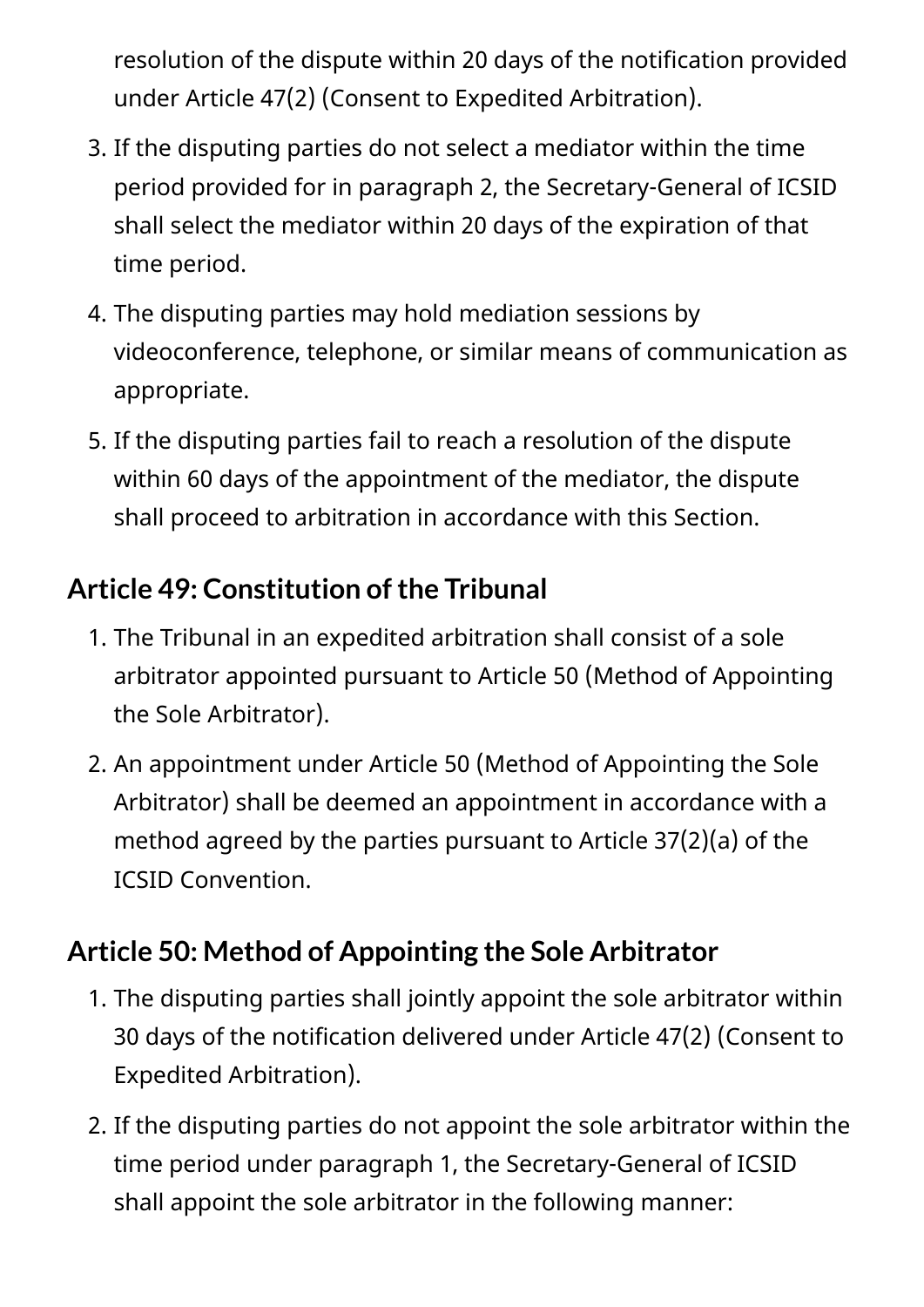resolution of the dispute within 20 days of the notification provided under Article 47(2) (Consent to Expedited Arbitration).

3. If the disputing parties do not select a mediator within the time period provided for in paragraph 2, the Secretary-General of ICSID shall select the mediator within 20 days of the expiration of that time period.
4. The disputing parties may hold mediation sessions by videoconference, telephone, or similar means of communication as appropriate.
5. If the disputing parties fail to reach a resolution of the dispute within 60 days of the appointment of the mediator, the dispute shall proceed to arbitration in accordance with this Section.

### Article 49: Constitution of the Tribunal

1. The Tribunal in an expedited arbitration shall consist of a sole arbitrator appointed pursuant to Article 50 (Method of Appointing the Sole Arbitrator).
2. An appointment under Article 50 (Method of Appointing the Sole Arbitrator) shall be deemed an appointment in accordance with a method agreed by the parties pursuant to Article 37(2)(a) of the ICSID Convention.

### Article 50: Method of Appointing the Sole Arbitrator

1. The disputing parties shall jointly appoint the sole arbitrator within 30 days of the notification delivered under Article 47(2) (Consent to Expedited Arbitration).
2. If the disputing parties do not appoint the sole arbitrator within the time period under paragraph 1, the Secretary-General of ICSID shall appoint the sole arbitrator in the following manner: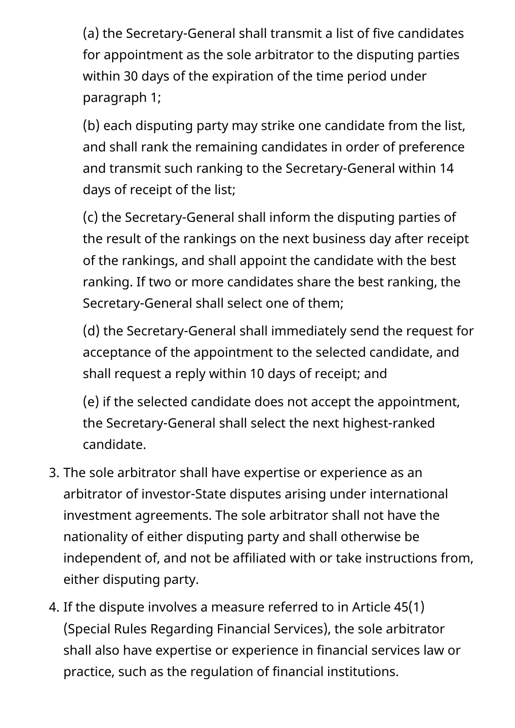(a) the Secretary-General shall transmit a list of five candidates for appointment as the sole arbitrator to the disputing parties within 30 days of the expiration of the time period under paragraph 1;

(b) each disputing party may strike one candidate from the list, and shall rank the remaining candidates in order of preference and transmit such ranking to the Secretary-General within 14 days of receipt of the list;

(c) the Secretary-General shall inform the disputing parties of the result of the rankings on the next business day after receipt of the rankings, and shall appoint the candidate with the best ranking. If two or more candidates share the best ranking, the Secretary-General shall select one of them;

(d) the Secretary-General shall immediately send the request for acceptance of the appointment to the selected candidate, and shall request a reply within 10 days of receipt; and

(e) if the selected candidate does not accept the appointment, the Secretary-General shall select the next highest-ranked candidate.

3. The sole arbitrator shall have expertise or experience as an arbitrator of investor-State disputes arising under international investment agreements. The sole arbitrator shall not have the nationality of either disputing party and shall otherwise be independent of, and not be affiliated with or take instructions from, either disputing party.
4. If the dispute involves a measure referred to in Article 45(1) (Special Rules Regarding Financial Services), the sole arbitrator shall also have expertise or experience in financial services law or practice, such as the regulation of financial institutions.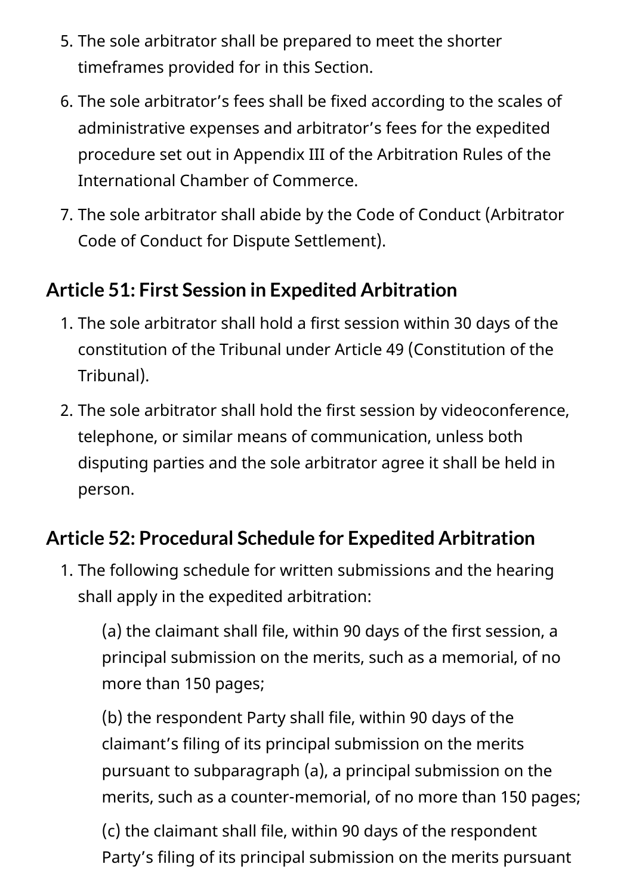5. The sole arbitrator shall be prepared to meet the shorter timeframes provided for in this Section.
6. The sole arbitrator's fees shall be fixed according to the scales of administrative expenses and arbitrator's fees for the expedited procedure set out in Appendix III of the Arbitration Rules of the International Chamber of Commerce.
7. The sole arbitrator shall abide by the Code of Conduct (Arbitrator Code of Conduct for Dispute Settlement).

### Article 51: First Session in Expedited Arbitration

1. The sole arbitrator shall hold a first session within 30 days of the constitution of the Tribunal under Article 49 (Constitution of the Tribunal).
2. The sole arbitrator shall hold the first session by videoconference, telephone, or similar means of communication, unless both disputing parties and the sole arbitrator agree it shall be held in person.

### Article 52: Procedural Schedule for Expedited Arbitration

1. The following schedule for written submissions and the hearing shall apply in the expedited arbitration:

   (a) the claimant shall file, within 90 days of the first session, a principal submission on the merits, such as a memorial, of no more than 150 pages;

   (b) the respondent Party shall file, within 90 days of the claimant's filing of its principal submission on the merits pursuant to subparagraph (a), a principal submission on the merits, such as a counter-memorial, of no more than 150 pages;

   (c) the claimant shall file, within 90 days of the respondent Party's filing of its principal submission on the merits pursuant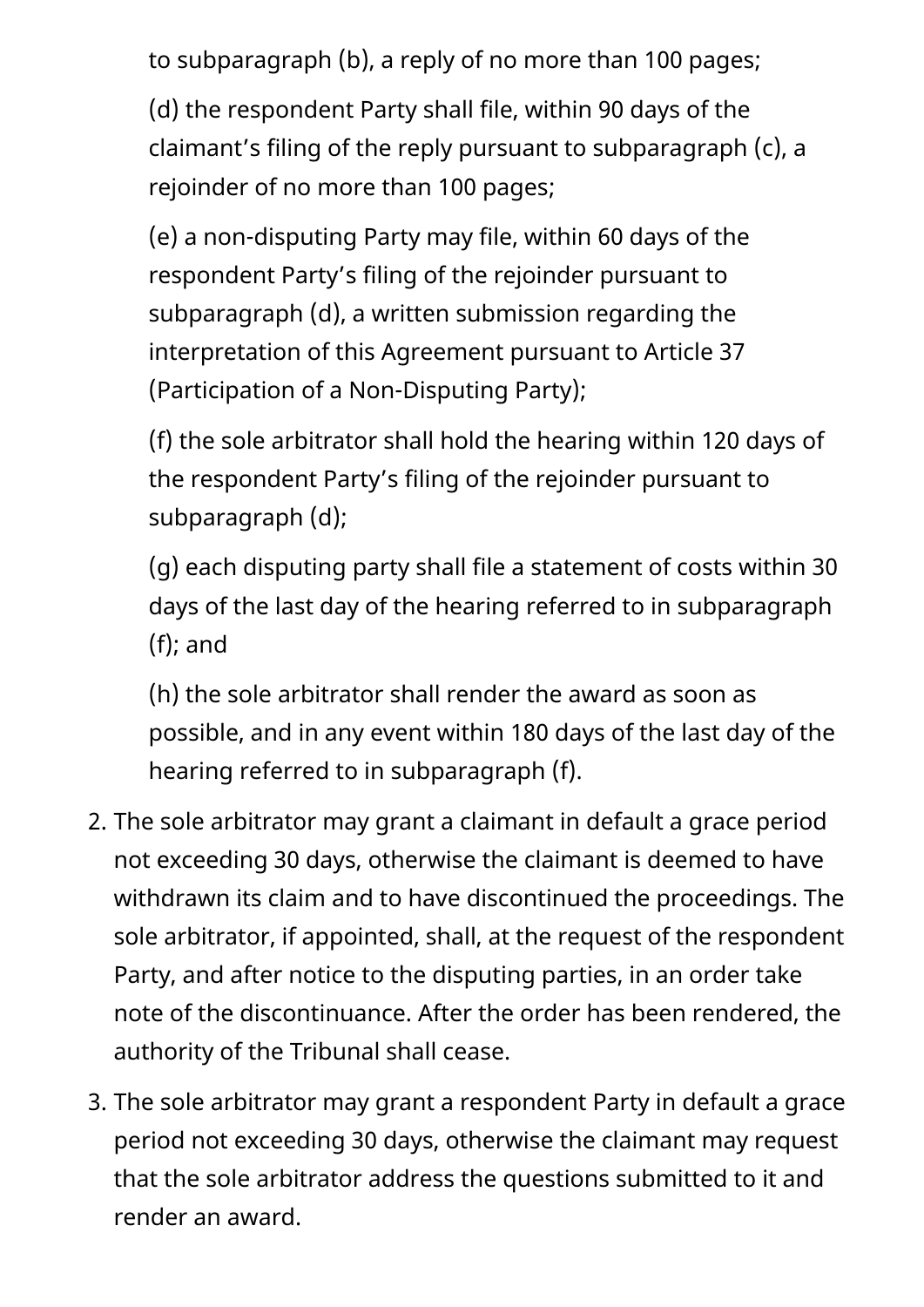to subparagraph (b), a reply of no more than 100 pages;

(d) the respondent Party shall file, within 90 days of the claimant's filing of the reply pursuant to subparagraph (c), a rejoinder of no more than 100 pages;

(e) a non-disputing Party may file, within 60 days of the respondent Party's filing of the rejoinder pursuant to subparagraph (d), a written submission regarding the interpretation of this Agreement pursuant to Article 37 (Participation of a Non-Disputing Party);

(f) the sole arbitrator shall hold the hearing within 120 days of the respondent Party's filing of the rejoinder pursuant to subparagraph (d);

(g) each disputing party shall file a statement of costs within 30 days of the last day of the hearing referred to in subparagraph (f); and

(h) the sole arbitrator shall render the award as soon as possible, and in any event within 180 days of the last day of the hearing referred to in subparagraph (f).

2. The sole arbitrator may grant a claimant in default a grace period not exceeding 30 days, otherwise the claimant is deemed to have withdrawn its claim and to have discontinued the proceedings. The sole arbitrator, if appointed, shall, at the request of the respondent Party, and after notice to the disputing parties, in an order take note of the discontinuance. After the order has been rendered, the authority of the Tribunal shall cease.

3. The sole arbitrator may grant a respondent Party in default a grace period not exceeding 30 days, otherwise the claimant may request that the sole arbitrator address the questions submitted to it and render an award.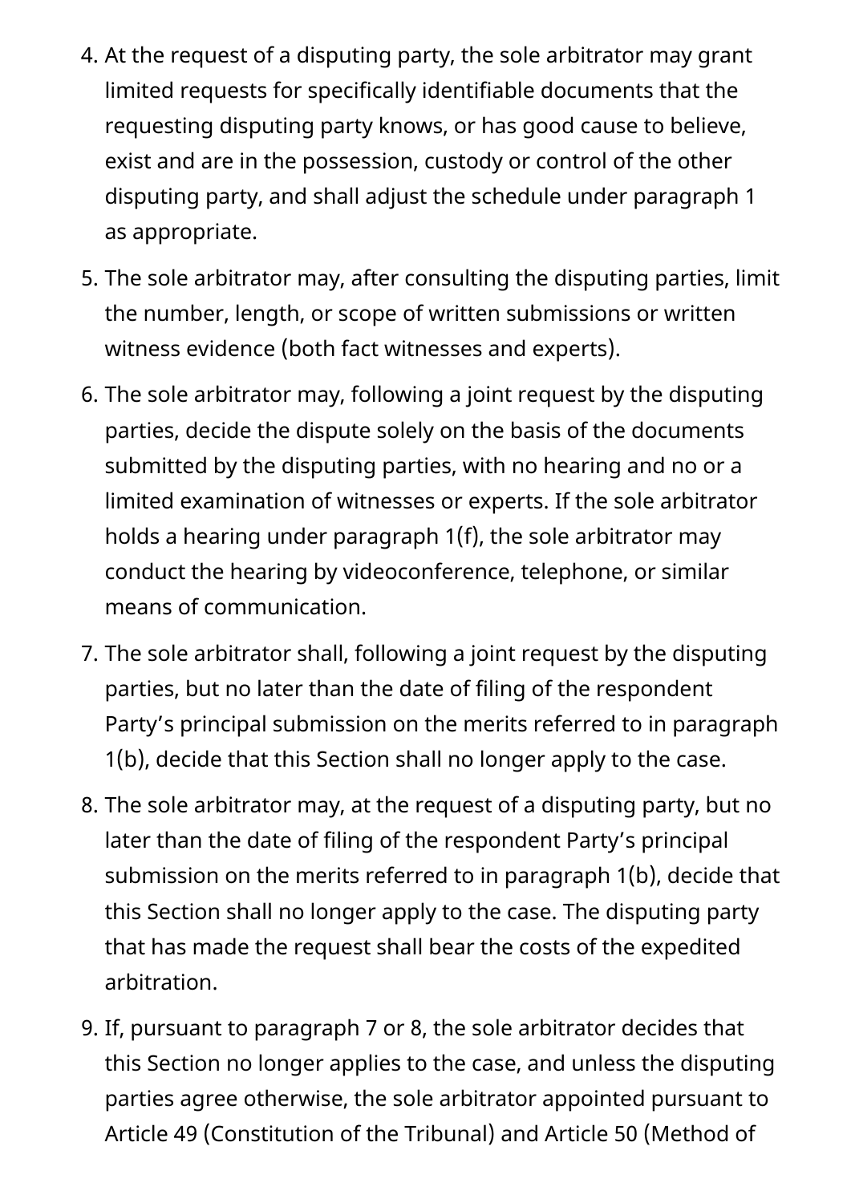4. At the request of a disputing party, the sole arbitrator may grant limited requests for specifically identifiable documents that the requesting disputing party knows, or has good cause to believe, exist and are in the possession, custody or control of the other disputing party, and shall adjust the schedule under paragraph 1 as appropriate.
5. The sole arbitrator may, after consulting the disputing parties, limit the number, length, or scope of written submissions or written witness evidence (both fact witnesses and experts).
6. The sole arbitrator may, following a joint request by the disputing parties, decide the dispute solely on the basis of the documents submitted by the disputing parties, with no hearing and no or a limited examination of witnesses or experts. If the sole arbitrator holds a hearing under paragraph 1(f), the sole arbitrator may conduct the hearing by videoconference, telephone, or similar means of communication.
7. The sole arbitrator shall, following a joint request by the disputing parties, but no later than the date of filing of the respondent Party's principal submission on the merits referred to in paragraph 1(b), decide that this Section shall no longer apply to the case.
8. The sole arbitrator may, at the request of a disputing party, but no later than the date of filing of the respondent Party's principal submission on the merits referred to in paragraph 1(b), decide that this Section shall no longer apply to the case. The disputing party that has made the request shall bear the costs of the expedited arbitration.
9. If, pursuant to paragraph 7 or 8, the sole arbitrator decides that this Section no longer applies to the case, and unless the disputing parties agree otherwise, the sole arbitrator appointed pursuant to Article 49 (Constitution of the Tribunal) and Article 50 (Method of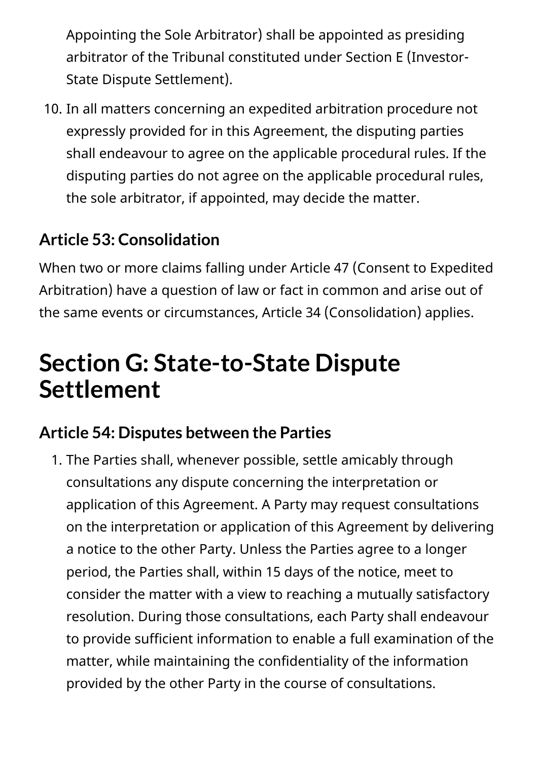Appointing the Sole Arbitrator) shall be appointed as presiding arbitrator of the Tribunal constituted under Section E (Investor-State Dispute Settlement).

10. In all matters concerning an expedited arbitration procedure not expressly provided for in this Agreement, the disputing parties shall endeavour to agree on the applicable procedural rules. If the disputing parties do not agree on the applicable procedural rules, the sole arbitrator, if appointed, may decide the matter.

### Article 53: Consolidation

When two or more claims falling under Article 47 (Consent to Expedited Arbitration) have a question of law or fact in common and arise out of the same events or circumstances, Article 34 (Consolidation) applies.

# Section G: State-to-State Dispute Settlement

### Article 54: Disputes between the Parties

1. The Parties shall, whenever possible, settle amicably through consultations any dispute concerning the interpretation or application of this Agreement. A Party may request consultations on the interpretation or application of this Agreement by delivering a notice to the other Party. Unless the Parties agree to a longer period, the Parties shall, within 15 days of the notice, meet to consider the matter with a view to reaching a mutually satisfactory resolution. During those consultations, each Party shall endeavour to provide sufficient information to enable a full examination of the matter, while maintaining the confidentiality of the information provided by the other Party in the course of consultations.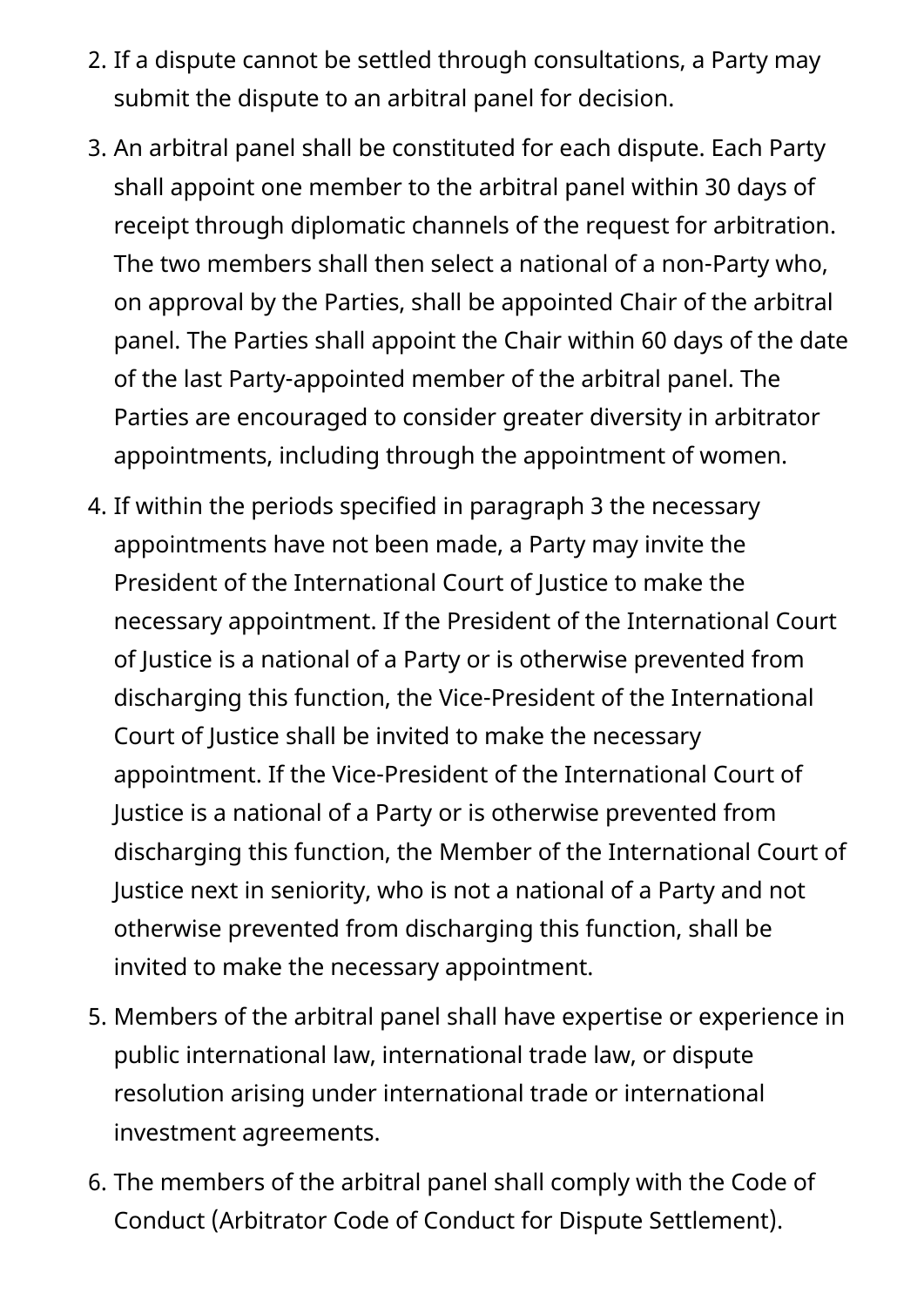2. If a dispute cannot be settled through consultations, a Party may submit the dispute to an arbitral panel for decision.
3. An arbitral panel shall be constituted for each dispute. Each Party shall appoint one member to the arbitral panel within 30 days of receipt through diplomatic channels of the request for arbitration. The two members shall then select a national of a non-Party who, on approval by the Parties, shall be appointed Chair of the arbitral panel. The Parties shall appoint the Chair within 60 days of the date of the last Party-appointed member of the arbitral panel. The Parties are encouraged to consider greater diversity in arbitrator appointments, including through the appointment of women.
4. If within the periods specified in paragraph 3 the necessary appointments have not been made, a Party may invite the President of the International Court of Justice to make the necessary appointment. If the President of the International Court of Justice is a national of a Party or is otherwise prevented from discharging this function, the Vice-President of the International Court of Justice shall be invited to make the necessary appointment. If the Vice-President of the International Court of Justice is a national of a Party or is otherwise prevented from discharging this function, the Member of the International Court of Justice next in seniority, who is not a national of a Party and not otherwise prevented from discharging this function, shall be invited to make the necessary appointment.
5. Members of the arbitral panel shall have expertise or experience in public international law, international trade law, or dispute resolution arising under international trade or international investment agreements.
6. The members of the arbitral panel shall comply with the Code of Conduct (Arbitrator Code of Conduct for Dispute Settlement).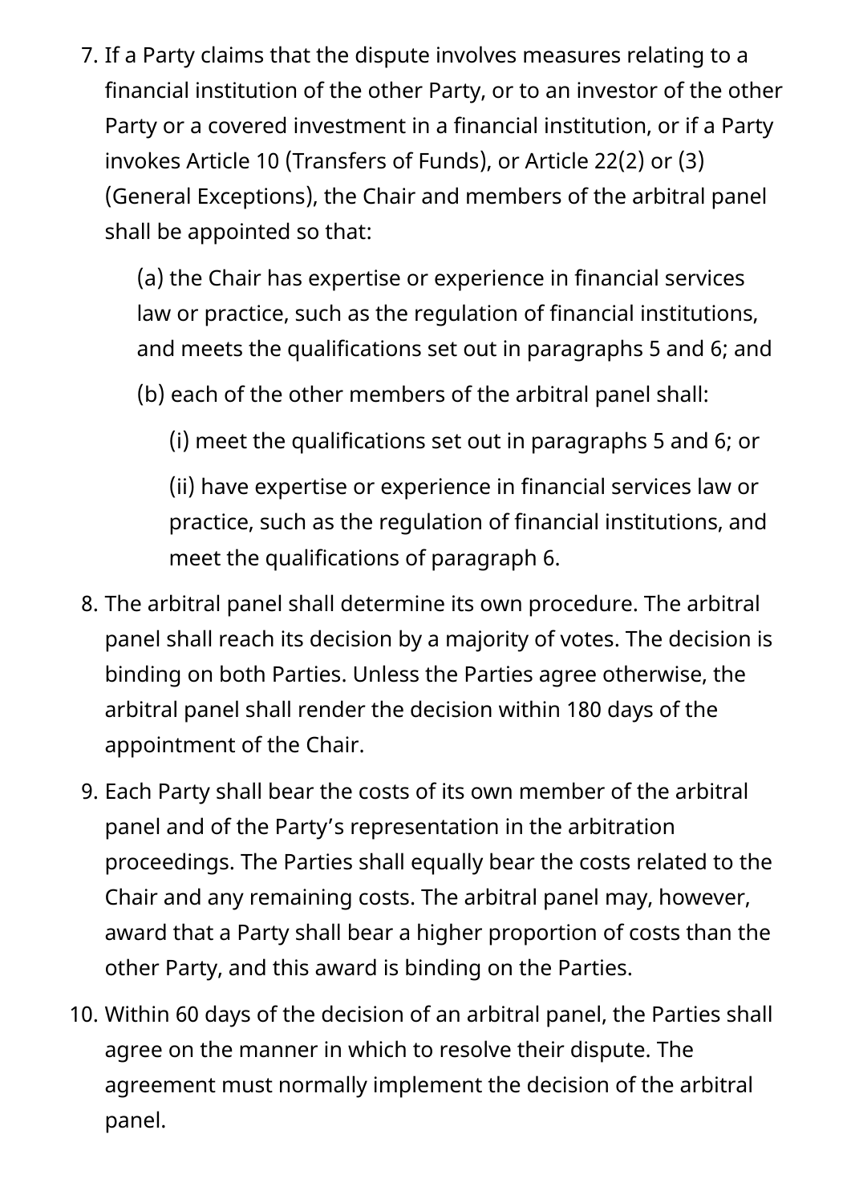7. If a Party claims that the dispute involves measures relating to a financial institution of the other Party, or to an investor of the other Party or a covered investment in a financial institution, or if a Party invokes Article 10 (Transfers of Funds), or Article 22(2) or (3) (General Exceptions), the Chair and members of the arbitral panel shall be appointed so that:

   (a) the Chair has expertise or experience in financial services law or practice, such as the regulation of financial institutions, and meets the qualifications set out in paragraphs 5 and 6; and

   (b) each of the other members of the arbitral panel shall:

      (i) meet the qualifications set out in paragraphs 5 and 6; or

      (ii) have expertise or experience in financial services law or practice, such as the regulation of financial institutions, and meet the qualifications of paragraph 6.

8. The arbitral panel shall determine its own procedure. The arbitral panel shall reach its decision by a majority of votes. The decision is binding on both Parties. Unless the Parties agree otherwise, the arbitral panel shall render the decision within 180 days of the appointment of the Chair.

9. Each Party shall bear the costs of its own member of the arbitral panel and of the Party's representation in the arbitration proceedings. The Parties shall equally bear the costs related to the Chair and any remaining costs. The arbitral panel may, however, award that a Party shall bear a higher proportion of costs than the other Party, and this award is binding on the Parties.

10. Within 60 days of the decision of an arbitral panel, the Parties shall agree on the manner in which to resolve their dispute. The agreement must normally implement the decision of the arbitral panel.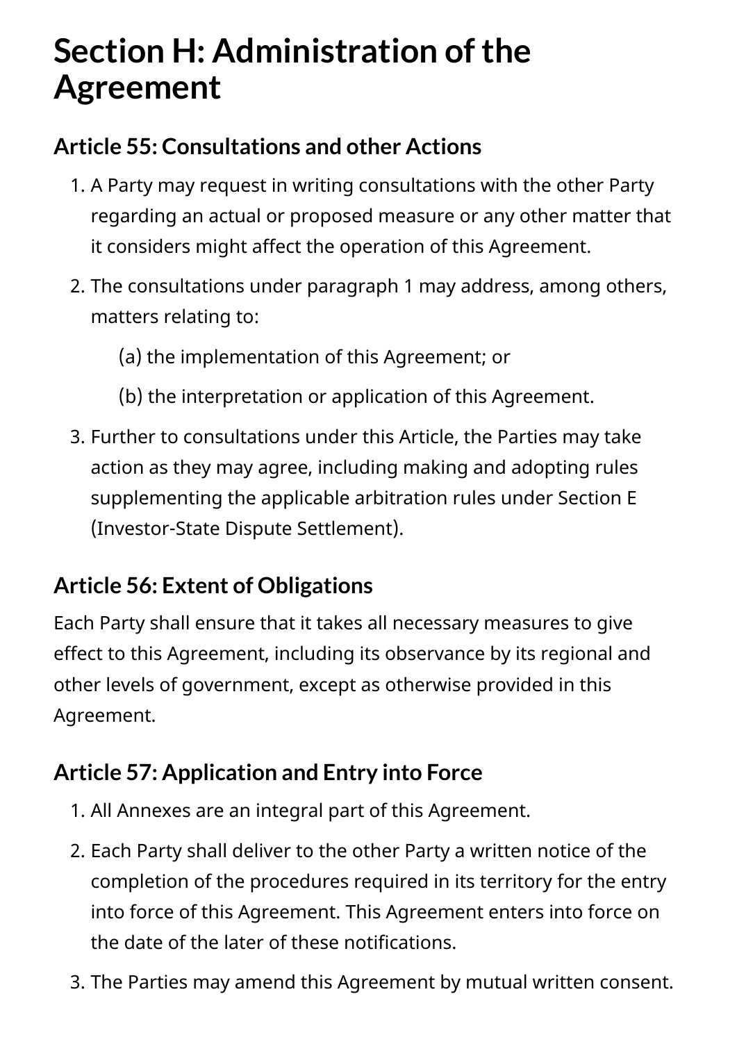# Section H: Administration of the Agreement

## Article 55: Consultations and other Actions

1. A Party may request in writing consultations with the other Party regarding an actual or proposed measure or any other matter that it considers might affect the operation of this Agreement.
2. The consultations under paragraph 1 may address, among others, matters relating to:

   (a) the implementation of this Agreement; or

   (b) the interpretation or application of this Agreement.

3. Further to consultations under this Article, the Parties may take action as they may agree, including making and adopting rules supplementing the applicable arbitration rules under Section E (Investor-State Dispute Settlement).

## Article 56: Extent of Obligations

Each Party shall ensure that it takes all necessary measures to give effect to this Agreement, including its observance by its regional and other levels of government, except as otherwise provided in this Agreement.

## Article 57: Application and Entry into Force

1. All Annexes are an integral part of this Agreement.
2. Each Party shall deliver to the other Party a written notice of the completion of the procedures required in its territory for the entry into force of this Agreement. This Agreement enters into force on the date of the later of these notifications.
3. The Parties may amend this Agreement by mutual written consent.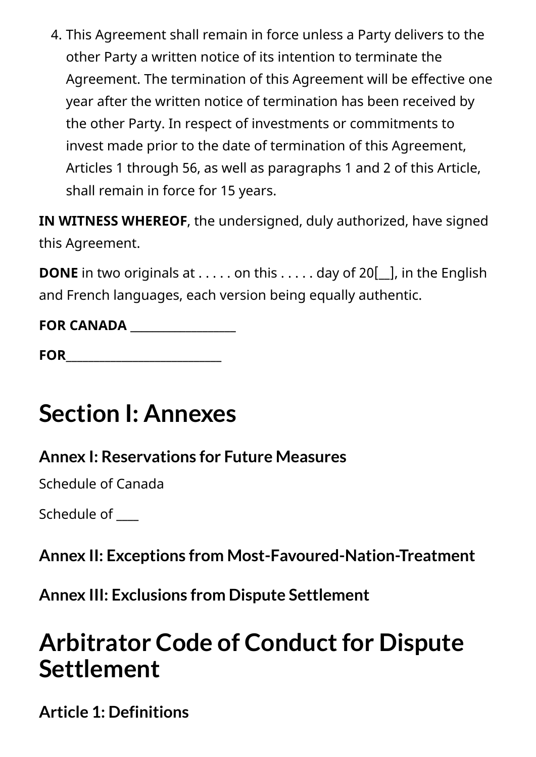4. This Agreement shall remain in force unless a Party delivers to the other Party a written notice of its intention to terminate the Agreement. The termination of this Agreement will be effective one year after the written notice of termination has been received by the other Party. In respect of investments or commitments to invest made prior to the date of termination of this Agreement, Articles 1 through 56, as well as paragraphs 1 and 2 of this Article, shall remain in force for 15 years.

**IN WITNESS WHEREOF**, the undersigned, duly authorized, have signed this Agreement.

**DONE** in two originals at . . . . . on this . . . . . day of 20[__], in the English and French languages, each version being equally authentic.

**FOR CANADA __________________**

**FOR___________________________**

# Section I: Annexes

### Annex I: Reservations for Future Measures

Schedule of Canada

Schedule of ____

### Annex II: Exceptions from Most-Favoured-Nation-Treatment

### Annex III: Exclusions from Dispute Settlement

# Arbitrator Code of Conduct for Dispute Settlement

### Article 1: Definitions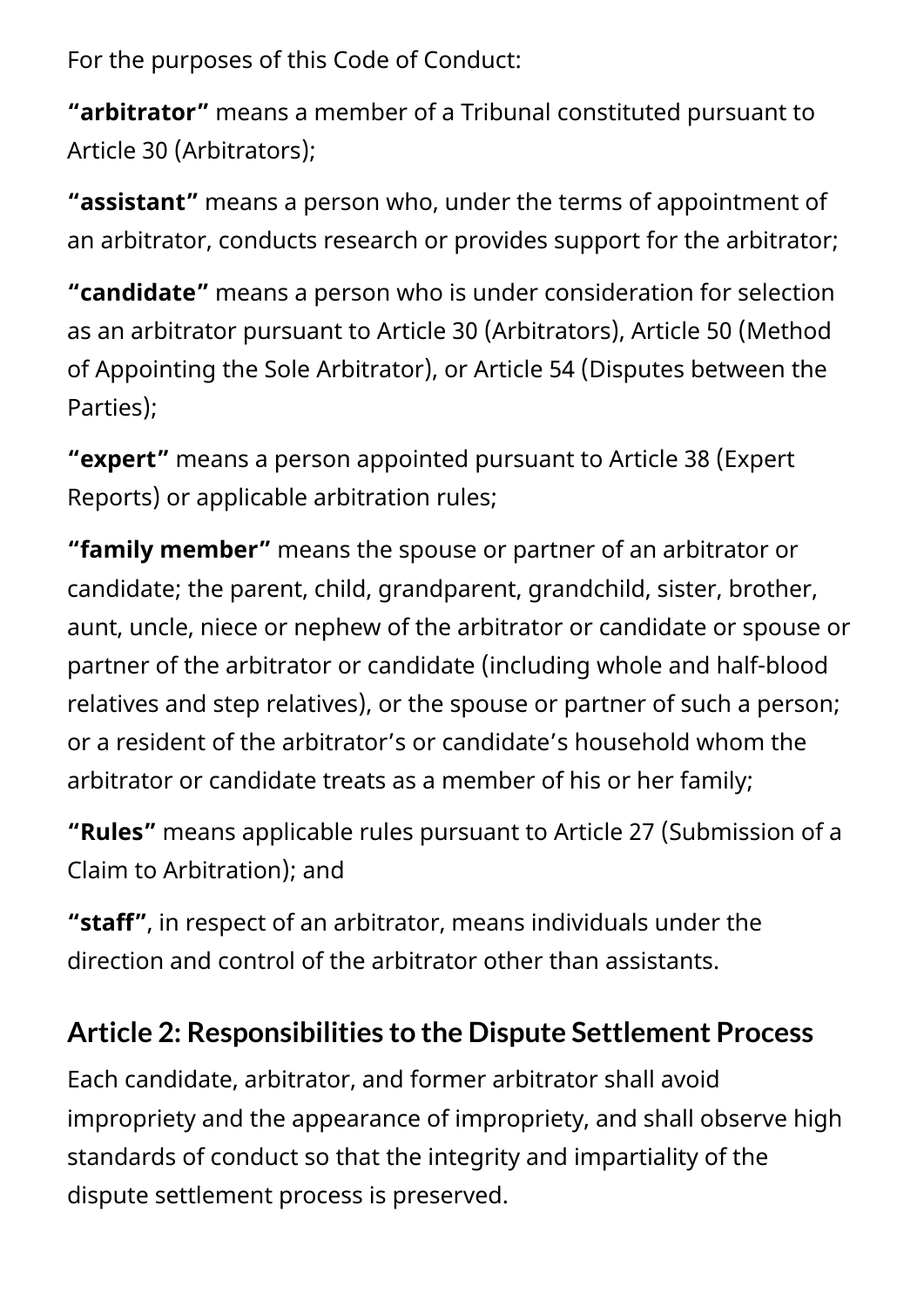For the purposes of this Code of Conduct:

**"arbitrator"** means a member of a Tribunal constituted pursuant to Article 30 (Arbitrators);

**"assistant"** means a person who, under the terms of appointment of an arbitrator, conducts research or provides support for the arbitrator;

**"candidate"** means a person who is under consideration for selection as an arbitrator pursuant to Article 30 (Arbitrators), Article 50 (Method of Appointing the Sole Arbitrator), or Article 54 (Disputes between the Parties);

**"expert"** means a person appointed pursuant to Article 38 (Expert Reports) or applicable arbitration rules;

**"family member"** means the spouse or partner of an arbitrator or candidate; the parent, child, grandparent, grandchild, sister, brother, aunt, uncle, niece or nephew of the arbitrator or candidate or spouse or partner of the arbitrator or candidate (including whole and half-blood relatives and step relatives), or the spouse or partner of such a person; or a resident of the arbitrator's or candidate's household whom the arbitrator or candidate treats as a member of his or her family;

**"Rules"** means applicable rules pursuant to Article 27 (Submission of a Claim to Arbitration); and

**"staff"**, in respect of an arbitrator, means individuals under the direction and control of the arbitrator other than assistants.

## Article 2: Responsibilities to the Dispute Settlement Process

Each candidate, arbitrator, and former arbitrator shall avoid impropriety and the appearance of impropriety, and shall observe high standards of conduct so that the integrity and impartiality of the dispute settlement process is preserved.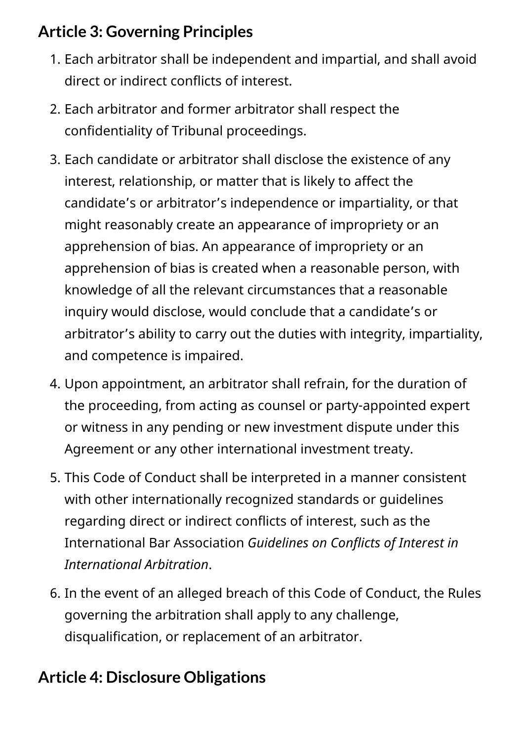## Article 3: Governing Principles

1. Each arbitrator shall be independent and impartial, and shall avoid direct or indirect conflicts of interest.
2. Each arbitrator and former arbitrator shall respect the confidentiality of Tribunal proceedings.
3. Each candidate or arbitrator shall disclose the existence of any interest, relationship, or matter that is likely to affect the candidate's or arbitrator's independence or impartiality, or that might reasonably create an appearance of impropriety or an apprehension of bias. An appearance of impropriety or an apprehension of bias is created when a reasonable person, with knowledge of all the relevant circumstances that a reasonable inquiry would disclose, would conclude that a candidate's or arbitrator's ability to carry out the duties with integrity, impartiality, and competence is impaired.
4. Upon appointment, an arbitrator shall refrain, for the duration of the proceeding, from acting as counsel or party-appointed expert or witness in any pending or new investment dispute under this Agreement or any other international investment treaty.
5. This Code of Conduct shall be interpreted in a manner consistent with other internationally recognized standards or guidelines regarding direct or indirect conflicts of interest, such as the International Bar Association *Guidelines on Conflicts of Interest in International Arbitration*.
6. In the event of an alleged breach of this Code of Conduct, the Rules governing the arbitration shall apply to any challenge, disqualification, or replacement of an arbitrator.

## Article 4: Disclosure Obligations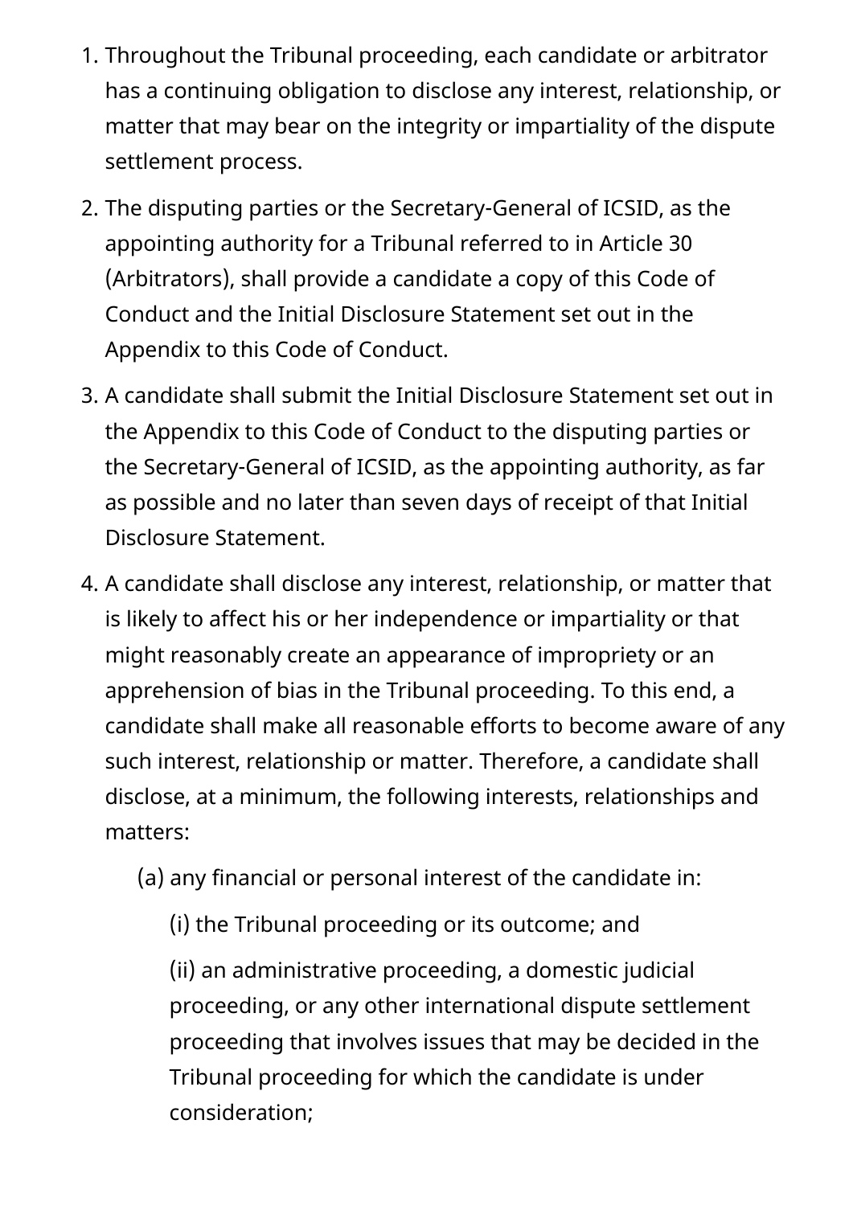1. Throughout the Tribunal proceeding, each candidate or arbitrator has a continuing obligation to disclose any interest, relationship, or matter that may bear on the integrity or impartiality of the dispute settlement process.
2. The disputing parties or the Secretary-General of ICSID, as the appointing authority for a Tribunal referred to in Article 30 (Arbitrators), shall provide a candidate a copy of this Code of Conduct and the Initial Disclosure Statement set out in the Appendix to this Code of Conduct.
3. A candidate shall submit the Initial Disclosure Statement set out in the Appendix to this Code of Conduct to the disputing parties or the Secretary-General of ICSID, as the appointing authority, as far as possible and no later than seven days of receipt of that Initial Disclosure Statement.
4. A candidate shall disclose any interest, relationship, or matter that is likely to affect his or her independence or impartiality or that might reasonably create an appearance of impropriety or an apprehension of bias in the Tribunal proceeding. To this end, a candidate shall make all reasonable efforts to become aware of any such interest, relationship or matter. Therefore, a candidate shall disclose, at a minimum, the following interests, relationships and matters:

    (a) any financial or personal interest of the candidate in:

    (i) the Tribunal proceeding or its outcome; and

    (ii) an administrative proceeding, a domestic judicial proceeding, or any other international dispute settlement proceeding that involves issues that may be decided in the Tribunal proceeding for which the candidate is under consideration;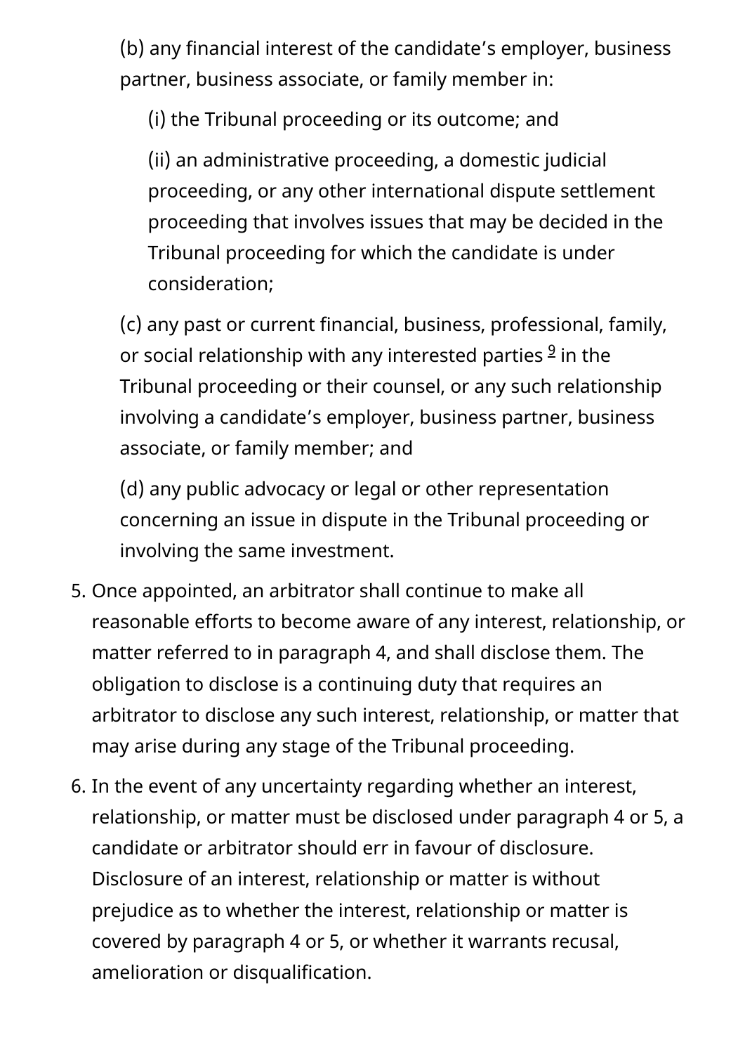(b) any financial interest of the candidate's employer, business partner, business associate, or family member in:

(i) the Tribunal proceeding or its outcome; and

(ii) an administrative proceeding, a domestic judicial proceeding, or any other international dispute settlement proceeding that involves issues that may be decided in the Tribunal proceeding for which the candidate is under consideration;

(c) any past or current financial, business, professional, family, or social relationship with any interested parties [9] in the Tribunal proceeding or their counsel, or any such relationship involving a candidate's employer, business partner, business associate, or family member; and

(d) any public advocacy or legal or other representation concerning an issue in dispute in the Tribunal proceeding or involving the same investment.

5. Once appointed, an arbitrator shall continue to make all reasonable efforts to become aware of any interest, relationship, or matter referred to in paragraph 4, and shall disclose them. The obligation to disclose is a continuing duty that requires an arbitrator to disclose any such interest, relationship, or matter that may arise during any stage of the Tribunal proceeding.
6. In the event of any uncertainty regarding whether an interest, relationship, or matter must be disclosed under paragraph 4 or 5, a candidate or arbitrator should err in favour of disclosure. Disclosure of an interest, relationship or matter is without prejudice as to whether the interest, relationship or matter is covered by paragraph 4 or 5, or whether it warrants recusal, amelioration or disqualification.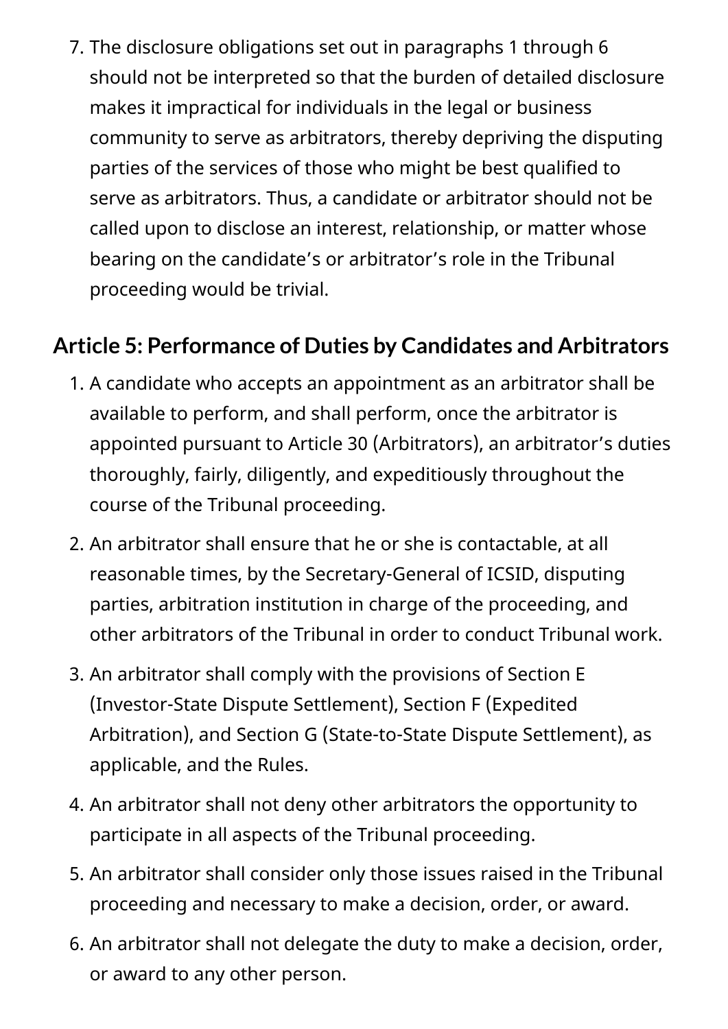7. The disclosure obligations set out in paragraphs 1 through 6 should not be interpreted so that the burden of detailed disclosure makes it impractical for individuals in the legal or business community to serve as arbitrators, thereby depriving the disputing parties of the services of those who might be best qualified to serve as arbitrators. Thus, a candidate or arbitrator should not be called upon to disclose an interest, relationship, or matter whose bearing on the candidate's or arbitrator's role in the Tribunal proceeding would be trivial.

## Article 5: Performance of Duties by Candidates and Arbitrators

1. A candidate who accepts an appointment as an arbitrator shall be available to perform, and shall perform, once the arbitrator is appointed pursuant to Article 30 (Arbitrators), an arbitrator's duties thoroughly, fairly, diligently, and expeditiously throughout the course of the Tribunal proceeding.
2. An arbitrator shall ensure that he or she is contactable, at all reasonable times, by the Secretary-General of ICSID, disputing parties, arbitration institution in charge of the proceeding, and other arbitrators of the Tribunal in order to conduct Tribunal work.
3. An arbitrator shall comply with the provisions of Section E (Investor-State Dispute Settlement), Section F (Expedited Arbitration), and Section G (State-to-State Dispute Settlement), as applicable, and the Rules.
4. An arbitrator shall not deny other arbitrators the opportunity to participate in all aspects of the Tribunal proceeding.
5. An arbitrator shall consider only those issues raised in the Tribunal proceeding and necessary to make a decision, order, or award.
6. An arbitrator shall not delegate the duty to make a decision, order, or award to any other person.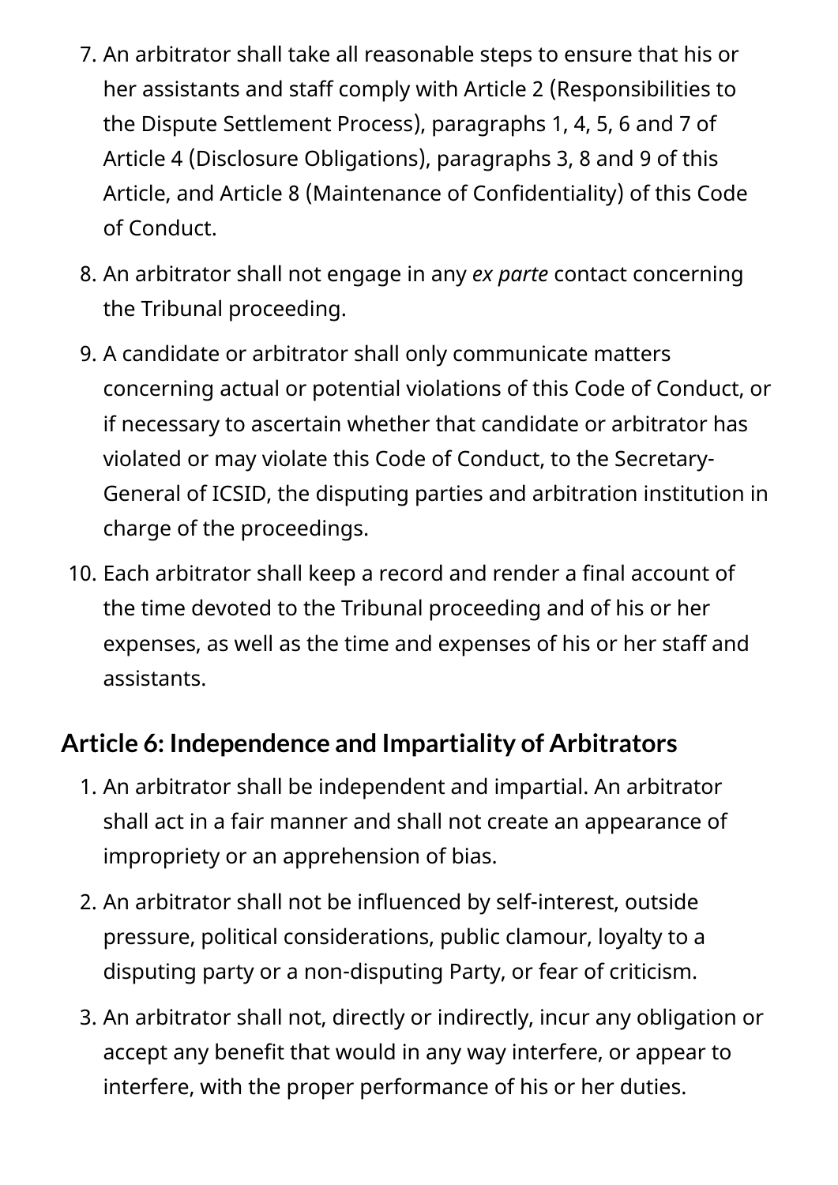7. An arbitrator shall take all reasonable steps to ensure that his or her assistants and staff comply with Article 2 (Responsibilities to the Dispute Settlement Process), paragraphs 1, 4, 5, 6 and 7 of Article 4 (Disclosure Obligations), paragraphs 3, 8 and 9 of this Article, and Article 8 (Maintenance of Confidentiality) of this Code of Conduct.
8. An arbitrator shall not engage in any *ex parte* contact concerning the Tribunal proceeding.
9. A candidate or arbitrator shall only communicate matters concerning actual or potential violations of this Code of Conduct, or if necessary to ascertain whether that candidate or arbitrator has violated or may violate this Code of Conduct, to the Secretary-General of ICSID, the disputing parties and arbitration institution in charge of the proceedings.
10. Each arbitrator shall keep a record and render a final account of the time devoted to the Tribunal proceeding and of his or her expenses, as well as the time and expenses of his or her staff and assistants.

## Article 6: Independence and Impartiality of Arbitrators

1. An arbitrator shall be independent and impartial. An arbitrator shall act in a fair manner and shall not create an appearance of impropriety or an apprehension of bias.
2. An arbitrator shall not be influenced by self-interest, outside pressure, political considerations, public clamour, loyalty to a disputing party or a non-disputing Party, or fear of criticism.
3. An arbitrator shall not, directly or indirectly, incur any obligation or accept any benefit that would in any way interfere, or appear to interfere, with the proper performance of his or her duties.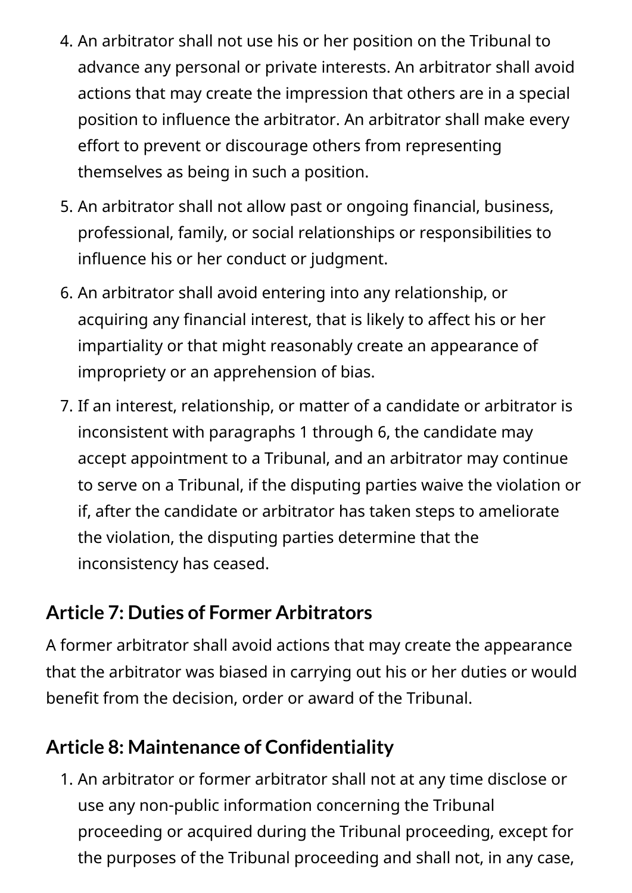4. An arbitrator shall not use his or her position on the Tribunal to advance any personal or private interests. An arbitrator shall avoid actions that may create the impression that others are in a special position to influence the arbitrator. An arbitrator shall make every effort to prevent or discourage others from representing themselves as being in such a position.
5. An arbitrator shall not allow past or ongoing financial, business, professional, family, or social relationships or responsibilities to influence his or her conduct or judgment.
6. An arbitrator shall avoid entering into any relationship, or acquiring any financial interest, that is likely to affect his or her impartiality or that might reasonably create an appearance of impropriety or an apprehension of bias.
7. If an interest, relationship, or matter of a candidate or arbitrator is inconsistent with paragraphs 1 through 6, the candidate may accept appointment to a Tribunal, and an arbitrator may continue to serve on a Tribunal, if the disputing parties waive the violation or if, after the candidate or arbitrator has taken steps to ameliorate the violation, the disputing parties determine that the inconsistency has ceased.

## Article 7: Duties of Former Arbitrators

A former arbitrator shall avoid actions that may create the appearance that the arbitrator was biased in carrying out his or her duties or would benefit from the decision, order or award of the Tribunal.

## Article 8: Maintenance of Confidentiality

1. An arbitrator or former arbitrator shall not at any time disclose or use any non-public information concerning the Tribunal proceeding or acquired during the Tribunal proceeding, except for the purposes of the Tribunal proceeding and shall not, in any case,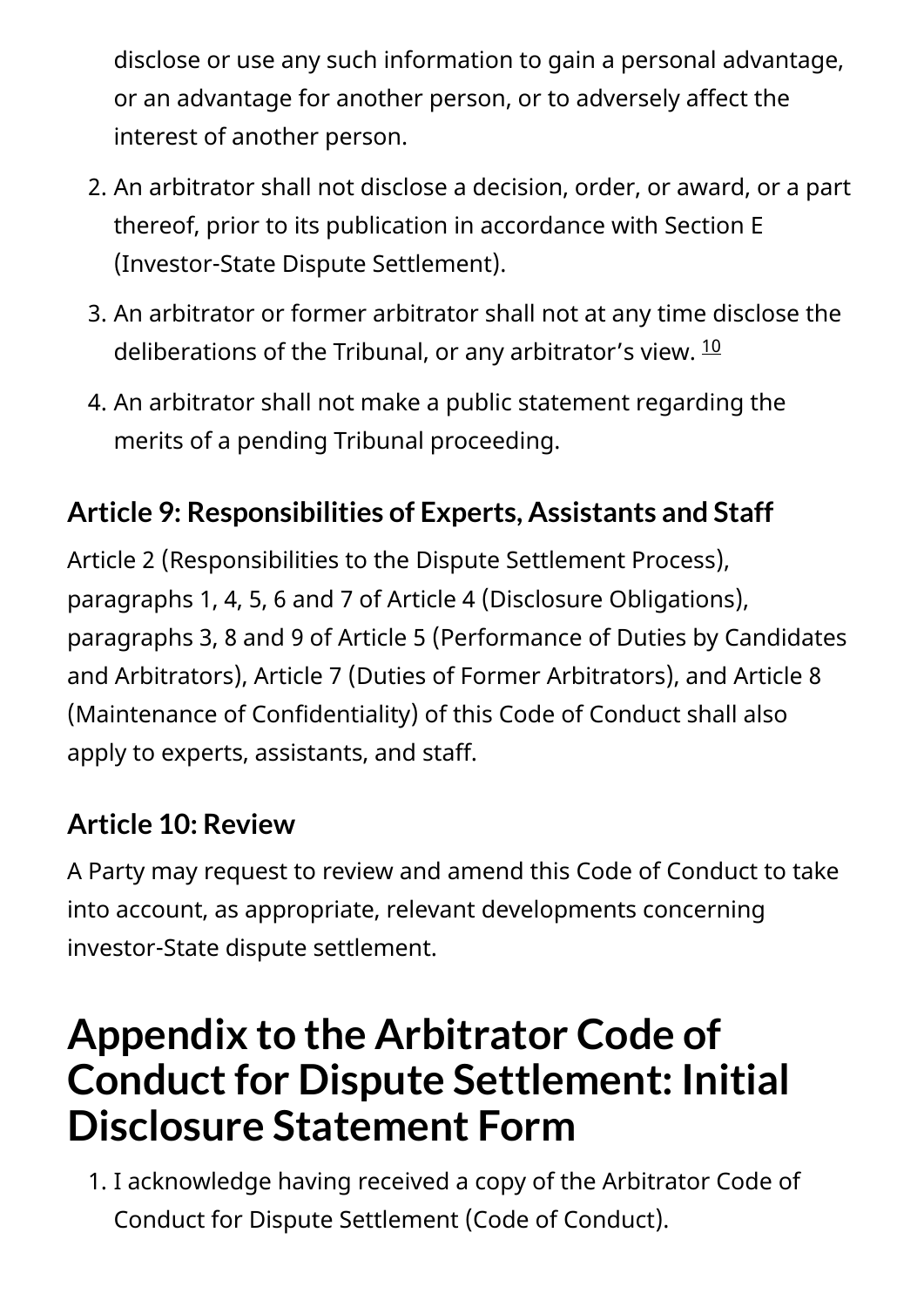disclose or use any such information to gain a personal advantage, or an advantage for another person, or to adversely affect the interest of another person.

2. An arbitrator shall not disclose a decision, order, or award, or a part thereof, prior to its publication in accordance with Section E (Investor-State Dispute Settlement).
3. An arbitrator or former arbitrator shall not at any time disclose the deliberations of the Tribunal, or any arbitrator's view. [10]
4. An arbitrator shall not make a public statement regarding the merits of a pending Tribunal proceeding.

### Article 9: Responsibilities of Experts, Assistants and Staff

Article 2 (Responsibilities to the Dispute Settlement Process), paragraphs 1, 4, 5, 6 and 7 of Article 4 (Disclosure Obligations), paragraphs 3, 8 and 9 of Article 5 (Performance of Duties by Candidates and Arbitrators), Article 7 (Duties of Former Arbitrators), and Article 8 (Maintenance of Confidentiality) of this Code of Conduct shall also apply to experts, assistants, and staff.

### Article 10: Review

A Party may request to review and amend this Code of Conduct to take into account, as appropriate, relevant developments concerning investor-State dispute settlement.

# Appendix to the Arbitrator Code of Conduct for Dispute Settlement: Initial Disclosure Statement Form

1. I acknowledge having received a copy of the Arbitrator Code of Conduct for Dispute Settlement (Code of Conduct).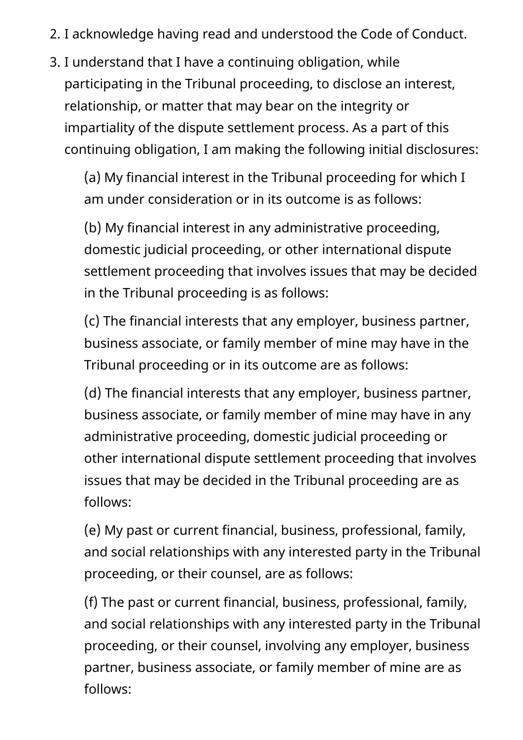2. I acknowledge having read and understood the Code of Conduct.
3. I understand that I have a continuing obligation, while participating in the Tribunal proceeding, to disclose an interest, relationship, or matter that may bear on the integrity or impartiality of the dispute settlement process. As a part of this continuing obligation, I am making the following initial disclosures:

   (a) My financial interest in the Tribunal proceeding for which I am under consideration or in its outcome is as follows:

   (b) My financial interest in any administrative proceeding, domestic judicial proceeding, or other international dispute settlement proceeding that involves issues that may be decided in the Tribunal proceeding is as follows:

   (c) The financial interests that any employer, business partner, business associate, or family member of mine may have in the Tribunal proceeding or in its outcome are as follows:

   (d) The financial interests that any employer, business partner, business associate, or family member of mine may have in any administrative proceeding, domestic judicial proceeding or other international dispute settlement proceeding that involves issues that may be decided in the Tribunal proceeding are as follows:

   (e) My past or current financial, business, professional, family, and social relationships with any interested party in the Tribunal proceeding, or their counsel, are as follows:

   (f) The past or current financial, business, professional, family, and social relationships with any interested party in the Tribunal proceeding, or their counsel, involving any employer, business partner, business associate, or family member of mine are as follows: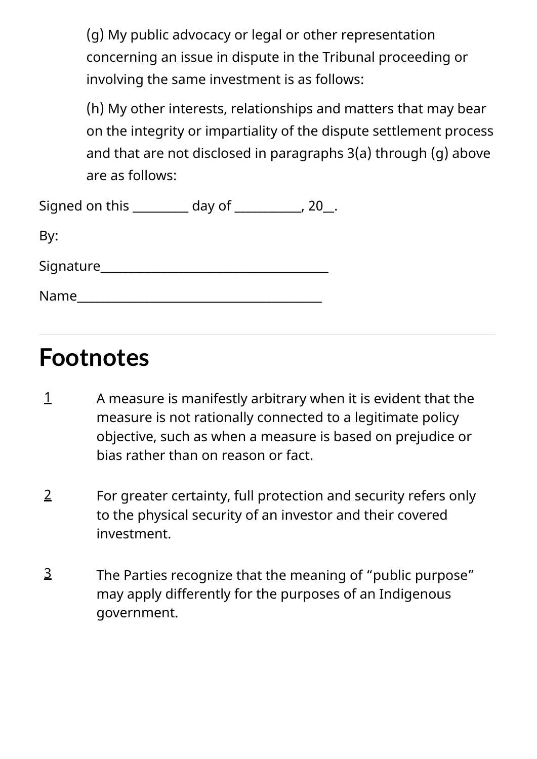(g) My public advocacy or legal or other representation concerning an issue in dispute in the Tribunal proceeding or involving the same investment is as follows:

(h) My other interests, relationships and matters that may bear on the integrity or impartiality of the dispute settlement process and that are not disclosed in paragraphs 3(a) through (g) above are as follows:

Signed on this _________ day of ___________, 20__.

By:

Signature_____________________________________

Name_________________________________________

## Footnotes

1 A measure is manifestly arbitrary when it is evident that the measure is not rationally connected to a legitimate policy objective, such as when a measure is based on prejudice or bias rather than on reason or fact.

2 For greater certainty, full protection and security refers only to the physical security of an investor and their covered investment.

3 The Parties recognize that the meaning of "public purpose" may apply differently for the purposes of an Indigenous government.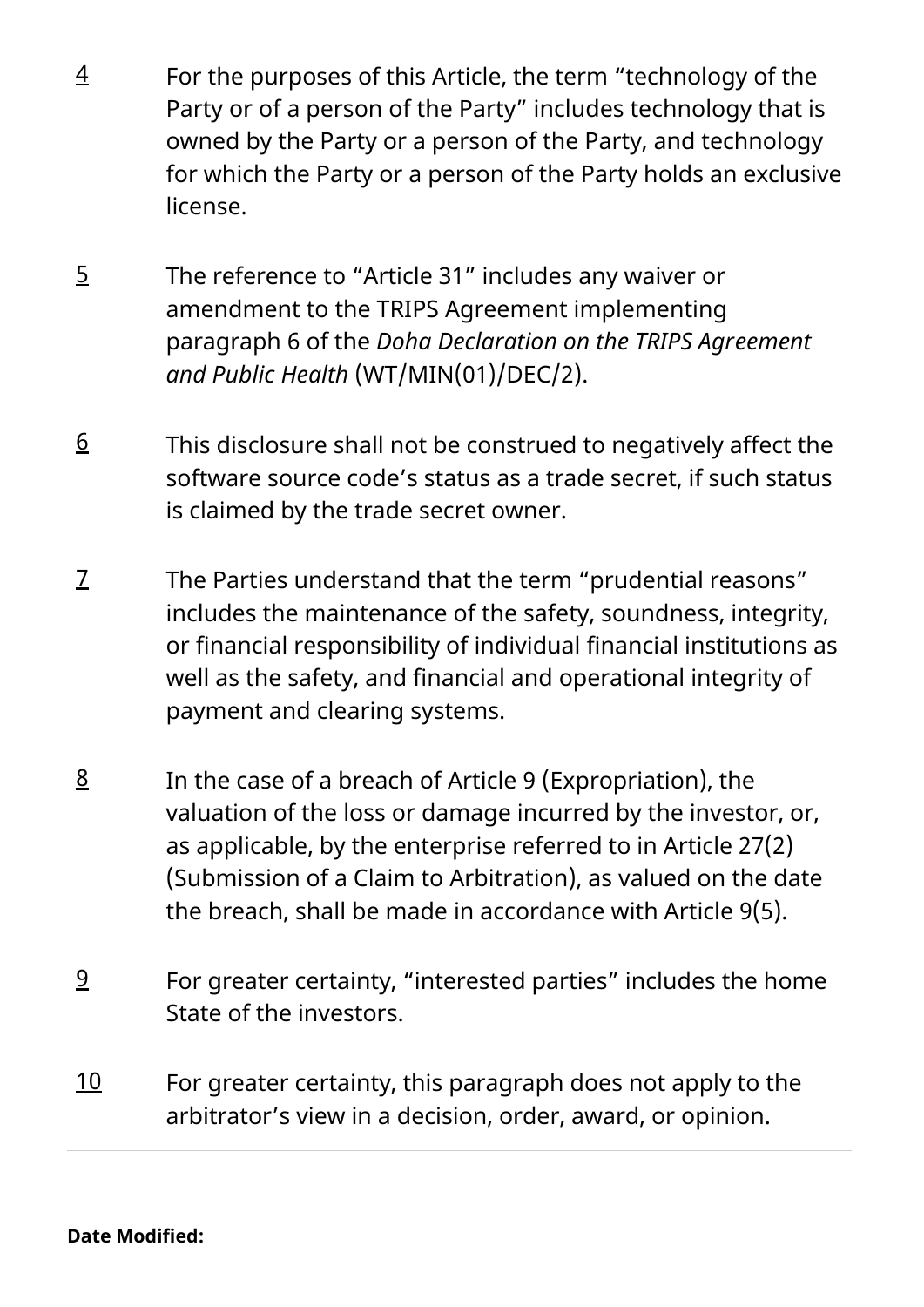4 For the purposes of this Article, the term "technology of the Party or of a person of the Party" includes technology that is owned by the Party or a person of the Party, and technology for which the Party or a person of the Party holds an exclusive license.

5 The reference to "Article 31" includes any waiver or amendment to the TRIPS Agreement implementing paragraph 6 of the *Doha Declaration on the TRIPS Agreement and Public Health* (WT/MIN(01)/DEC/2).

6 This disclosure shall not be construed to negatively affect the software source code's status as a trade secret, if such status is claimed by the trade secret owner.

7 The Parties understand that the term "prudential reasons" includes the maintenance of the safety, soundness, integrity, or financial responsibility of individual financial institutions as well as the safety, and financial and operational integrity of payment and clearing systems.

8 In the case of a breach of Article 9 (Expropriation), the valuation of the loss or damage incurred by the investor, or, as applicable, by the enterprise referred to in Article 27(2) (Submission of a Claim to Arbitration), as valued on the date the breach, shall be made in accordance with Article 9(5).

9 For greater certainty, "interested parties" includes the home State of the investors.

10 For greater certainty, this paragraph does not apply to the arbitrator's view in a decision, order, award, or opinion.

---

**Date Modified:**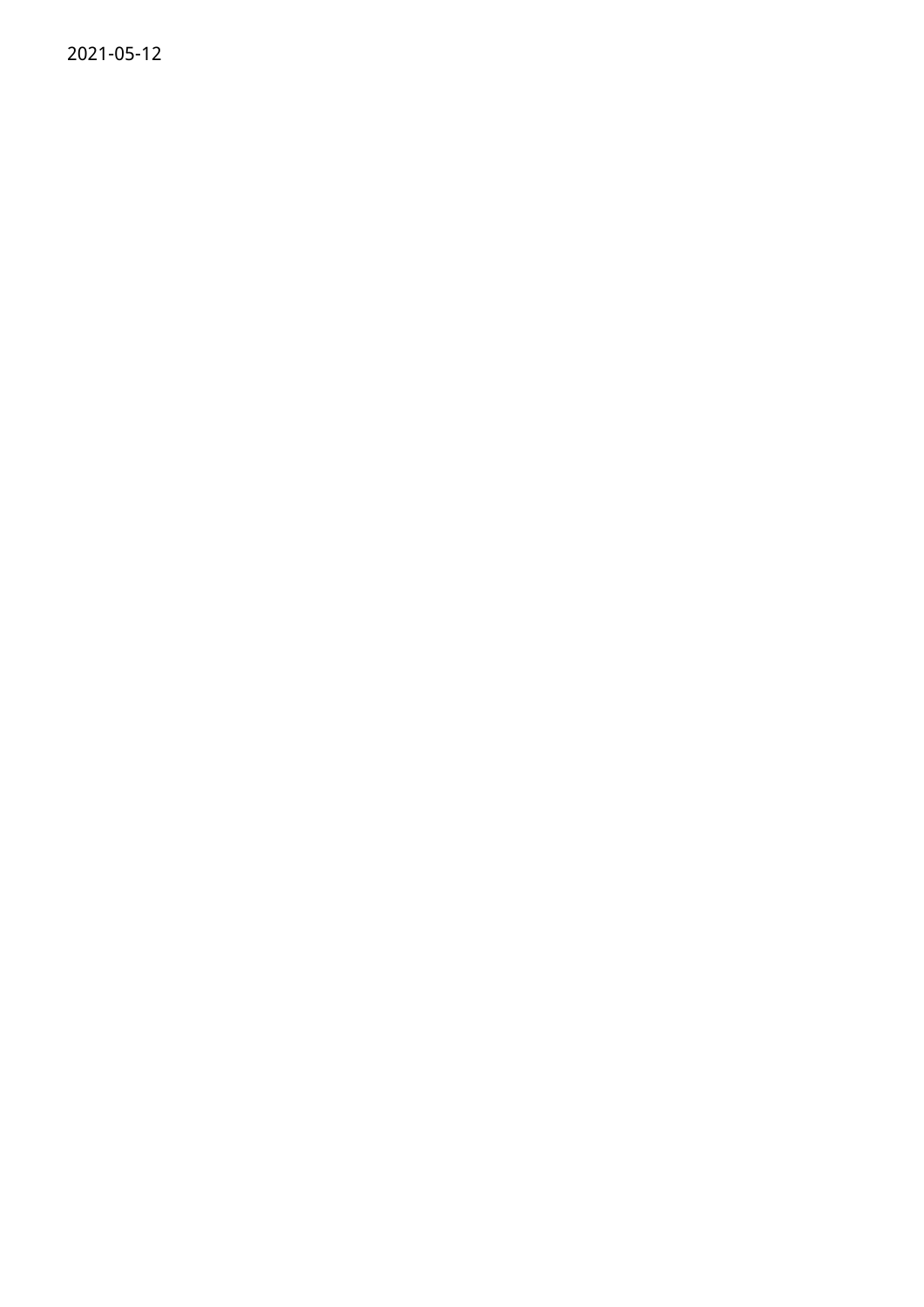2021-05-12